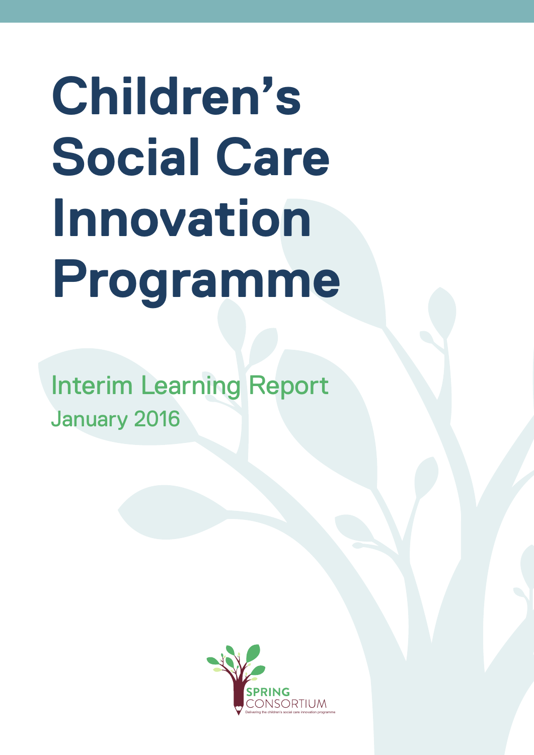# Children's Social Care Innovation Programme

## Interim Learning Report

January 2016

SPRING CONSORTIUM

Delivering the children's social care innovation programme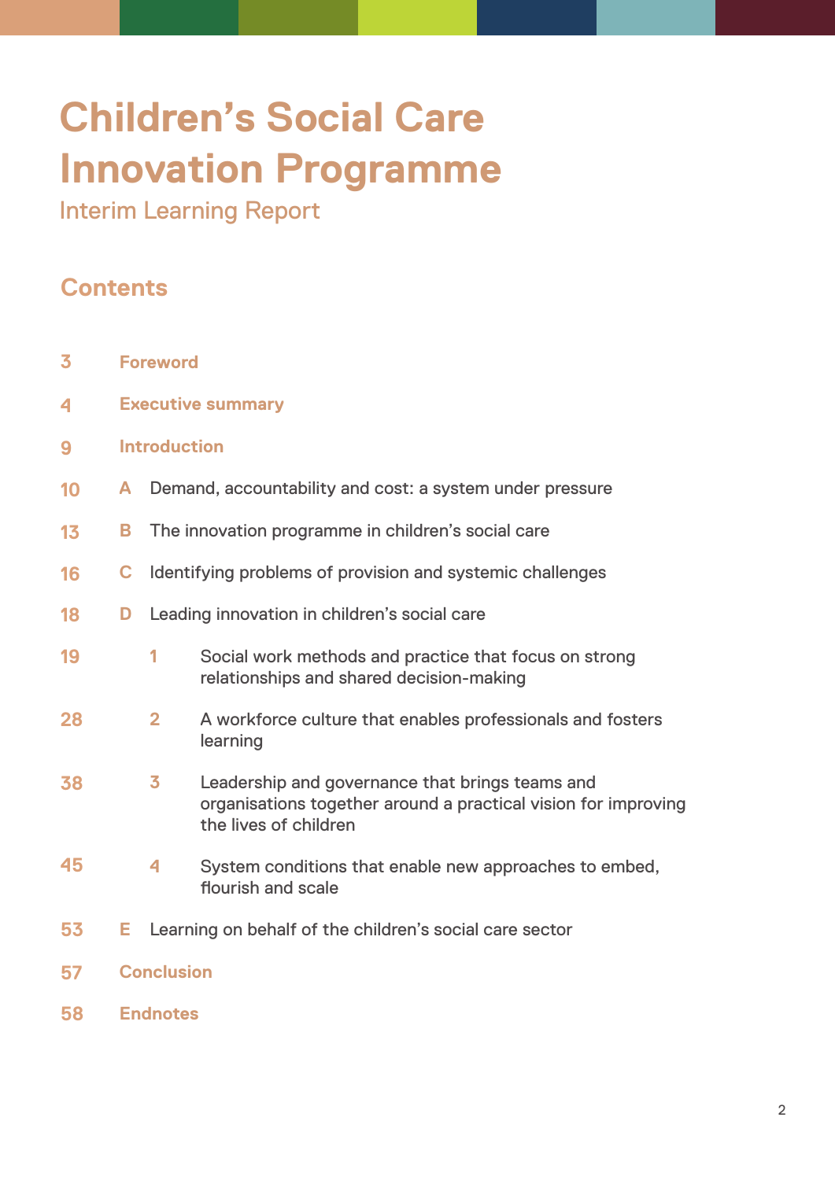# Children's Social Care Innovation Programme

Interim Learning Report

## Contents

| | | |
|---|---|---|
| 3 | **Foreword** | |
| 4 | **Executive summary** | |
| 9 | **Introduction** | |
| 10 | A | Demand, accountability and cost: a system under pressure |
| 13 | B | The innovation programme in children's social care |
| 16 | C | Identifying problems of provision and systemic challenges |
| 18 | D | Leading innovation in children's social care |
| 19 | 1 | Social work methods and practice that focus on strong relationships and shared decision-making |
| 28 | 2 | A workforce culture that enables professionals and fosters learning |
| 38 | 3 | Leadership and governance that brings teams and organisations together around a practical vision for improving the lives of children |
| 45 | 4 | System conditions that enable new approaches to embed, flourish and scale |
| 53 | E | Learning on behalf of the children's social care sector |
| 57 | **Conclusion** | |
| 58 | **Endnotes** | |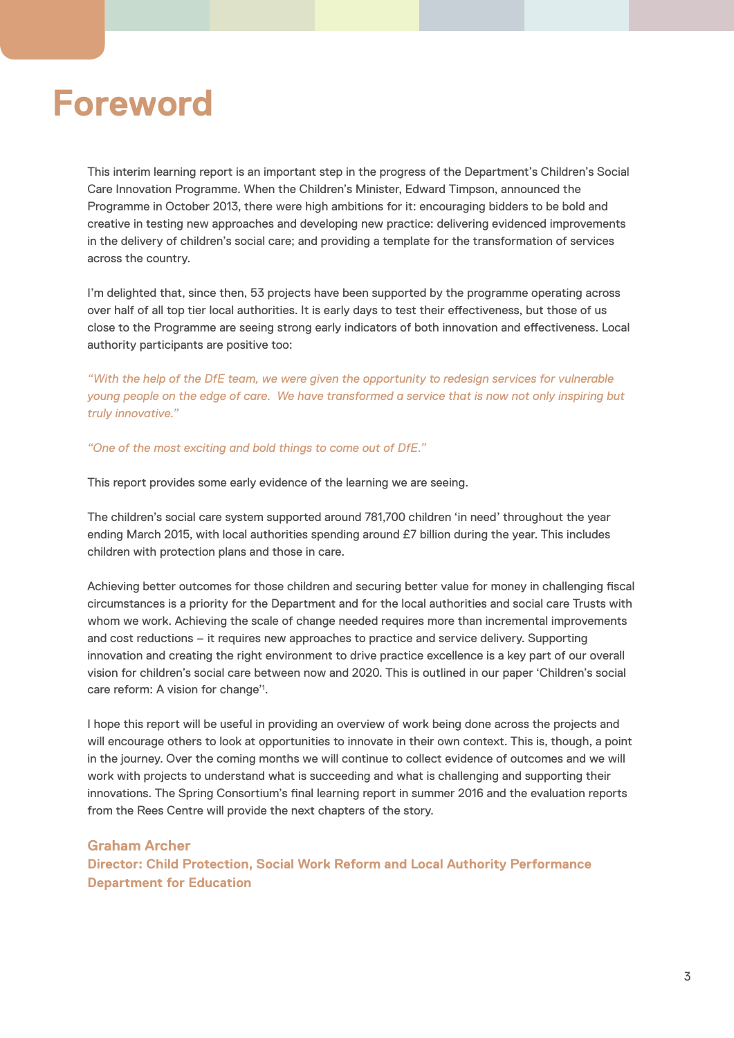# Foreword

This interim learning report is an important step in the progress of the Department's Children's Social Care Innovation Programme. When the Children's Minister, Edward Timpson, announced the Programme in October 2013, there were high ambitions for it: encouraging bidders to be bold and creative in testing new approaches and developing new practice: delivering evidenced improvements in the delivery of children's social care; and providing a template for the transformation of services across the country.

I'm delighted that, since then, 53 projects have been supported by the programme operating across over half of all top tier local authorities. It is early days to test their effectiveness, but those of us close to the Programme are seeing strong early indicators of both innovation and effectiveness. Local authority participants are positive too:

*"With the help of the DfE team, we were given the opportunity to redesign services for vulnerable young people on the edge of care. We have transformed a service that is now not only inspiring but truly innovative."*

*"One of the most exciting and bold things to come out of DfE."*

This report provides some early evidence of the learning we are seeing.

The children's social care system supported around 781,700 children 'in need' throughout the year ending March 2015, with local authorities spending around £7 billion during the year. This includes children with protection plans and those in care.

Achieving better outcomes for those children and securing better value for money in challenging fiscal circumstances is a priority for the Department and for the local authorities and social care Trusts with whom we work. Achieving the scale of change needed requires more than incremental improvements and cost reductions – it requires new approaches to practice and service delivery. Supporting innovation and creating the right environment to drive practice excellence is a key part of our overall vision for children's social care between now and 2020. This is outlined in our paper 'Children's social care reform: A vision for change'[1].

I hope this report will be useful in providing an overview of work being done across the projects and will encourage others to look at opportunities to innovate in their own context. This is, though, a point in the journey. Over the coming months we will continue to collect evidence of outcomes and we will work with projects to understand what is succeeding and what is challenging and supporting their innovations. The Spring Consortium's final learning report in summer 2016 and the evaluation reports from the Rees Centre will provide the next chapters of the story.

**Graham Archer**
**Director: Child Protection, Social Work Reform and Local Authority Performance**
**Department for Education**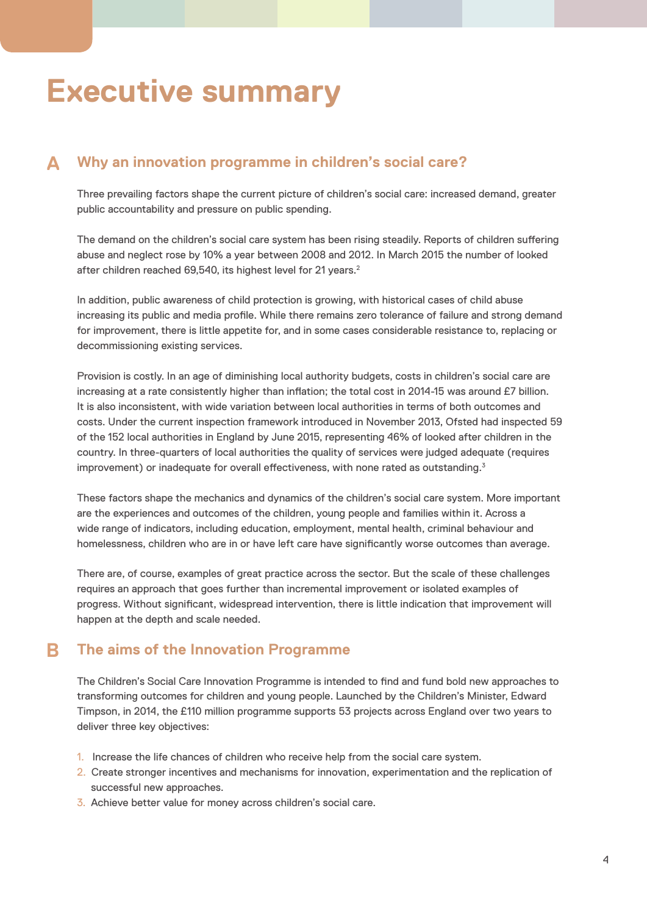# Executive summary

## A Why an innovation programme in children's social care?

Three prevailing factors shape the current picture of children's social care: increased demand, greater public accountability and pressure on public spending.

The demand on the children's social care system has been rising steadily. Reports of children suffering abuse and neglect rose by 10% a year between 2008 and 2012. In March 2015 the number of looked after children reached 69,540, its highest level for 21 years.[2]

In addition, public awareness of child protection is growing, with historical cases of child abuse increasing its public and media profile. While there remains zero tolerance of failure and strong demand for improvement, there is little appetite for, and in some cases considerable resistance to, replacing or decommissioning existing services.

Provision is costly. In an age of diminishing local authority budgets, costs in children's social care are increasing at a rate consistently higher than inflation; the total cost in 2014-15 was around £7 billion. It is also inconsistent, with wide variation between local authorities in terms of both outcomes and costs. Under the current inspection framework introduced in November 2013, Ofsted had inspected 59 of the 152 local authorities in England by June 2015, representing 46% of looked after children in the country. In three-quarters of local authorities the quality of services were judged adequate (requires improvement) or inadequate for overall effectiveness, with none rated as outstanding.[3]

These factors shape the mechanics and dynamics of the children's social care system. More important are the experiences and outcomes of the children, young people and families within it. Across a wide range of indicators, including education, employment, mental health, criminal behaviour and homelessness, children who are in or have left care have significantly worse outcomes than average.

There are, of course, examples of great practice across the sector. But the scale of these challenges requires an approach that goes further than incremental improvement or isolated examples of progress. Without significant, widespread intervention, there is little indication that improvement will happen at the depth and scale needed.

## B The aims of the Innovation Programme

The Children's Social Care Innovation Programme is intended to find and fund bold new approaches to transforming outcomes for children and young people. Launched by the Children's Minister, Edward Timpson, in 2014, the £110 million programme supports 53 projects across England over two years to deliver three key objectives:

1. Increase the life chances of children who receive help from the social care system.
2. Create stronger incentives and mechanisms for innovation, experimentation and the replication of successful new approaches.
3. Achieve better value for money across children's social care.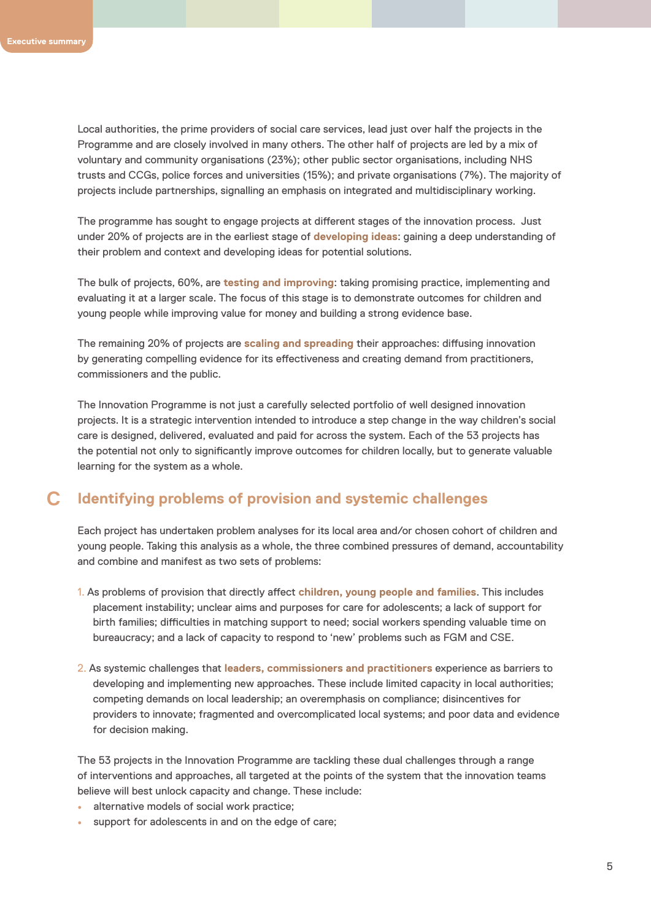Local authorities, the prime providers of social care services, lead just over half the projects in the Programme and are closely involved in many others. The other half of projects are led by a mix of voluntary and community organisations (23%); other public sector organisations, including NHS trusts and CCGs, police forces and universities (15%); and private organisations (7%). The majority of projects include partnerships, signalling an emphasis on integrated and multidisciplinary working.

The programme has sought to engage projects at different stages of the innovation process. Just under 20% of projects are in the earliest stage of **developing ideas**: gaining a deep understanding of their problem and context and developing ideas for potential solutions.

The bulk of projects, 60%, are **testing and improving**: taking promising practice, implementing and evaluating it at a larger scale. The focus of this stage is to demonstrate outcomes for children and young people while improving value for money and building a strong evidence base.

The remaining 20% of projects are **scaling and spreading** their approaches: diffusing innovation by generating compelling evidence for its effectiveness and creating demand from practitioners, commissioners and the public.

The Innovation Programme is not just a carefully selected portfolio of well designed innovation projects. It is a strategic intervention intended to introduce a step change in the way children's social care is designed, delivered, evaluated and paid for across the system. Each of the 53 projects has the potential not only to significantly improve outcomes for children locally, but to generate valuable learning for the system as a whole.

## C Identifying problems of provision and systemic challenges

Each project has undertaken problem analyses for its local area and/or chosen cohort of children and young people. Taking this analysis as a whole, the three combined pressures of demand, accountability and combine and manifest as two sets of problems:

1. As problems of provision that directly affect **children, young people and families**. This includes placement instability; unclear aims and purposes for care for adolescents; a lack of support for birth families; difficulties in matching support to need; social workers spending valuable time on bureaucracy; and a lack of capacity to respond to 'new' problems such as FGM and CSE.
2. As systemic challenges that **leaders, commissioners and practitioners** experience as barriers to developing and implementing new approaches. These include limited capacity in local authorities; competing demands on local leadership; an overemphasis on compliance; disincentives for providers to innovate; fragmented and overcomplicated local systems; and poor data and evidence for decision making.

The 53 projects in the Innovation Programme are tackling these dual challenges through a range of interventions and approaches, all targeted at the points of the system that the innovation teams believe will best unlock capacity and change. These include:

- alternative models of social work practice;
- support for adolescents in and on the edge of care;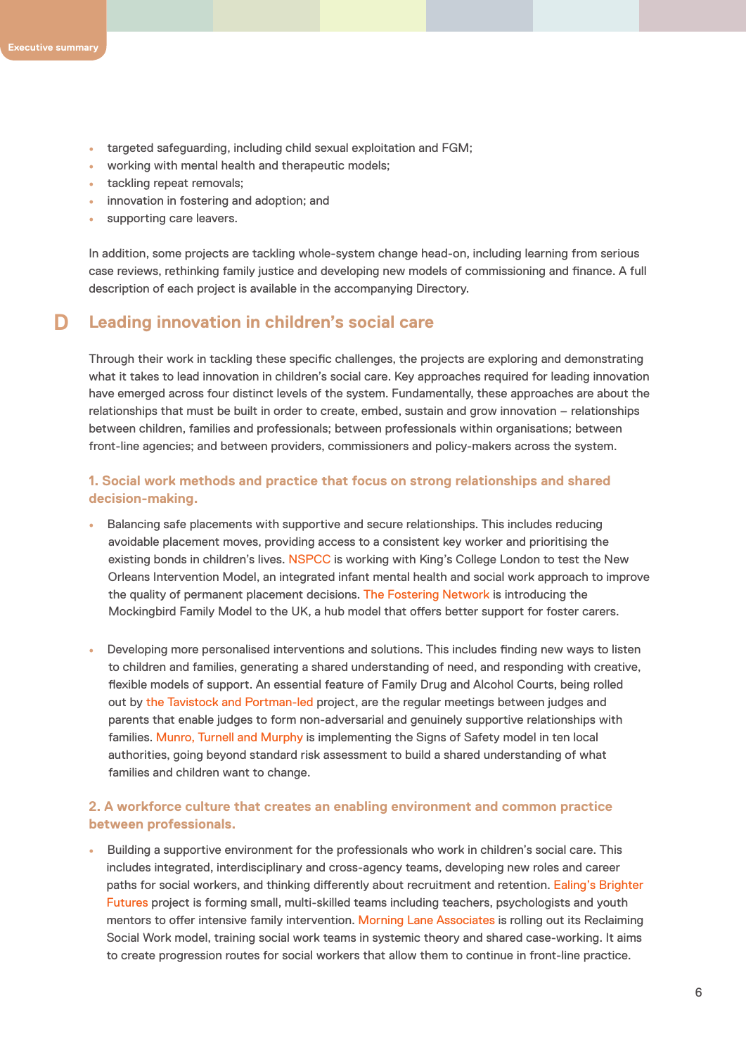- targeted safeguarding, including child sexual exploitation and FGM;
- working with mental health and therapeutic models;
- tackling repeat removals;
- innovation in fostering and adoption; and
- supporting care leavers.

In addition, some projects are tackling whole-system change head-on, including learning from serious case reviews, rethinking family justice and developing new models of commissioning and finance. A full description of each project is available in the accompanying Directory.

## D Leading innovation in children's social care

Through their work in tackling these specific challenges, the projects are exploring and demonstrating what it takes to lead innovation in children's social care. Key approaches required for leading innovation have emerged across four distinct levels of the system. Fundamentally, these approaches are about the relationships that must be built in order to create, embed, sustain and grow innovation – relationships between children, families and professionals; between professionals within organisations; between front-line agencies; and between providers, commissioners and policy-makers across the system.

### 1. Social work methods and practice that focus on strong relationships and shared decision-making.

- Balancing safe placements with supportive and secure relationships. This includes reducing avoidable placement moves, providing access to a consistent key worker and prioritising the existing bonds in children's lives. NSPCC is working with King's College London to test the New Orleans Intervention Model, an integrated infant mental health and social work approach to improve the quality of permanent placement decisions. The Fostering Network is introducing the Mockingbird Family Model to the UK, a hub model that offers better support for foster carers.

- Developing more personalised interventions and solutions. This includes finding new ways to listen to children and families, generating a shared understanding of need, and responding with creative, flexible models of support. An essential feature of Family Drug and Alcohol Courts, being rolled out by the Tavistock and Portman-led project, are the regular meetings between judges and parents that enable judges to form non-adversarial and genuinely supportive relationships with families. Munro, Turnell and Murphy is implementing the Signs of Safety model in ten local authorities, going beyond standard risk assessment to build a shared understanding of what families and children want to change.

### 2. A workforce culture that creates an enabling environment and common practice between professionals.

- Building a supportive environment for the professionals who work in children's social care. This includes integrated, interdisciplinary and cross-agency teams, developing new roles and career paths for social workers, and thinking differently about recruitment and retention. Ealing's Brighter Futures project is forming small, multi-skilled teams including teachers, psychologists and youth mentors to offer intensive family intervention. Morning Lane Associates is rolling out its Reclaiming Social Work model, training social work teams in systemic theory and shared case-working. It aims to create progression routes for social workers that allow them to continue in front-line practice.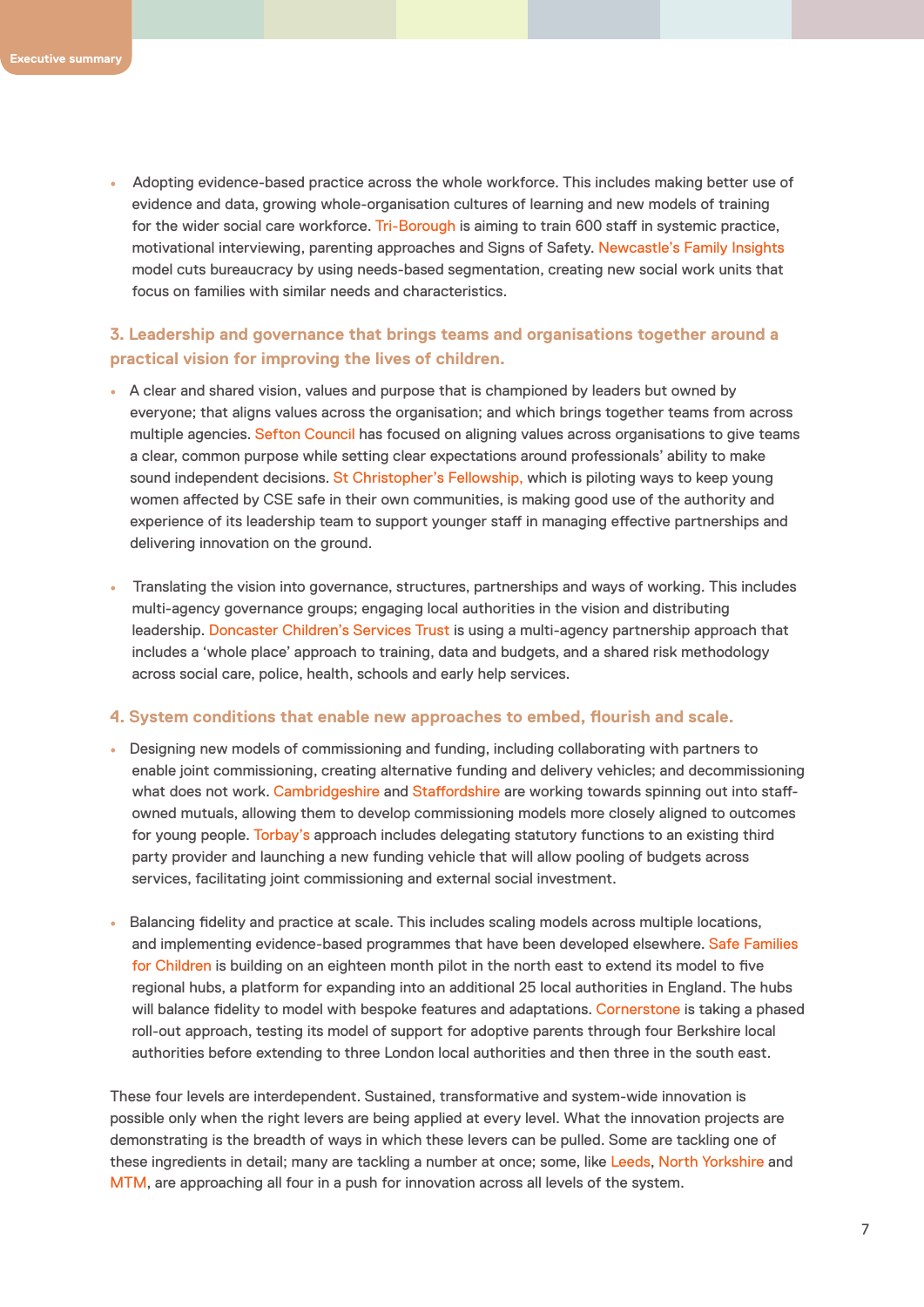- Adopting evidence-based practice across the whole workforce. This includes making better use of evidence and data, growing whole-organisation cultures of learning and new models of training for the wider social care workforce. Tri-Borough is aiming to train 600 staff in systemic practice, motivational interviewing, parenting approaches and Signs of Safety. Newcastle's Family Insights model cuts bureaucracy by using needs-based segmentation, creating new social work units that focus on families with similar needs and characteristics.

### 3. Leadership and governance that brings teams and organisations together around a practical vision for improving the lives of children.

- A clear and shared vision, values and purpose that is championed by leaders but owned by everyone; that aligns values across the organisation; and which brings together teams from across multiple agencies. Sefton Council has focused on aligning values across organisations to give teams a clear, common purpose while setting clear expectations around professionals' ability to make sound independent decisions. St Christopher's Fellowship, which is piloting ways to keep young women affected by CSE safe in their own communities, is making good use of the authority and experience of its leadership team to support younger staff in managing effective partnerships and delivering innovation on the ground.

- Translating the vision into governance, structures, partnerships and ways of working. This includes multi-agency governance groups; engaging local authorities in the vision and distributing leadership. Doncaster Children's Services Trust is using a multi-agency partnership approach that includes a 'whole place' approach to training, data and budgets, and a shared risk methodology across social care, police, health, schools and early help services.

### 4. System conditions that enable new approaches to embed, flourish and scale.

- Designing new models of commissioning and funding, including collaborating with partners to enable joint commissioning, creating alternative funding and delivery vehicles; and decommissioning what does not work. Cambridgeshire and Staffordshire are working towards spinning out into staff-owned mutuals, allowing them to develop commissioning models more closely aligned to outcomes for young people. Torbay's approach includes delegating statutory functions to an existing third party provider and launching a new funding vehicle that will allow pooling of budgets across services, facilitating joint commissioning and external social investment.

- Balancing fidelity and practice at scale. This includes scaling models across multiple locations, and implementing evidence-based programmes that have been developed elsewhere. Safe Families for Children is building on an eighteen month pilot in the north east to extend its model to five regional hubs, a platform for expanding into an additional 25 local authorities in England. The hubs will balance fidelity to model with bespoke features and adaptations. Cornerstone is taking a phased roll-out approach, testing its model of support for adoptive parents through four Berkshire local authorities before extending to three London local authorities and then three in the south east.

These four levels are interdependent. Sustained, transformative and system-wide innovation is possible only when the right levers are being applied at every level. What the innovation projects are demonstrating is the breadth of ways in which these levers can be pulled. Some are tackling one of these ingredients in detail; many are tackling a number at once; some, like Leeds, North Yorkshire and MTM, are approaching all four in a push for innovation across all levels of the system.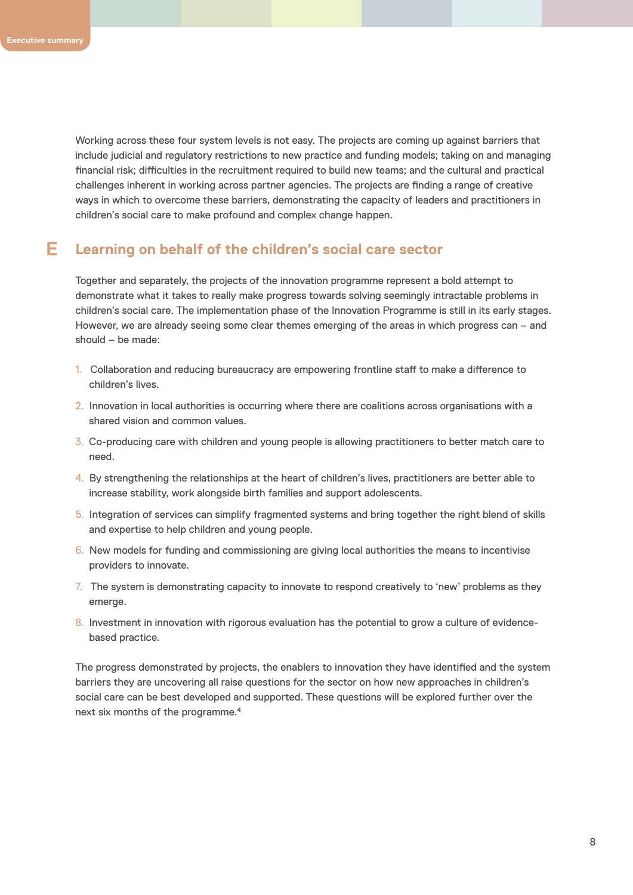Working across these four system levels is not easy. The projects are coming up against barriers that include judicial and regulatory restrictions to new practice and funding models; taking on and managing financial risk; difficulties in the recruitment required to build new teams; and the cultural and practical challenges inherent in working across partner agencies. The projects are finding a range of creative ways in which to overcome these barriers, demonstrating the capacity of leaders and practitioners in children's social care to make profound and complex change happen.

## E Learning on behalf of the children's social care sector

Together and separately, the projects of the innovation programme represent a bold attempt to demonstrate what it takes to really make progress towards solving seemingly intractable problems in children's social care. The implementation phase of the Innovation Programme is still in its early stages. However, we are already seeing some clear themes emerging of the areas in which progress can – and should – be made:

1. Collaboration and reducing bureaucracy are empowering frontline staff to make a difference to children's lives.
2. Innovation in local authorities is occurring where there are coalitions across organisations with a shared vision and common values.
3. Co-producing care with children and young people is allowing practitioners to better match care to need.
4. By strengthening the relationships at the heart of children's lives, practitioners are better able to increase stability, work alongside birth families and support adolescents.
5. Integration of services can simplify fragmented systems and bring together the right blend of skills and expertise to help children and young people.
6. New models for funding and commissioning are giving local authorities the means to incentivise providers to innovate.
7. The system is demonstrating capacity to innovate to respond creatively to 'new' problems as they emerge.
8. Investment in innovation with rigorous evaluation has the potential to grow a culture of evidence-based practice.

The progress demonstrated by projects, the enablers to innovation they have identified and the system barriers they are uncovering all raise questions for the sector on how new approaches in children's social care can be best developed and supported. These questions will be explored further over the next six months of the programme.[4]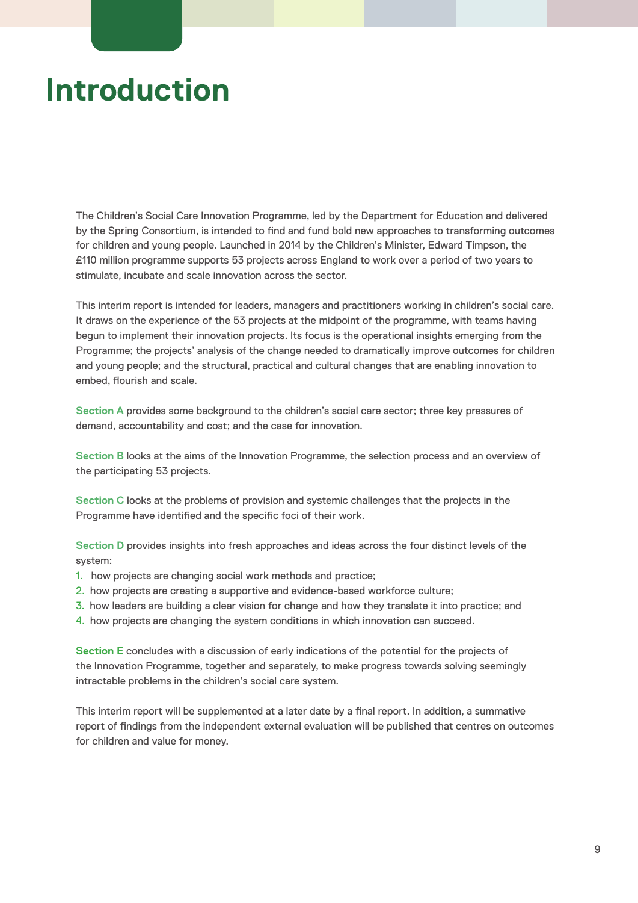# Introduction

The Children's Social Care Innovation Programme, led by the Department for Education and delivered by the Spring Consortium, is intended to find and fund bold new approaches to transforming outcomes for children and young people. Launched in 2014 by the Children's Minister, Edward Timpson, the £110 million programme supports 53 projects across England to work over a period of two years to stimulate, incubate and scale innovation across the sector.

This interim report is intended for leaders, managers and practitioners working in children's social care. It draws on the experience of the 53 projects at the midpoint of the programme, with teams having begun to implement their innovation projects. Its focus is the operational insights emerging from the Programme; the projects' analysis of the change needed to dramatically improve outcomes for children and young people; and the structural, practical and cultural changes that are enabling innovation to embed, flourish and scale.

**Section A** provides some background to the children's social care sector; three key pressures of demand, accountability and cost; and the case for innovation.

**Section B** looks at the aims of the Innovation Programme, the selection process and an overview of the participating 53 projects.

**Section C** looks at the problems of provision and systemic challenges that the projects in the Programme have identified and the specific foci of their work.

**Section D** provides insights into fresh approaches and ideas across the four distinct levels of the system:

1. how projects are changing social work methods and practice;
2. how projects are creating a supportive and evidence-based workforce culture;
3. how leaders are building a clear vision for change and how they translate it into practice; and
4. how projects are changing the system conditions in which innovation can succeed.

**Section E** concludes with a discussion of early indications of the potential for the projects of the Innovation Programme, together and separately, to make progress towards solving seemingly intractable problems in the children's social care system.

This interim report will be supplemented at a later date by a final report. In addition, a summative report of findings from the independent external evaluation will be published that centres on outcomes for children and value for money.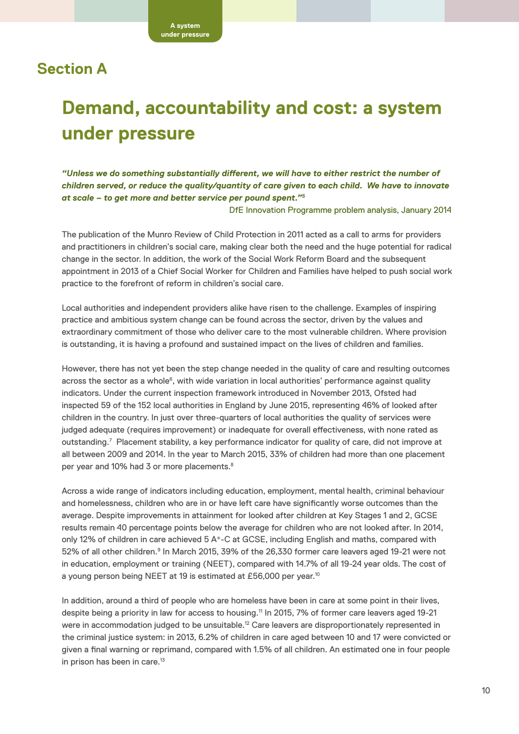## Section A

# Demand, accountability and cost: a system under pressure

***"Unless we do something substantially different, we will have to either restrict the number of children served, or reduce the quality/quantity of care given to each child. We have to innovate at scale – to get more and better service per pound spent."[5]***

DfE Innovation Programme problem analysis, January 2014

The publication of the Munro Review of Child Protection in 2011 acted as a call to arms for providers and practitioners in children's social care, making clear both the need and the huge potential for radical change in the sector. In addition, the work of the Social Work Reform Board and the subsequent appointment in 2013 of a Chief Social Worker for Children and Families have helped to push social work practice to the forefront of reform in children's social care.

Local authorities and independent providers alike have risen to the challenge. Examples of inspiring practice and ambitious system change can be found across the sector, driven by the values and extraordinary commitment of those who deliver care to the most vulnerable children. Where provision is outstanding, it is having a profound and sustained impact on the lives of children and families.

However, there has not yet been the step change needed in the quality of care and resulting outcomes across the sector as a whole[6], with wide variation in local authorities' performance against quality indicators. Under the current inspection framework introduced in November 2013, Ofsted had inspected 59 of the 152 local authorities in England by June 2015, representing 46% of looked after children in the country. In just over three-quarters of local authorities the quality of services were judged adequate (requires improvement) or inadequate for overall effectiveness, with none rated as outstanding.[7] Placement stability, a key performance indicator for quality of care, did not improve at all between 2009 and 2014. In the year to March 2015, 33% of children had more than one placement per year and 10% had 3 or more placements.[8]

Across a wide range of indicators including education, employment, mental health, criminal behaviour and homelessness, children who are in or have left care have significantly worse outcomes than the average. Despite improvements in attainment for looked after children at Key Stages 1 and 2, GCSE results remain 40 percentage points below the average for children who are not looked after. In 2014, only 12% of children in care achieved 5 A*-C at GCSE, including English and maths, compared with 52% of all other children.[9] In March 2015, 39% of the 26,330 former care leavers aged 19-21 were not in education, employment or training (NEET), compared with 14.7% of all 19-24 year olds. The cost of a young person being NEET at 19 is estimated at £56,000 per year.[10]

In addition, around a third of people who are homeless have been in care at some point in their lives, despite being a priority in law for access to housing.[11] In 2015, 7% of former care leavers aged 19-21 were in accommodation judged to be unsuitable.[12] Care leavers are disproportionately represented in the criminal justice system: in 2013, 6.2% of children in care aged between 10 and 17 were convicted or given a final warning or reprimand, compared with 1.5% of all children. An estimated one in four people in prison has been in care.[13]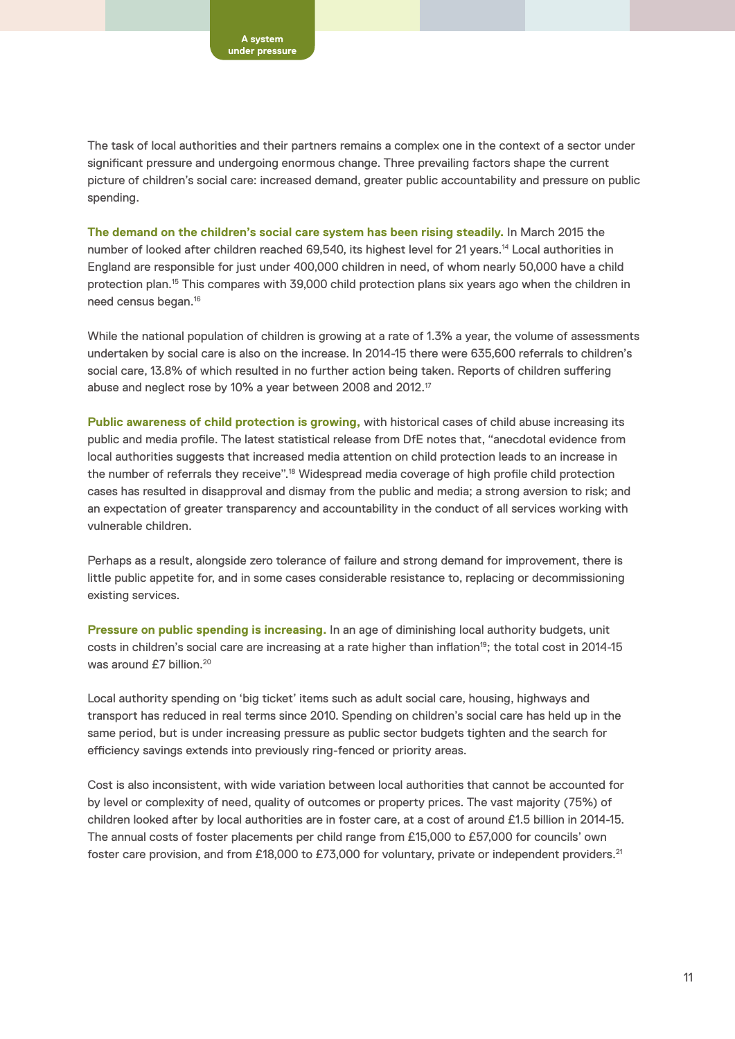The task of local authorities and their partners remains a complex one in the context of a sector under significant pressure and undergoing enormous change. Three prevailing factors shape the current picture of children's social care: increased demand, greater public accountability and pressure on public spending.

**The demand on the children's social care system has been rising steadily.** In March 2015 the number of looked after children reached 69,540, its highest level for 21 years.[14] Local authorities in England are responsible for just under 400,000 children in need, of whom nearly 50,000 have a child protection plan.[15] This compares with 39,000 child protection plans six years ago when the children in need census began.[16]

While the national population of children is growing at a rate of 1.3% a year, the volume of assessments undertaken by social care is also on the increase. In 2014-15 there were 635,600 referrals to children's social care, 13.8% of which resulted in no further action being taken. Reports of children suffering abuse and neglect rose by 10% a year between 2008 and 2012.[17]

**Public awareness of child protection is growing,** with historical cases of child abuse increasing its public and media profile. The latest statistical release from DfE notes that, "anecdotal evidence from local authorities suggests that increased media attention on child protection leads to an increase in the number of referrals they receive".[18] Widespread media coverage of high profile child protection cases has resulted in disapproval and dismay from the public and media; a strong aversion to risk; and an expectation of greater transparency and accountability in the conduct of all services working with vulnerable children.

Perhaps as a result, alongside zero tolerance of failure and strong demand for improvement, there is little public appetite for, and in some cases considerable resistance to, replacing or decommissioning existing services.

**Pressure on public spending is increasing.** In an age of diminishing local authority budgets, unit costs in children's social care are increasing at a rate higher than inflation[19]; the total cost in 2014-15 was around £7 billion.[20]

Local authority spending on 'big ticket' items such as adult social care, housing, highways and transport has reduced in real terms since 2010. Spending on children's social care has held up in the same period, but is under increasing pressure as public sector budgets tighten and the search for efficiency savings extends into previously ring-fenced or priority areas.

Cost is also inconsistent, with wide variation between local authorities that cannot be accounted for by level or complexity of need, quality of outcomes or property prices. The vast majority (75%) of children looked after by local authorities are in foster care, at a cost of around £1.5 billion in 2014-15. The annual costs of foster placements per child range from £15,000 to £57,000 for councils' own foster care provision, and from £18,000 to £73,000 for voluntary, private or independent providers.[21]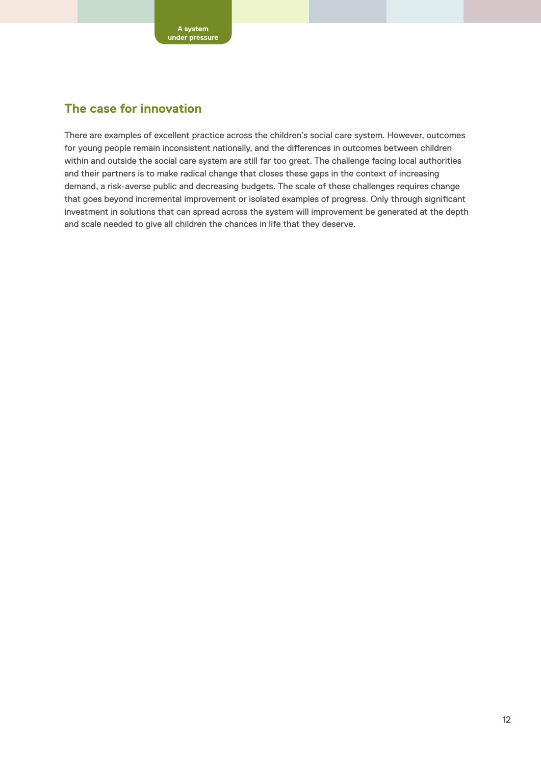## The case for innovation

There are examples of excellent practice across the children's social care system. However, outcomes for young people remain inconsistent nationally, and the differences in outcomes between children within and outside the social care system are still far too great. The challenge facing local authorities and their partners is to make radical change that closes these gaps in the context of increasing demand, a risk-averse public and decreasing budgets. The scale of these challenges requires change that goes beyond incremental improvement or isolated examples of progress. Only through significant investment in solutions that can spread across the system will improvement be generated at the depth and scale needed to give all children the chances in life that they deserve.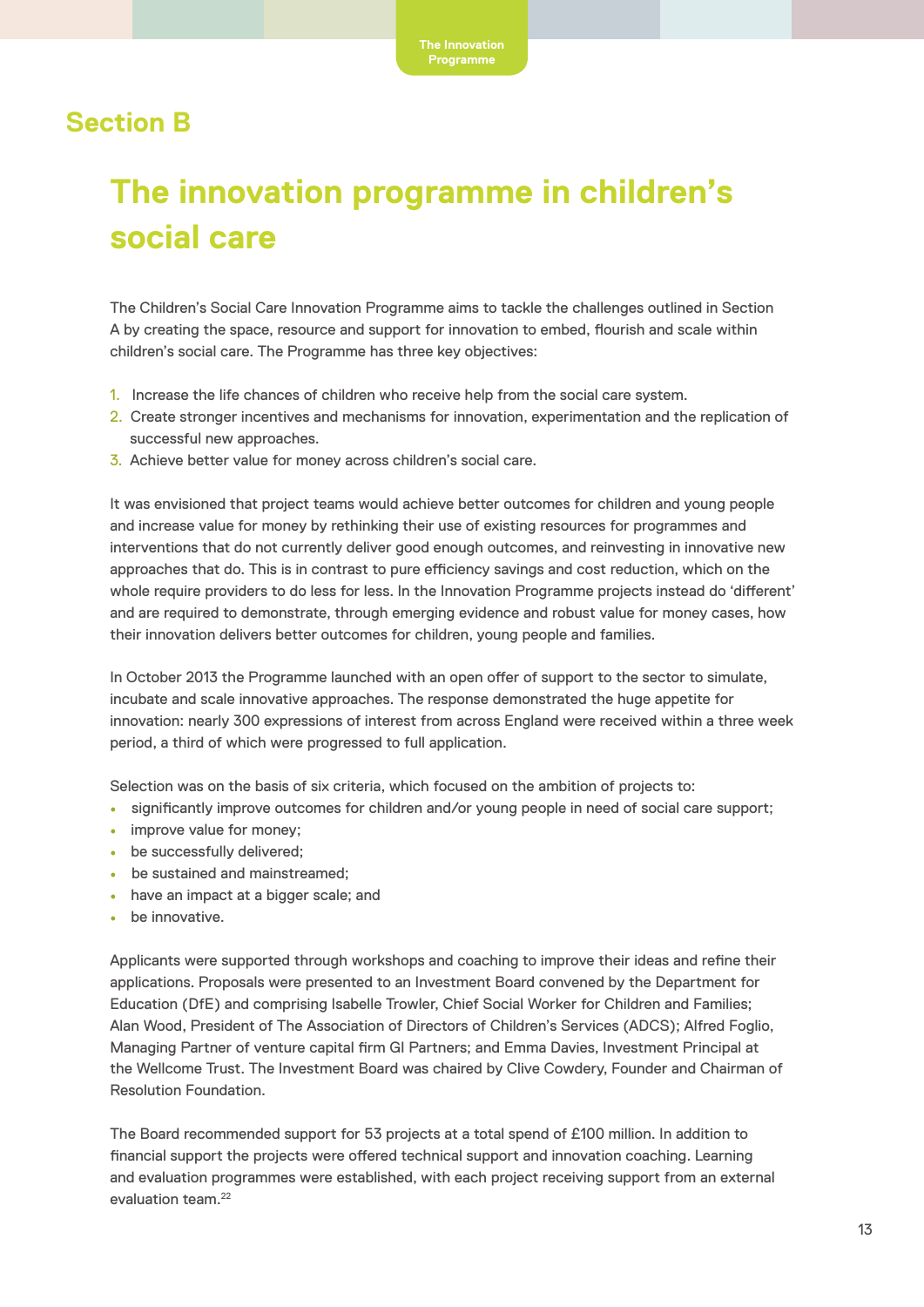## Section B

# The innovation programme in children's social care

The Children's Social Care Innovation Programme aims to tackle the challenges outlined in Section A by creating the space, resource and support for innovation to embed, flourish and scale within children's social care. The Programme has three key objectives:

1. Increase the life chances of children who receive help from the social care system.
2. Create stronger incentives and mechanisms for innovation, experimentation and the replication of successful new approaches.
3. Achieve better value for money across children's social care.

It was envisioned that project teams would achieve better outcomes for children and young people and increase value for money by rethinking their use of existing resources for programmes and interventions that do not currently deliver good enough outcomes, and reinvesting in innovative new approaches that do. This is in contrast to pure efficiency savings and cost reduction, which on the whole require providers to do less for less. In the Innovation Programme projects instead do 'different' and are required to demonstrate, through emerging evidence and robust value for money cases, how their innovation delivers better outcomes for children, young people and families.

In October 2013 the Programme launched with an open offer of support to the sector to simulate, incubate and scale innovative approaches. The response demonstrated the huge appetite for innovation: nearly 300 expressions of interest from across England were received within a three week period, a third of which were progressed to full application.

Selection was on the basis of six criteria, which focused on the ambition of projects to:

- significantly improve outcomes for children and/or young people in need of social care support;
- improve value for money;
- be successfully delivered;
- be sustained and mainstreamed;
- have an impact at a bigger scale; and
- be innovative.

Applicants were supported through workshops and coaching to improve their ideas and refine their applications. Proposals were presented to an Investment Board convened by the Department for Education (DfE) and comprising Isabelle Trowler, Chief Social Worker for Children and Families; Alan Wood, President of The Association of Directors of Children's Services (ADCS); Alfred Foglio, Managing Partner of venture capital firm GI Partners; and Emma Davies, Investment Principal at the Wellcome Trust. The Investment Board was chaired by Clive Cowdery, Founder and Chairman of Resolution Foundation.

The Board recommended support for 53 projects at a total spend of £100 million. In addition to financial support the projects were offered technical support and innovation coaching. Learning and evaluation programmes were established, with each project receiving support from an external evaluation team.[22]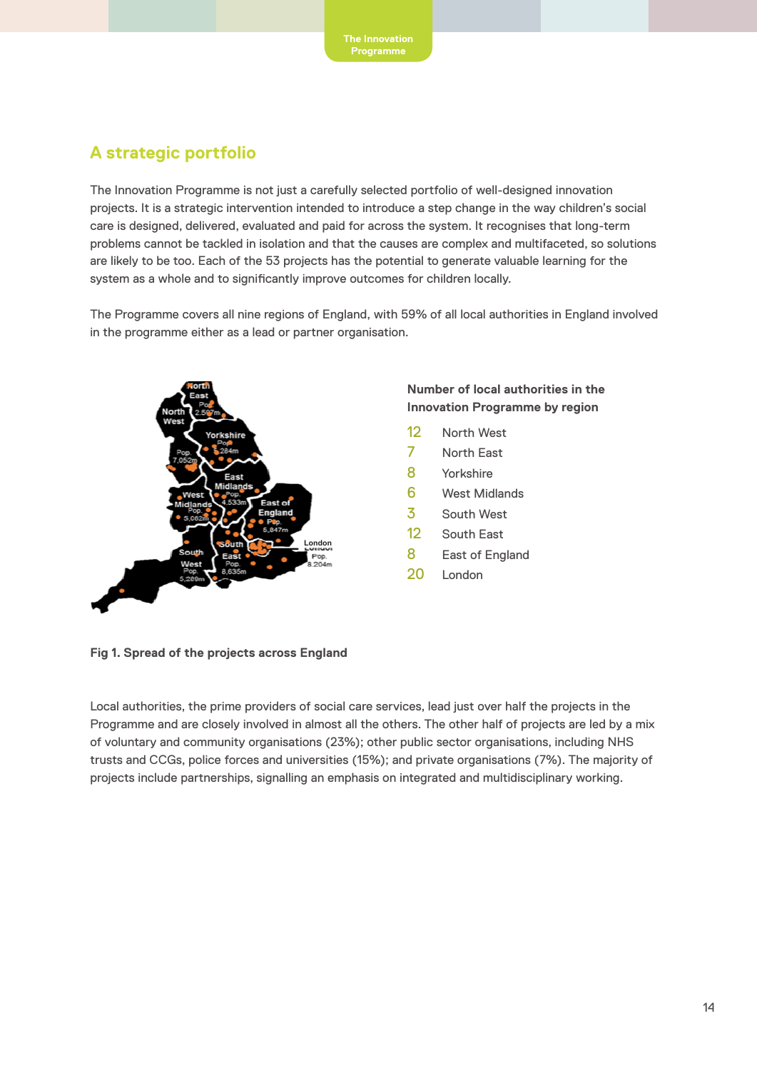## A strategic portfolio

The Innovation Programme is not just a carefully selected portfolio of well-designed innovation projects. It is a strategic intervention intended to introduce a step change in the way children's social care is designed, delivered, evaluated and paid for across the system. It recognises that long-term problems cannot be tackled in isolation and that the causes are complex and multifaceted, so solutions are likely to be too. Each of the 53 projects has the potential to generate valuable learning for the system as a whole and to significantly improve outcomes for children locally.

The Programme covers all nine regions of England, with 59% of all local authorities in England involved in the programme either as a lead or partner organisation.

**Number of local authorities in the Innovation Programme by region**

| | |
|---|---|
| 12 | North West |
| 7 | North East |
| 8 | Yorkshire |
| 6 | West Midlands |
| 3 | South West |
| 12 | South East |
| 8 | East of England |
| 20 | London |

**Fig 1. Spread of the projects across England**

Local authorities, the prime providers of social care services, lead just over half the projects in the Programme and are closely involved in almost all the others. The other half of projects are led by a mix of voluntary and community organisations (23%); other public sector organisations, including NHS trusts and CCGs, police forces and universities (15%); and private organisations (7%). The majority of projects include partnerships, signalling an emphasis on integrated and multidisciplinary working.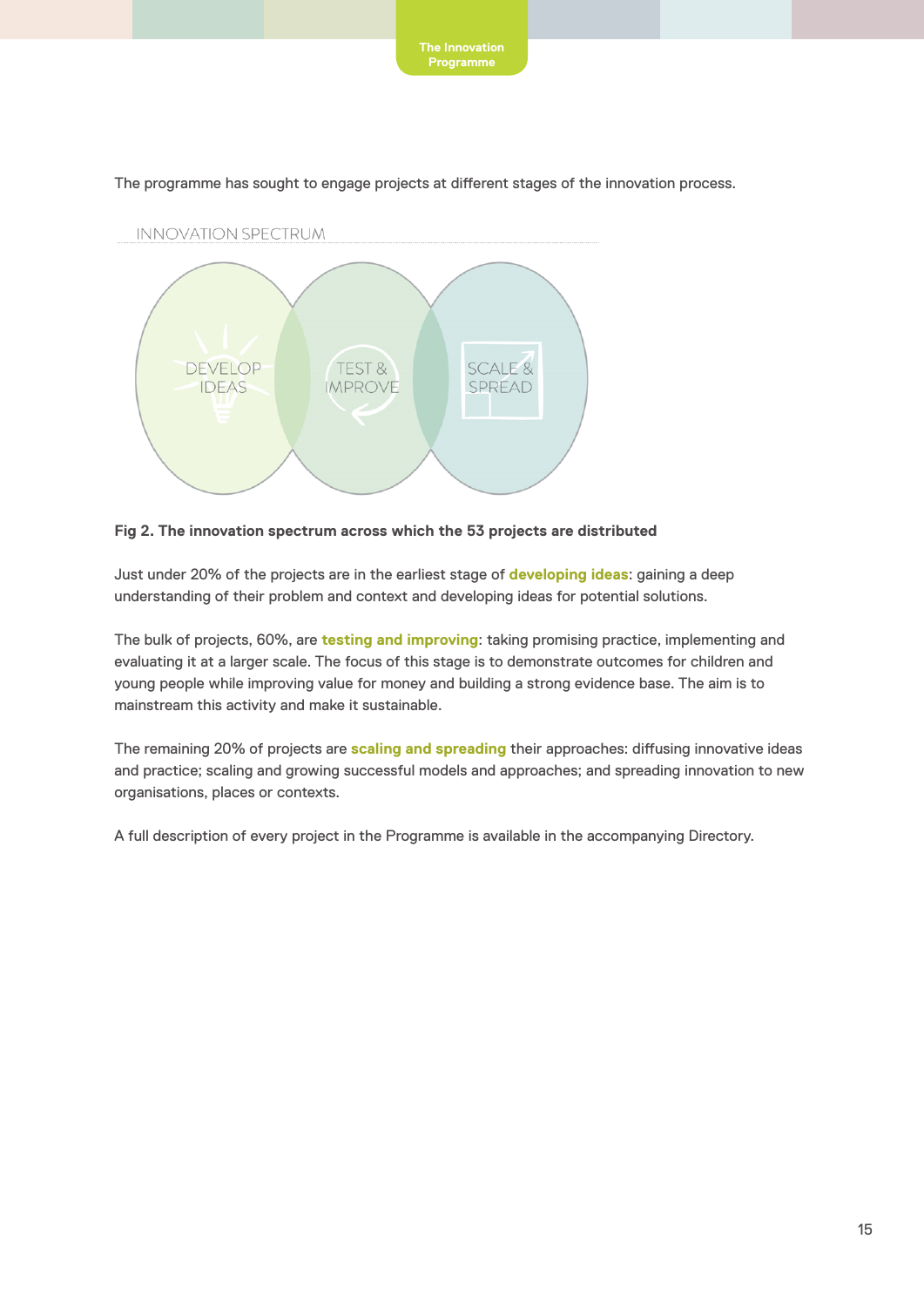The programme has sought to engage projects at different stages of the innovation process.

INNOVATION SPECTRUM

DEVELOP IDEAS

TEST & IMPROVE

SCALE & SPREAD

**Fig 2. The innovation spectrum across which the 53 projects are distributed**

Just under 20% of the projects are in the earliest stage of **developing ideas**: gaining a deep understanding of their problem and context and developing ideas for potential solutions.

The bulk of projects, 60%, are **testing and improving**: taking promising practice, implementing and evaluating it at a larger scale. The focus of this stage is to demonstrate outcomes for children and young people while improving value for money and building a strong evidence base. The aim is to mainstream this activity and make it sustainable.

The remaining 20% of projects are **scaling and spreading** their approaches: diffusing innovative ideas and practice; scaling and growing successful models and approaches; and spreading innovation to new organisations, places or contexts.

A full description of every project in the Programme is available in the accompanying Directory.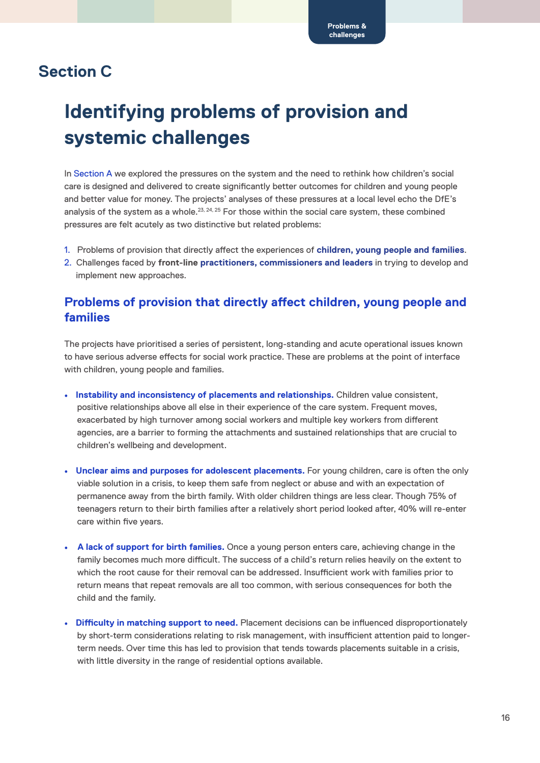## Section C

# Identifying problems of provision and systemic challenges

In Section A we explored the pressures on the system and the need to rethink how children's social care is designed and delivered to create significantly better outcomes for children and young people and better value for money. The projects' analyses of these pressures at a local level echo the DfE's analysis of the system as a whole.[23, 24, 25] For those within the social care system, these combined pressures are felt acutely as two distinctive but related problems:

1. Problems of provision that directly affect the experiences of **children, young people and families**.
2. Challenges faced by **front-line practitioners, commissioners and leaders** in trying to develop and implement new approaches.

## Problems of provision that directly affect children, young people and families

The projects have prioritised a series of persistent, long-standing and acute operational issues known to have serious adverse effects for social work practice. These are problems at the point of interface with children, young people and families.

- **Instability and inconsistency of placements and relationships.** Children value consistent, positive relationships above all else in their experience of the care system. Frequent moves, exacerbated by high turnover among social workers and multiple key workers from different agencies, are a barrier to forming the attachments and sustained relationships that are crucial to children's wellbeing and development.

- **Unclear aims and purposes for adolescent placements.** For young children, care is often the only viable solution in a crisis, to keep them safe from neglect or abuse and with an expectation of permanence away from the birth family. With older children things are less clear. Though 75% of teenagers return to their birth families after a relatively short period looked after, 40% will re-enter care within five years.

- **A lack of support for birth families.** Once a young person enters care, achieving change in the family becomes much more difficult. The success of a child's return relies heavily on the extent to which the root cause for their removal can be addressed. Insufficient work with families prior to return means that repeat removals are all too common, with serious consequences for both the child and the family.

- **Difficulty in matching support to need.** Placement decisions can be influenced disproportionately by short-term considerations relating to risk management, with insufficient attention paid to longer-term needs. Over time this has led to provision that tends towards placements suitable in a crisis, with little diversity in the range of residential options available.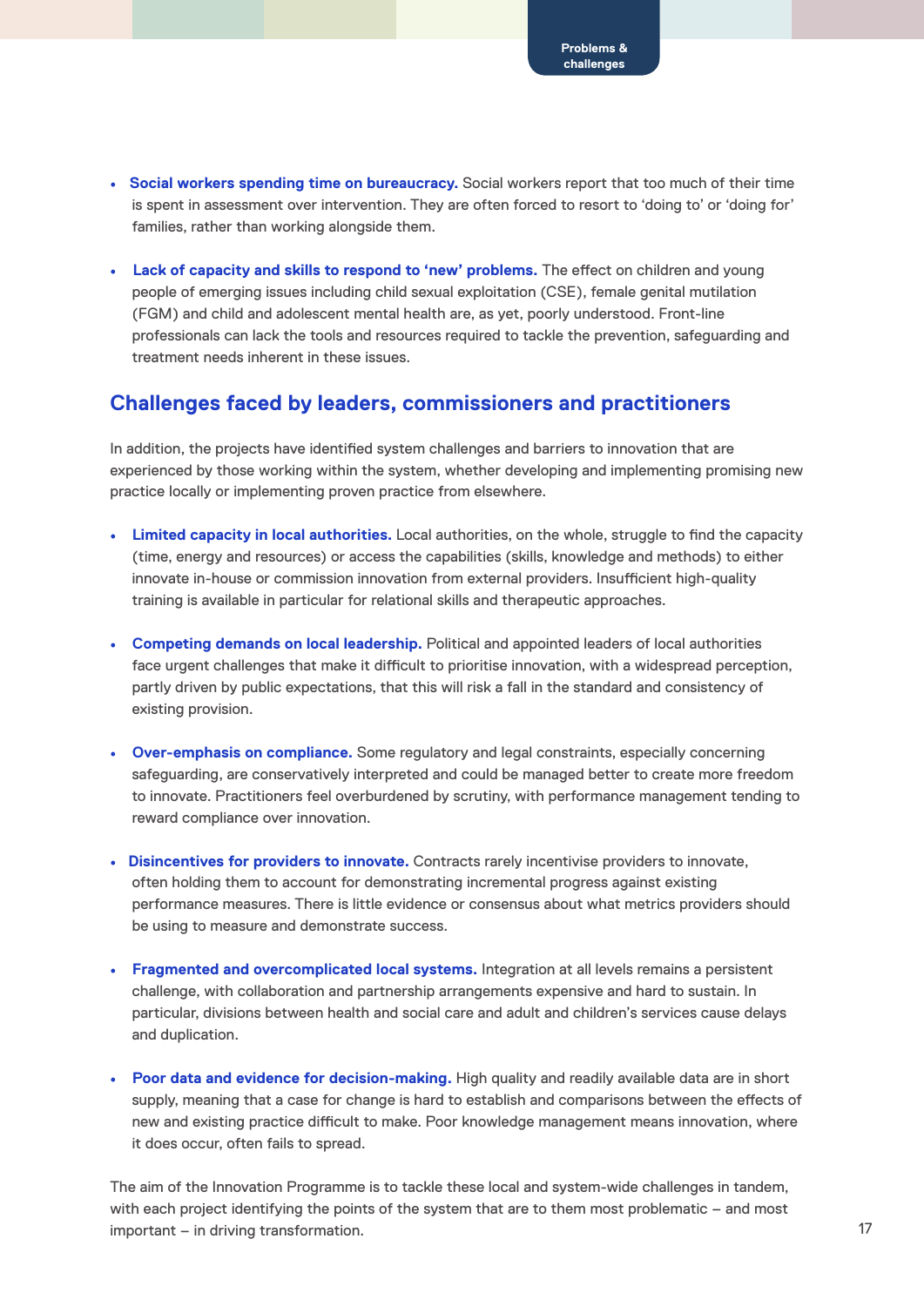- **Social workers spending time on bureaucracy.** Social workers report that too much of their time is spent in assessment over intervention. They are often forced to resort to 'doing to' or 'doing for' families, rather than working alongside them.

- **Lack of capacity and skills to respond to 'new' problems.** The effect on children and young people of emerging issues including child sexual exploitation (CSE), female genital mutilation (FGM) and child and adolescent mental health are, as yet, poorly understood. Front-line professionals can lack the tools and resources required to tackle the prevention, safeguarding and treatment needs inherent in these issues.

## Challenges faced by leaders, commissioners and practitioners

In addition, the projects have identified system challenges and barriers to innovation that are experienced by those working within the system, whether developing and implementing promising new practice locally or implementing proven practice from elsewhere.

- **Limited capacity in local authorities.** Local authorities, on the whole, struggle to find the capacity (time, energy and resources) or access the capabilities (skills, knowledge and methods) to either innovate in-house or commission innovation from external providers. Insufficient high-quality training is available in particular for relational skills and therapeutic approaches.

- **Competing demands on local leadership.** Political and appointed leaders of local authorities face urgent challenges that make it difficult to prioritise innovation, with a widespread perception, partly driven by public expectations, that this will risk a fall in the standard and consistency of existing provision.

- **Over-emphasis on compliance.** Some regulatory and legal constraints, especially concerning safeguarding, are conservatively interpreted and could be managed better to create more freedom to innovate. Practitioners feel overburdened by scrutiny, with performance management tending to reward compliance over innovation.

- **Disincentives for providers to innovate.** Contracts rarely incentivise providers to innovate, often holding them to account for demonstrating incremental progress against existing performance measures. There is little evidence or consensus about what metrics providers should be using to measure and demonstrate success.

- **Fragmented and overcomplicated local systems.** Integration at all levels remains a persistent challenge, with collaboration and partnership arrangements expensive and hard to sustain. In particular, divisions between health and social care and adult and children's services cause delays and duplication.

- **Poor data and evidence for decision-making.** High quality and readily available data are in short supply, meaning that a case for change is hard to establish and comparisons between the effects of new and existing practice difficult to make. Poor knowledge management means innovation, where it does occur, often fails to spread.

The aim of the Innovation Programme is to tackle these local and system-wide challenges in tandem, with each project identifying the points of the system that are to them most problematic – and most important – in driving transformation.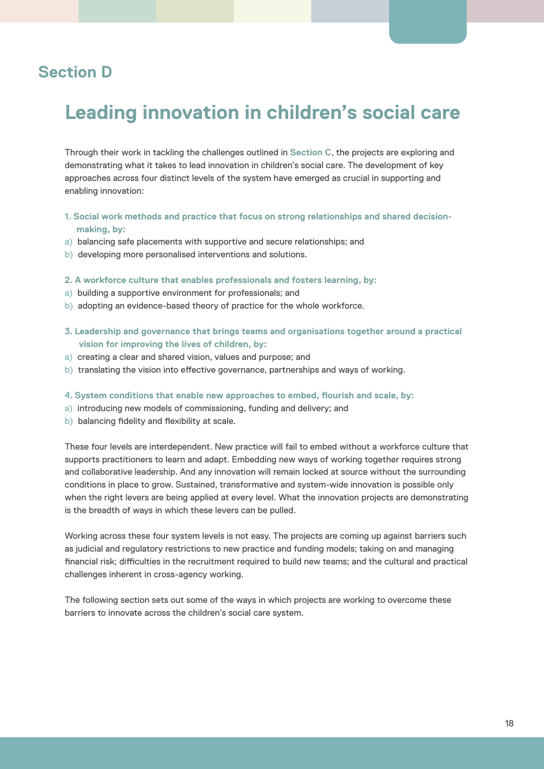## Section D

# Leading innovation in children's social care

Through their work in tackling the challenges outlined in Section C, the projects are exploring and demonstrating what it takes to lead innovation in children's social care. The development of key approaches across four distinct levels of the system have emerged as crucial in supporting and enabling innovation:

**1. Social work methods and practice that focus on strong relationships and shared decision-making, by:**

a) balancing safe placements with supportive and secure relationships; and
b) developing more personalised interventions and solutions.

**2. A workforce culture that enables professionals and fosters learning, by:**

a) building a supportive environment for professionals; and
b) adopting an evidence-based theory of practice for the whole workforce.

**3. Leadership and governance that brings teams and organisations together around a practical vision for improving the lives of children, by:**

a) creating a clear and shared vision, values and purpose; and
b) translating the vision into effective governance, partnerships and ways of working.

**4. System conditions that enable new approaches to embed, flourish and scale, by:**

a) introducing new models of commissioning, funding and delivery; and
b) balancing fidelity and flexibility at scale.

These four levels are interdependent. New practice will fail to embed without a workforce culture that supports practitioners to learn and adapt. Embedding new ways of working together requires strong and collaborative leadership. And any innovation will remain locked at source without the surrounding conditions in place to grow. Sustained, transformative and system-wide innovation is possible only when the right levers are being applied at every level. What the innovation projects are demonstrating is the breadth of ways in which these levers can be pulled.

Working across these four system levels is not easy. The projects are coming up against barriers such as judicial and regulatory restrictions to new practice and funding models; taking on and managing financial risk; difficulties in the recruitment required to build new teams; and the cultural and practical challenges inherent in cross-agency working.

The following section sets out some of the ways in which projects are working to overcome these barriers to innovate across the children's social care system.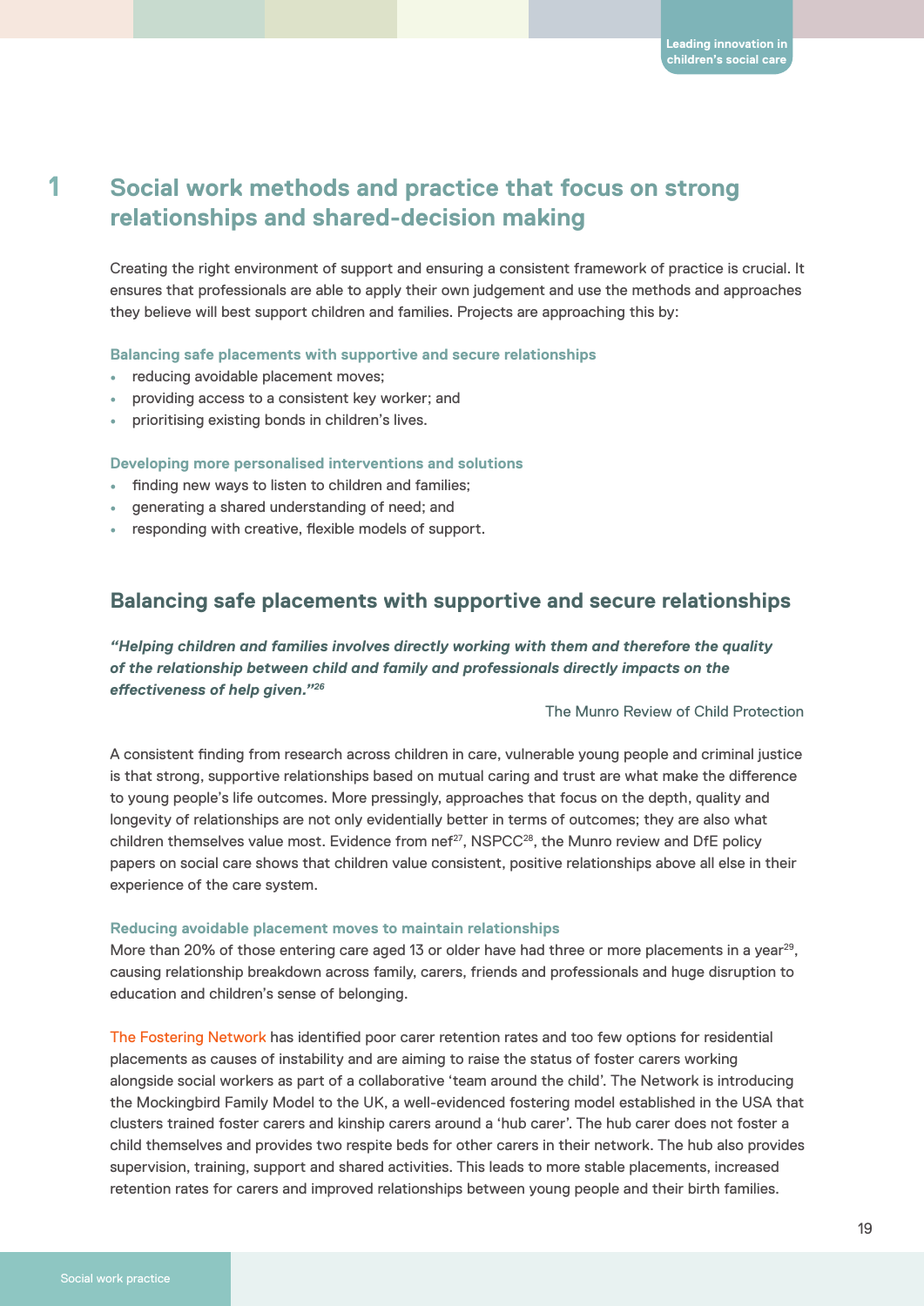# 1 Social work methods and practice that focus on strong relationships and shared-decision making

Creating the right environment of support and ensuring a consistent framework of practice is crucial. It ensures that professionals are able to apply their own judgement and use the methods and approaches they believe will best support children and families. Projects are approaching this by:

**Balancing safe placements with supportive and secure relationships**

- reducing avoidable placement moves;
- providing access to a consistent key worker; and
- prioritising existing bonds in children's lives.

**Developing more personalised interventions and solutions**

- finding new ways to listen to children and families;
- generating a shared understanding of need; and
- responding with creative, flexible models of support.

## Balancing safe placements with supportive and secure relationships

***"Helping children and families involves directly working with them and therefore the quality of the relationship between child and family and professionals directly impacts on the effectiveness of help given."[26]***

The Munro Review of Child Protection

A consistent finding from research across children in care, vulnerable young people and criminal justice is that strong, supportive relationships based on mutual caring and trust are what make the difference to young people's life outcomes. More pressingly, approaches that focus on the depth, quality and longevity of relationships are not only evidentially better in terms of outcomes; they are also what children themselves value most. Evidence from nef[27], NSPCC[28], the Munro review and DfE policy papers on social care shows that children value consistent, positive relationships above all else in their experience of the care system.

**Reducing avoidable placement moves to maintain relationships**

More than 20% of those entering care aged 13 or older have had three or more placements in a year[29], causing relationship breakdown across family, carers, friends and professionals and huge disruption to education and children's sense of belonging.

The Fostering Network has identified poor carer retention rates and too few options for residential placements as causes of instability and are aiming to raise the status of foster carers working alongside social workers as part of a collaborative 'team around the child'. The Network is introducing the Mockingbird Family Model to the UK, a well-evidenced fostering model established in the USA that clusters trained foster carers and kinship carers around a 'hub carer'. The hub carer does not foster a child themselves and provides two respite beds for other carers in their network. The hub also provides supervision, training, support and shared activities. This leads to more stable placements, increased retention rates for carers and improved relationships between young people and their birth families.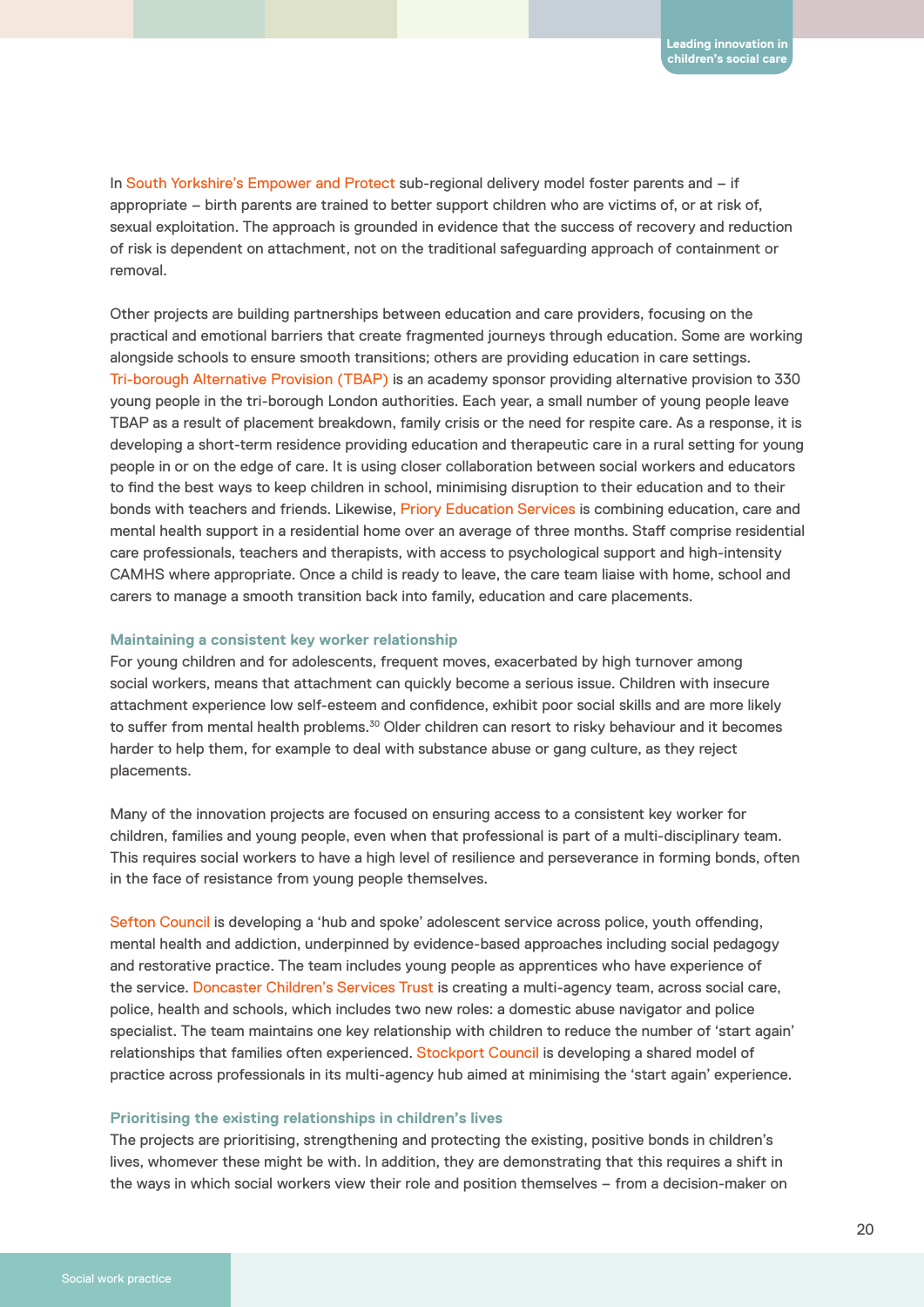In South Yorkshire's Empower and Protect sub-regional delivery model foster parents and – if appropriate – birth parents are trained to better support children who are victims of, or at risk of, sexual exploitation. The approach is grounded in evidence that the success of recovery and reduction of risk is dependent on attachment, not on the traditional safeguarding approach of containment or removal.

Other projects are building partnerships between education and care providers, focusing on the practical and emotional barriers that create fragmented journeys through education. Some are working alongside schools to ensure smooth transitions; others are providing education in care settings. Tri-borough Alternative Provision (TBAP) is an academy sponsor providing alternative provision to 330 young people in the tri-borough London authorities. Each year, a small number of young people leave TBAP as a result of placement breakdown, family crisis or the need for respite care. As a response, it is developing a short-term residence providing education and therapeutic care in a rural setting for young people in or on the edge of care. It is using closer collaboration between social workers and educators to find the best ways to keep children in school, minimising disruption to their education and to their bonds with teachers and friends. Likewise, Priory Education Services is combining education, care and mental health support in a residential home over an average of three months. Staff comprise residential care professionals, teachers and therapists, with access to psychological support and high-intensity CAMHS where appropriate. Once a child is ready to leave, the care team liaise with home, school and carers to manage a smooth transition back into family, education and care placements.

#### Maintaining a consistent key worker relationship

For young children and for adolescents, frequent moves, exacerbated by high turnover among social workers, means that attachment can quickly become a serious issue. Children with insecure attachment experience low self-esteem and confidence, exhibit poor social skills and are more likely to suffer from mental health problems.[30] Older children can resort to risky behaviour and it becomes harder to help them, for example to deal with substance abuse or gang culture, as they reject placements.

Many of the innovation projects are focused on ensuring access to a consistent key worker for children, families and young people, even when that professional is part of a multi-disciplinary team. This requires social workers to have a high level of resilience and perseverance in forming bonds, often in the face of resistance from young people themselves.

Sefton Council is developing a 'hub and spoke' adolescent service across police, youth offending, mental health and addiction, underpinned by evidence-based approaches including social pedagogy and restorative practice. The team includes young people as apprentices who have experience of the service. Doncaster Children's Services Trust is creating a multi-agency team, across social care, police, health and schools, which includes two new roles: a domestic abuse navigator and police specialist. The team maintains one key relationship with children to reduce the number of 'start again' relationships that families often experienced. Stockport Council is developing a shared model of practice across professionals in its multi-agency hub aimed at minimising the 'start again' experience.

#### Prioritising the existing relationships in children's lives

The projects are prioritising, strengthening and protecting the existing, positive bonds in children's lives, whomever these might be with. In addition, they are demonstrating that this requires a shift in the ways in which social workers view their role and position themselves – from a decision-maker on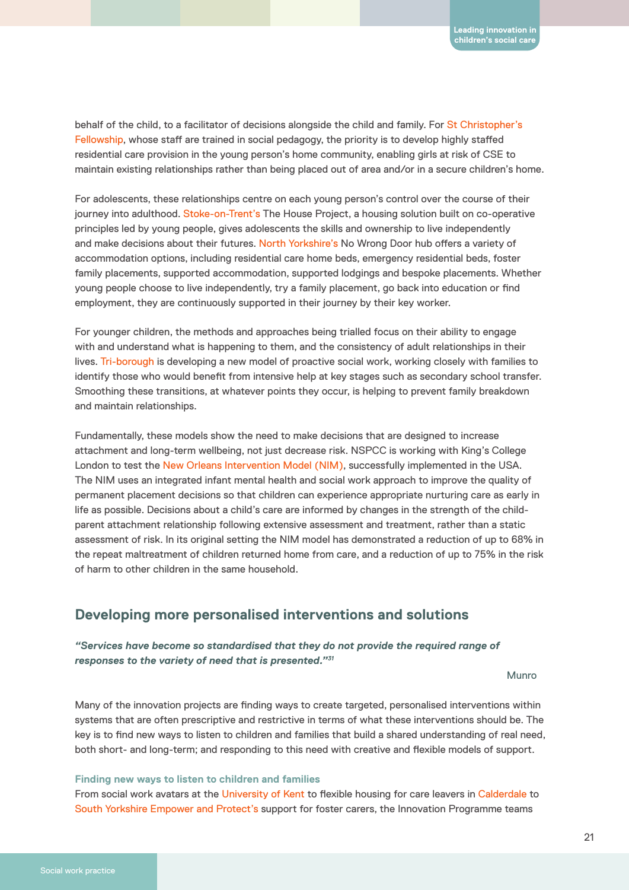behalf of the child, to a facilitator of decisions alongside the child and family. For St Christopher's Fellowship, whose staff are trained in social pedagogy, the priority is to develop highly staffed residential care provision in the young person's home community, enabling girls at risk of CSE to maintain existing relationships rather than being placed out of area and/or in a secure children's home.

For adolescents, these relationships centre on each young person's control over the course of their journey into adulthood. Stoke-on-Trent's The House Project, a housing solution built on co-operative principles led by young people, gives adolescents the skills and ownership to live independently and make decisions about their futures. North Yorkshire's No Wrong Door hub offers a variety of accommodation options, including residential care home beds, emergency residential beds, foster family placements, supported accommodation, supported lodgings and bespoke placements. Whether young people choose to live independently, try a family placement, go back into education or find employment, they are continuously supported in their journey by their key worker.

For younger children, the methods and approaches being trialled focus on their ability to engage with and understand what is happening to them, and the consistency of adult relationships in their lives. Tri-borough is developing a new model of proactive social work, working closely with families to identify those who would benefit from intensive help at key stages such as secondary school transfer. Smoothing these transitions, at whatever points they occur, is helping to prevent family breakdown and maintain relationships.

Fundamentally, these models show the need to make decisions that are designed to increase attachment and long-term wellbeing, not just decrease risk. NSPCC is working with King's College London to test the New Orleans Intervention Model (NIM), successfully implemented in the USA. The NIM uses an integrated infant mental health and social work approach to improve the quality of permanent placement decisions so that children can experience appropriate nurturing care as early in life as possible. Decisions about a child's care are informed by changes in the strength of the child-parent attachment relationship following extensive assessment and treatment, rather than a static assessment of risk. In its original setting the NIM model has demonstrated a reduction of up to 68% in the repeat maltreatment of children returned home from care, and a reduction of up to 75% in the risk of harm to other children in the same household.

## Developing more personalised interventions and solutions

***"Services have become so standardised that they do not provide the required range of responses to the variety of need that is presented."[31]***

Munro

Many of the innovation projects are finding ways to create targeted, personalised interventions within systems that are often prescriptive and restrictive in terms of what these interventions should be. The key is to find new ways to listen to children and families that build a shared understanding of real need, both short- and long-term; and responding to this need with creative and flexible models of support.

### Finding new ways to listen to children and families

From social work avatars at the University of Kent to flexible housing for care leavers in Calderdale to South Yorkshire Empower and Protect's support for foster carers, the Innovation Programme teams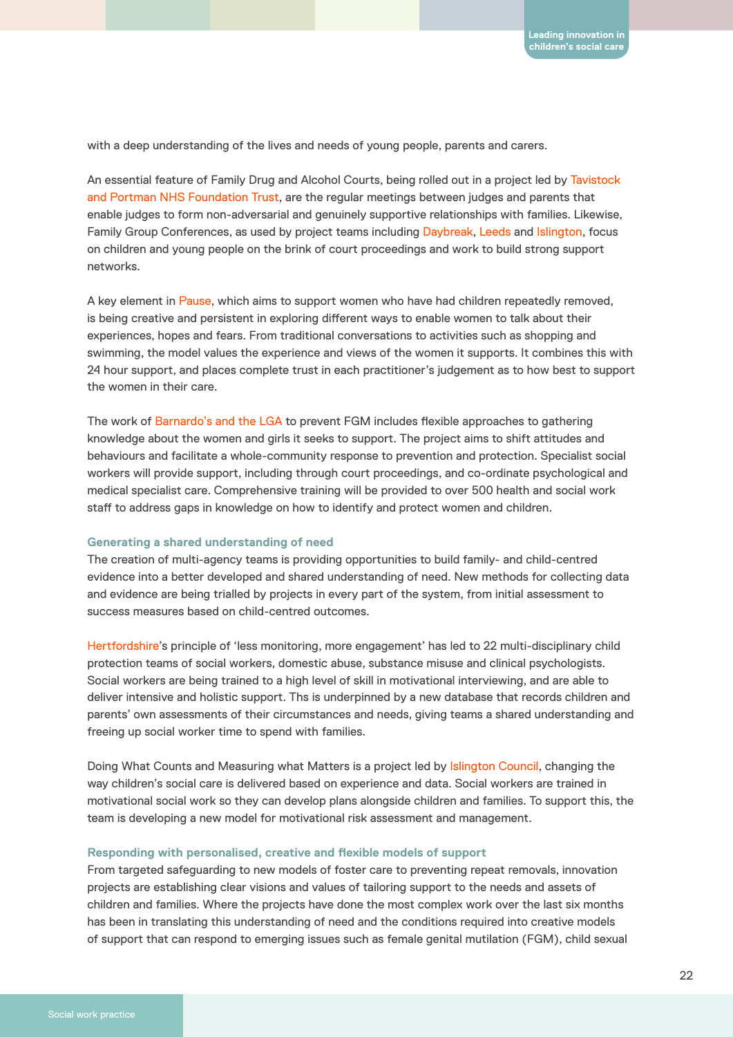with a deep understanding of the lives and needs of young people, parents and carers.

An essential feature of Family Drug and Alcohol Courts, being rolled out in a project led by Tavistock and Portman NHS Foundation Trust, are the regular meetings between judges and parents that enable judges to form non-adversarial and genuinely supportive relationships with families. Likewise, Family Group Conferences, as used by project teams including Daybreak, Leeds and Islington, focus on children and young people on the brink of court proceedings and work to build strong support networks.

A key element in Pause, which aims to support women who have had children repeatedly removed, is being creative and persistent in exploring different ways to enable women to talk about their experiences, hopes and fears. From traditional conversations to activities such as shopping and swimming, the model values the experience and views of the women it supports. It combines this with 24 hour support, and places complete trust in each practitioner's judgement as to how best to support the women in their care.

The work of Barnardo's and the LGA to prevent FGM includes flexible approaches to gathering knowledge about the women and girls it seeks to support. The project aims to shift attitudes and behaviours and facilitate a whole-community response to prevention and protection. Specialist social workers will provide support, including through court proceedings, and co-ordinate psychological and medical specialist care. Comprehensive training will be provided to over 500 health and social work staff to address gaps in knowledge on how to identify and protect women and children.

### Generating a shared understanding of need

The creation of multi-agency teams is providing opportunities to build family- and child-centred evidence into a better developed and shared understanding of need. New methods for collecting data and evidence are being trialled by projects in every part of the system, from initial assessment to success measures based on child-centred outcomes.

Hertfordshire's principle of 'less monitoring, more engagement' has led to 22 multi-disciplinary child protection teams of social workers, domestic abuse, substance misuse and clinical psychologists. Social workers are being trained to a high level of skill in motivational interviewing, and are able to deliver intensive and holistic support. Ths is underpinned by a new database that records children and parents' own assessments of their circumstances and needs, giving teams a shared understanding and freeing up social worker time to spend with families.

Doing What Counts and Measuring what Matters is a project led by Islington Council, changing the way children's social care is delivered based on experience and data. Social workers are trained in motivational social work so they can develop plans alongside children and families. To support this, the team is developing a new model for motivational risk assessment and management.

### Responding with personalised, creative and flexible models of support

From targeted safeguarding to new models of foster care to preventing repeat removals, innovation projects are establishing clear visions and values of tailoring support to the needs and assets of children and families. Where the projects have done the most complex work over the last six months has been in translating this understanding of need and the conditions required into creative models of support that can respond to emerging issues such as female genital mutilation (FGM), child sexual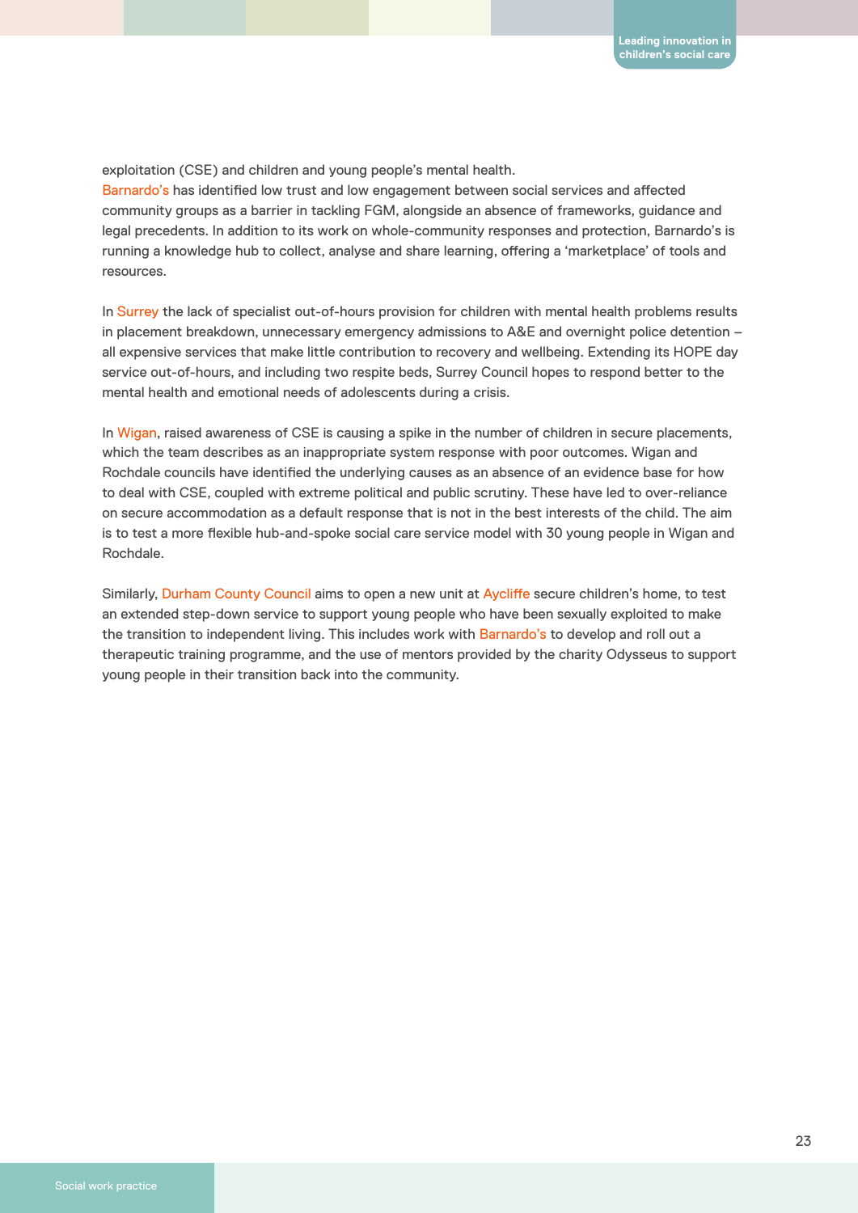exploitation (CSE) and children and young people's mental health.
Barnardo's has identified low trust and low engagement between social services and affected community groups as a barrier in tackling FGM, alongside an absence of frameworks, guidance and legal precedents. In addition to its work on whole-community responses and protection, Barnardo's is running a knowledge hub to collect, analyse and share learning, offering a 'marketplace' of tools and resources.

In Surrey the lack of specialist out-of-hours provision for children with mental health problems results in placement breakdown, unnecessary emergency admissions to A&E and overnight police detention – all expensive services that make little contribution to recovery and wellbeing. Extending its HOPE day service out-of-hours, and including two respite beds, Surrey Council hopes to respond better to the mental health and emotional needs of adolescents during a crisis.

In Wigan, raised awareness of CSE is causing a spike in the number of children in secure placements, which the team describes as an inappropriate system response with poor outcomes. Wigan and Rochdale councils have identified the underlying causes as an absence of an evidence base for how to deal with CSE, coupled with extreme political and public scrutiny. These have led to over-reliance on secure accommodation as a default response that is not in the best interests of the child. The aim is to test a more flexible hub-and-spoke social care service model with 30 young people in Wigan and Rochdale.

Similarly, Durham County Council aims to open a new unit at Aycliffe secure children's home, to test an extended step-down service to support young people who have been sexually exploited to make the transition to independent living. This includes work with Barnardo's to develop and roll out a therapeutic training programme, and the use of mentors provided by the charity Odysseus to support young people in their transition back into the community.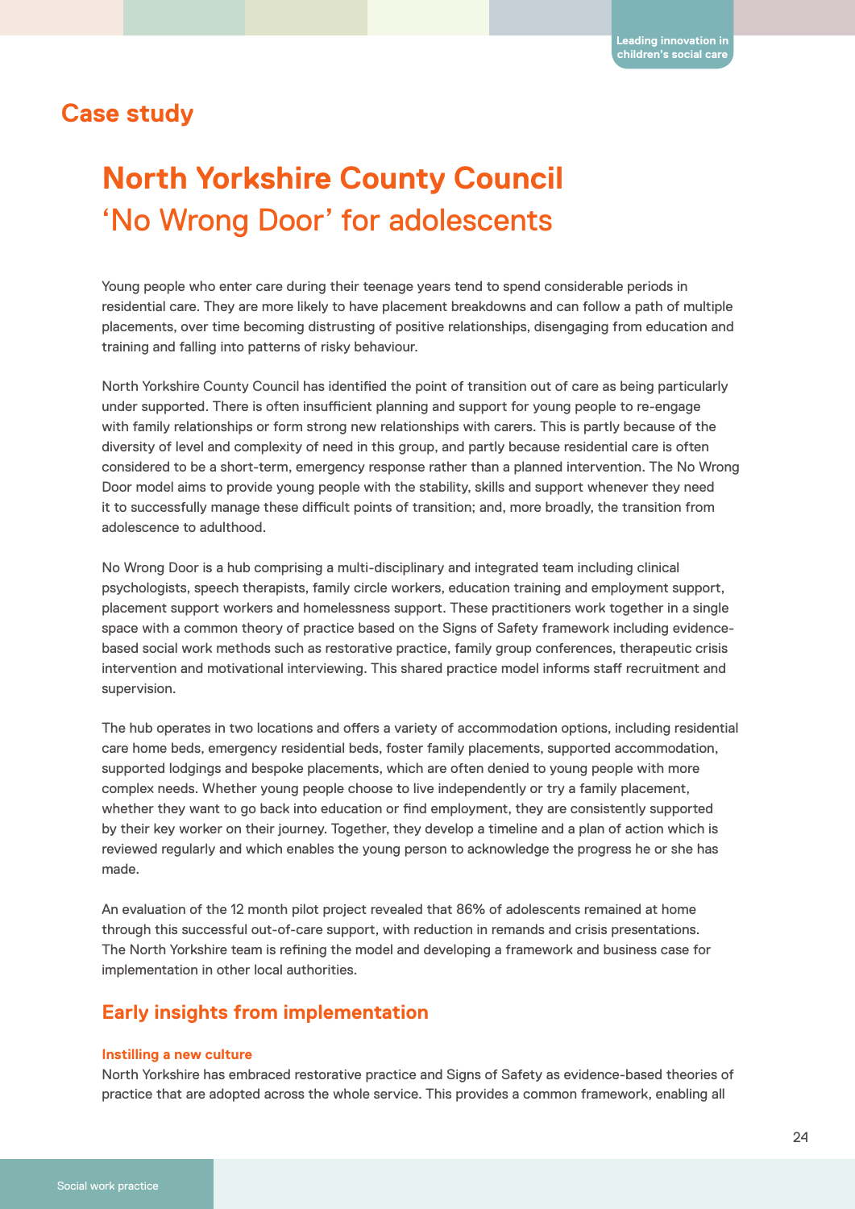## Case study

# North Yorkshire County Council
## 'No Wrong Door' for adolescents

Young people who enter care during their teenage years tend to spend considerable periods in residential care. They are more likely to have placement breakdowns and can follow a path of multiple placements, over time becoming distrusting of positive relationships, disengaging from education and training and falling into patterns of risky behaviour.

North Yorkshire County Council has identified the point of transition out of care as being particularly under supported. There is often insufficient planning and support for young people to re-engage with family relationships or form strong new relationships with carers. This is partly because of the diversity of level and complexity of need in this group, and partly because residential care is often considered to be a short-term, emergency response rather than a planned intervention. The No Wrong Door model aims to provide young people with the stability, skills and support whenever they need it to successfully manage these difficult points of transition; and, more broadly, the transition from adolescence to adulthood.

No Wrong Door is a hub comprising a multi-disciplinary and integrated team including clinical psychologists, speech therapists, family circle workers, education training and employment support, placement support workers and homelessness support. These practitioners work together in a single space with a common theory of practice based on the Signs of Safety framework including evidence-based social work methods such as restorative practice, family group conferences, therapeutic crisis intervention and motivational interviewing. This shared practice model informs staff recruitment and supervision.

The hub operates in two locations and offers a variety of accommodation options, including residential care home beds, emergency residential beds, foster family placements, supported accommodation, supported lodgings and bespoke placements, which are often denied to young people with more complex needs. Whether young people choose to live independently or try a family placement, whether they want to go back into education or find employment, they are consistently supported by their key worker on their journey. Together, they develop a timeline and a plan of action which is reviewed regularly and which enables the young person to acknowledge the progress he or she has made.

An evaluation of the 12 month pilot project revealed that 86% of adolescents remained at home through this successful out-of-care support, with reduction in remands and crisis presentations. The North Yorkshire team is refining the model and developing a framework and business case for implementation in other local authorities.

### Early insights from implementation

#### Instilling a new culture

North Yorkshire has embraced restorative practice and Signs of Safety as evidence-based theories of practice that are adopted across the whole service. This provides a common framework, enabling all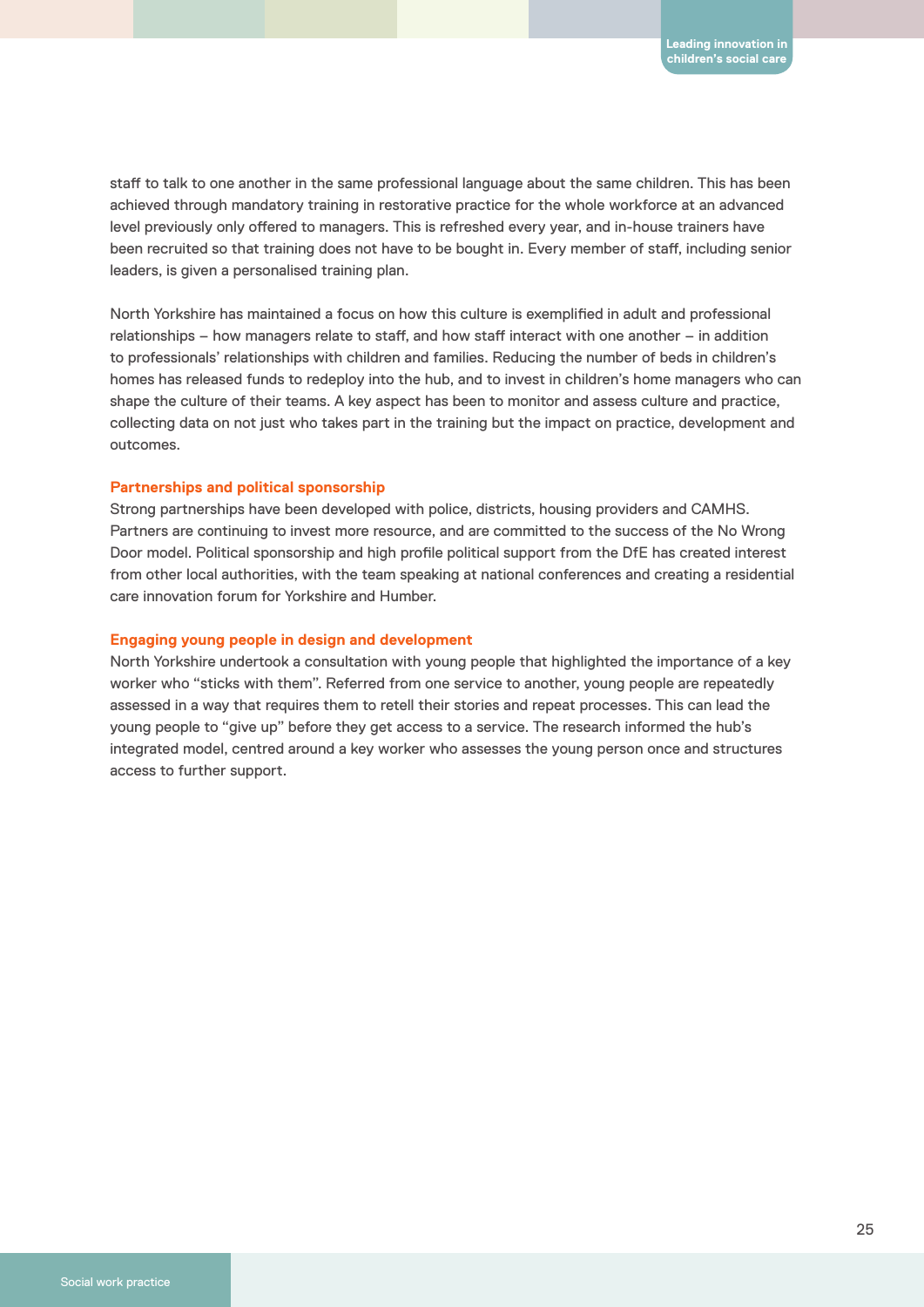staff to talk to one another in the same professional language about the same children. This has been achieved through mandatory training in restorative practice for the whole workforce at an advanced level previously only offered to managers. This is refreshed every year, and in-house trainers have been recruited so that training does not have to be bought in. Every member of staff, including senior leaders, is given a personalised training plan.

North Yorkshire has maintained a focus on how this culture is exemplified in adult and professional relationships – how managers relate to staff, and how staff interact with one another – in addition to professionals' relationships with children and families. Reducing the number of beds in children's homes has released funds to redeploy into the hub, and to invest in children's home managers who can shape the culture of their teams. A key aspect has been to monitor and assess culture and practice, collecting data on not just who takes part in the training but the impact on practice, development and outcomes.

### Partnerships and political sponsorship

Strong partnerships have been developed with police, districts, housing providers and CAMHS. Partners are continuing to invest more resource, and are committed to the success of the No Wrong Door model. Political sponsorship and high profile political support from the DfE has created interest from other local authorities, with the team speaking at national conferences and creating a residential care innovation forum for Yorkshire and Humber.

### Engaging young people in design and development

North Yorkshire undertook a consultation with young people that highlighted the importance of a key worker who "sticks with them". Referred from one service to another, young people are repeatedly assessed in a way that requires them to retell their stories and repeat processes. This can lead the young people to "give up" before they get access to a service. The research informed the hub's integrated model, centred around a key worker who assesses the young person once and structures access to further support.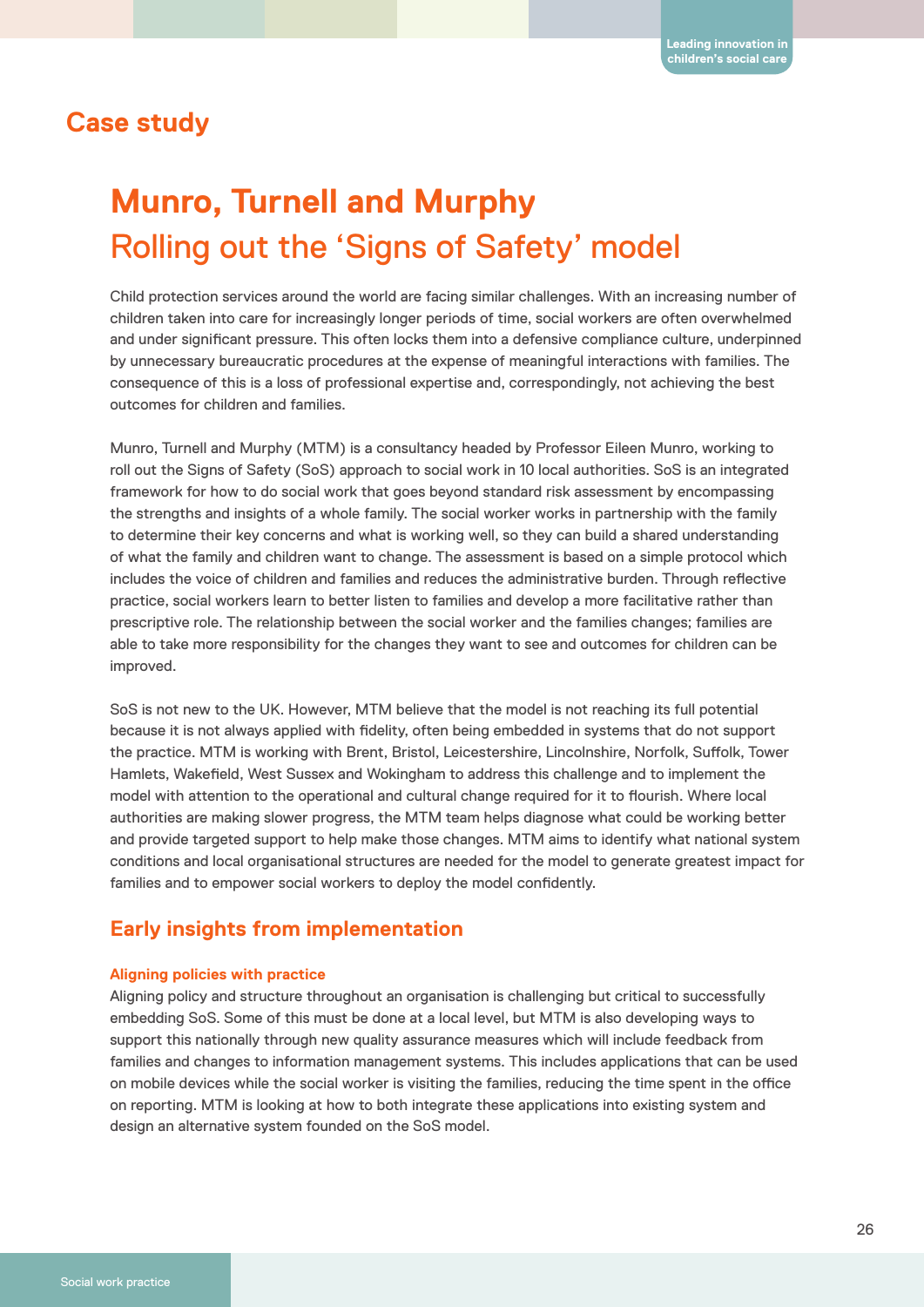## Case study

# Munro, Turnell and Murphy

## Rolling out the 'Signs of Safety' model

Child protection services around the world are facing similar challenges. With an increasing number of children taken into care for increasingly longer periods of time, social workers are often overwhelmed and under significant pressure. This often locks them into a defensive compliance culture, underpinned by unnecessary bureaucratic procedures at the expense of meaningful interactions with families. The consequence of this is a loss of professional expertise and, correspondingly, not achieving the best outcomes for children and families.

Munro, Turnell and Murphy (MTM) is a consultancy headed by Professor Eileen Munro, working to roll out the Signs of Safety (SoS) approach to social work in 10 local authorities. SoS is an integrated framework for how to do social work that goes beyond standard risk assessment by encompassing the strengths and insights of a whole family. The social worker works in partnership with the family to determine their key concerns and what is working well, so they can build a shared understanding of what the family and children want to change. The assessment is based on a simple protocol which includes the voice of children and families and reduces the administrative burden. Through reflective practice, social workers learn to better listen to families and develop a more facilitative rather than prescriptive role. The relationship between the social worker and the families changes; families are able to take more responsibility for the changes they want to see and outcomes for children can be improved.

SoS is not new to the UK. However, MTM believe that the model is not reaching its full potential because it is not always applied with fidelity, often being embedded in systems that do not support the practice. MTM is working with Brent, Bristol, Leicestershire, Lincolnshire, Norfolk, Suffolk, Tower Hamlets, Wakefield, West Sussex and Wokingham to address this challenge and to implement the model with attention to the operational and cultural change required for it to flourish. Where local authorities are making slower progress, the MTM team helps diagnose what could be working better and provide targeted support to help make those changes. MTM aims to identify what national system conditions and local organisational structures are needed for the model to generate greatest impact for families and to empower social workers to deploy the model confidently.

### Early insights from implementation

#### Aligning policies with practice

Aligning policy and structure throughout an organisation is challenging but critical to successfully embedding SoS. Some of this must be done at a local level, but MTM is also developing ways to support this nationally through new quality assurance measures which will include feedback from families and changes to information management systems. This includes applications that can be used on mobile devices while the social worker is visiting the families, reducing the time spent in the office on reporting. MTM is looking at how to both integrate these applications into existing system and design an alternative system founded on the SoS model.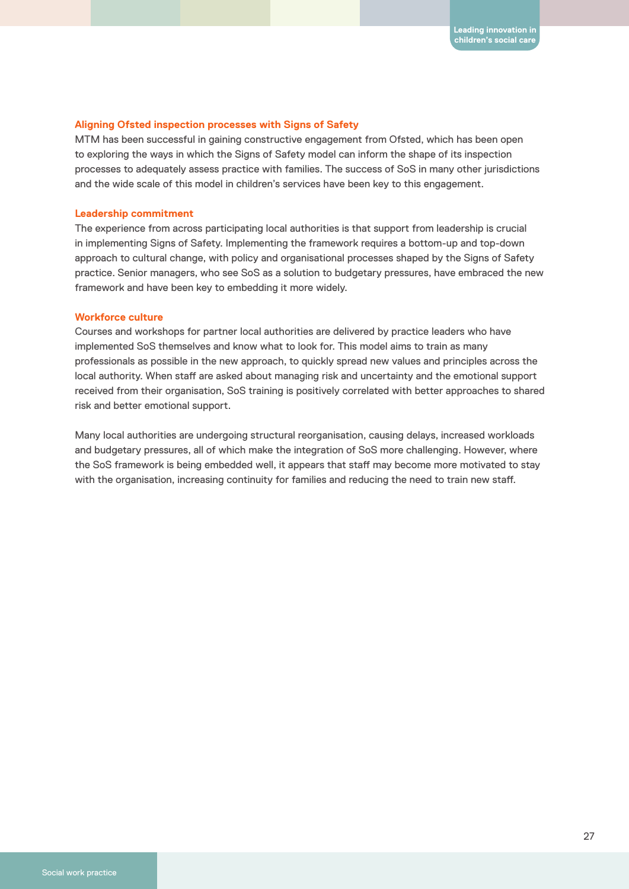### Aligning Ofsted inspection processes with Signs of Safety

MTM has been successful in gaining constructive engagement from Ofsted, which has been open to exploring the ways in which the Signs of Safety model can inform the shape of its inspection processes to adequately assess practice with families. The success of SoS in many other jurisdictions and the wide scale of this model in children's services have been key to this engagement.

### Leadership commitment

The experience from across participating local authorities is that support from leadership is crucial in implementing Signs of Safety. Implementing the framework requires a bottom-up and top-down approach to cultural change, with policy and organisational processes shaped by the Signs of Safety practice. Senior managers, who see SoS as a solution to budgetary pressures, have embraced the new framework and have been key to embedding it more widely.

### Workforce culture

Courses and workshops for partner local authorities are delivered by practice leaders who have implemented SoS themselves and know what to look for. This model aims to train as many professionals as possible in the new approach, to quickly spread new values and principles across the local authority. When staff are asked about managing risk and uncertainty and the emotional support received from their organisation, SoS training is positively correlated with better approaches to shared risk and better emotional support.

Many local authorities are undergoing structural reorganisation, causing delays, increased workloads and budgetary pressures, all of which make the integration of SoS more challenging. However, where the SoS framework is being embedded well, it appears that staff may become more motivated to stay with the organisation, increasing continuity for families and reducing the need to train new staff.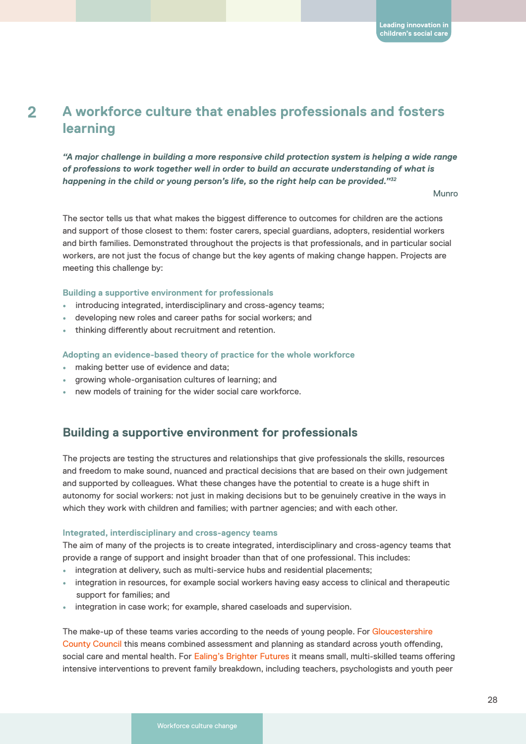## 2 A workforce culture that enables professionals and fosters learning

***"A major challenge in building a more responsive child protection system is helping a wide range of professions to work together well in order to build an accurate understanding of what is happening in the child or young person's life, so the right help can be provided."[32]***

Munro

The sector tells us that what makes the biggest difference to outcomes for children are the actions and support of those closest to them: foster carers, special guardians, adopters, residential workers and birth families. Demonstrated throughout the projects is that professionals, and in particular social workers, are not just the focus of change but the key agents of making change happen. Projects are meeting this challenge by:

**Building a supportive environment for professionals**

- introducing integrated, interdisciplinary and cross-agency teams;
- developing new roles and career paths for social workers; and
- thinking differently about recruitment and retention.

**Adopting an evidence-based theory of practice for the whole workforce**

- making better use of evidence and data;
- growing whole-organisation cultures of learning; and
- new models of training for the wider social care workforce.

### Building a supportive environment for professionals

The projects are testing the structures and relationships that give professionals the skills, resources and freedom to make sound, nuanced and practical decisions that are based on their own judgement and supported by colleagues. What these changes have the potential to create is a huge shift in autonomy for social workers: not just in making decisions but to be genuinely creative in the ways in which they work with children and families; with partner agencies; and with each other.

**Integrated, interdisciplinary and cross-agency teams**

The aim of many of the projects is to create integrated, interdisciplinary and cross-agency teams that provide a range of support and insight broader than that of one professional. This includes:

- integration at delivery, such as multi-service hubs and residential placements;
- integration in resources, for example social workers having easy access to clinical and therapeutic support for families; and
- integration in case work; for example, shared caseloads and supervision.

The make-up of these teams varies according to the needs of young people. For Gloucestershire County Council this means combined assessment and planning as standard across youth offending, social care and mental health. For Ealing's Brighter Futures it means small, multi-skilled teams offering intensive interventions to prevent family breakdown, including teachers, psychologists and youth peer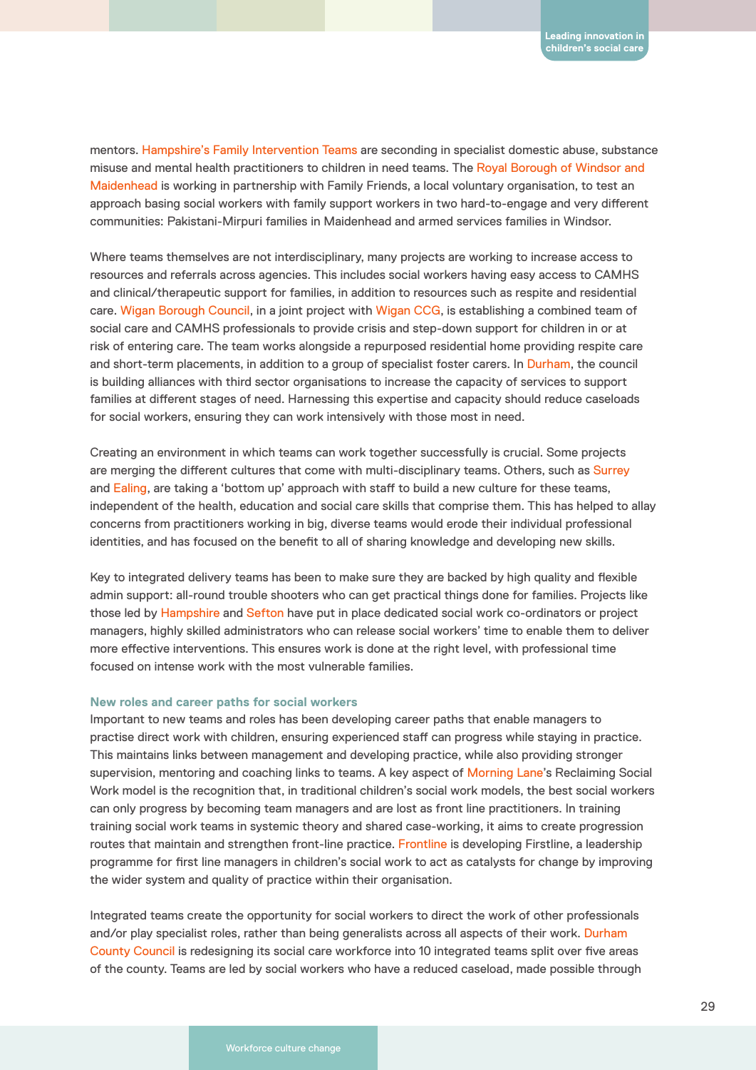mentors. Hampshire's Family Intervention Teams are seconding in specialist domestic abuse, substance misuse and mental health practitioners to children in need teams. The Royal Borough of Windsor and Maidenhead is working in partnership with Family Friends, a local voluntary organisation, to test an approach basing social workers with family support workers in two hard-to-engage and very different communities: Pakistani-Mirpuri families in Maidenhead and armed services families in Windsor.

Where teams themselves are not interdisciplinary, many projects are working to increase access to resources and referrals across agencies. This includes social workers having easy access to CAMHS and clinical/therapeutic support for families, in addition to resources such as respite and residential care. Wigan Borough Council, in a joint project with Wigan CCG, is establishing a combined team of social care and CAMHS professionals to provide crisis and step-down support for children in or at risk of entering care. The team works alongside a repurposed residential home providing respite care and short-term placements, in addition to a group of specialist foster carers. In Durham, the council is building alliances with third sector organisations to increase the capacity of services to support families at different stages of need. Harnessing this expertise and capacity should reduce caseloads for social workers, ensuring they can work intensively with those most in need.

Creating an environment in which teams can work together successfully is crucial. Some projects are merging the different cultures that come with multi-disciplinary teams. Others, such as Surrey and Ealing, are taking a 'bottom up' approach with staff to build a new culture for these teams, independent of the health, education and social care skills that comprise them. This has helped to allay concerns from practitioners working in big, diverse teams would erode their individual professional identities, and has focused on the benefit to all of sharing knowledge and developing new skills.

Key to integrated delivery teams has been to make sure they are backed by high quality and flexible admin support: all-round trouble shooters who can get practical things done for families. Projects like those led by Hampshire and Sefton have put in place dedicated social work co-ordinators or project managers, highly skilled administrators who can release social workers' time to enable them to deliver more effective interventions. This ensures work is done at the right level, with professional time focused on intense work with the most vulnerable families.

#### New roles and career paths for social workers

Important to new teams and roles has been developing career paths that enable managers to practise direct work with children, ensuring experienced staff can progress while staying in practice. This maintains links between management and developing practice, while also providing stronger supervision, mentoring and coaching links to teams. A key aspect of Morning Lane's Reclaiming Social Work model is the recognition that, in traditional children's social work models, the best social workers can only progress by becoming team managers and are lost as front line practitioners. In training training social work teams in systemic theory and shared case-working, it aims to create progression routes that maintain and strengthen front-line practice. Frontline is developing Firstline, a leadership programme for first line managers in children's social work to act as catalysts for change by improving the wider system and quality of practice within their organisation.

Integrated teams create the opportunity for social workers to direct the work of other professionals and/or play specialist roles, rather than being generalists across all aspects of their work. Durham County Council is redesigning its social care workforce into 10 integrated teams split over five areas of the county. Teams are led by social workers who have a reduced caseload, made possible through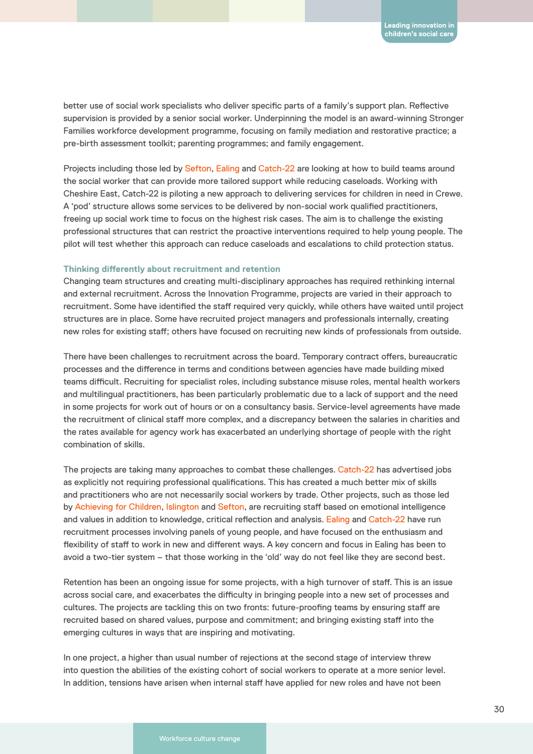better use of social work specialists who deliver specific parts of a family's support plan. Reflective supervision is provided by a senior social worker. Underpinning the model is an award-winning Stronger Families workforce development programme, focusing on family mediation and restorative practice; a pre-birth assessment toolkit; parenting programmes; and family engagement.

Projects including those led by Sefton, Ealing and Catch-22 are looking at how to build teams around the social worker that can provide more tailored support while reducing caseloads. Working with Cheshire East, Catch-22 is piloting a new approach to delivering services for children in need in Crewe. A 'pod' structure allows some services to be delivered by non-social work qualified practitioners, freeing up social work time to focus on the highest risk cases. The aim is to challenge the existing professional structures that can restrict the proactive interventions required to help young people. The pilot will test whether this approach can reduce caseloads and escalations to child protection status.

### Thinking differently about recruitment and retention

Changing team structures and creating multi-disciplinary approaches has required rethinking internal and external recruitment. Across the Innovation Programme, projects are varied in their approach to recruitment. Some have identified the staff required very quickly, while others have waited until project structures are in place. Some have recruited project managers and professionals internally, creating new roles for existing staff; others have focused on recruiting new kinds of professionals from outside.

There have been challenges to recruitment across the board. Temporary contract offers, bureaucratic processes and the difference in terms and conditions between agencies have made building mixed teams difficult. Recruiting for specialist roles, including substance misuse roles, mental health workers and multilingual practitioners, has been particularly problematic due to a lack of support and the need in some projects for work out of hours or on a consultancy basis. Service-level agreements have made the recruitment of clinical staff more complex, and a discrepancy between the salaries in charities and the rates available for agency work has exacerbated an underlying shortage of people with the right combination of skills.

The projects are taking many approaches to combat these challenges. Catch-22 has advertised jobs as explicitly not requiring professional qualifications. This has created a much better mix of skills and practitioners who are not necessarily social workers by trade. Other projects, such as those led by Achieving for Children, Islington and Sefton, are recruiting staff based on emotional intelligence and values in addition to knowledge, critical reflection and analysis. Ealing and Catch-22 have run recruitment processes involving panels of young people, and have focused on the enthusiasm and flexibility of staff to work in new and different ways. A key concern and focus in Ealing has been to avoid a two-tier system – that those working in the 'old' way do not feel like they are second best.

Retention has been an ongoing issue for some projects, with a high turnover of staff. This is an issue across social care, and exacerbates the difficulty in bringing people into a new set of processes and cultures. The projects are tackling this on two fronts: future-proofing teams by ensuring staff are recruited based on shared values, purpose and commitment; and bringing existing staff into the emerging cultures in ways that are inspiring and motivating.

In one project, a higher than usual number of rejections at the second stage of interview threw into question the abilities of the existing cohort of social workers to operate at a more senior level. In addition, tensions have arisen when internal staff have applied for new roles and have not been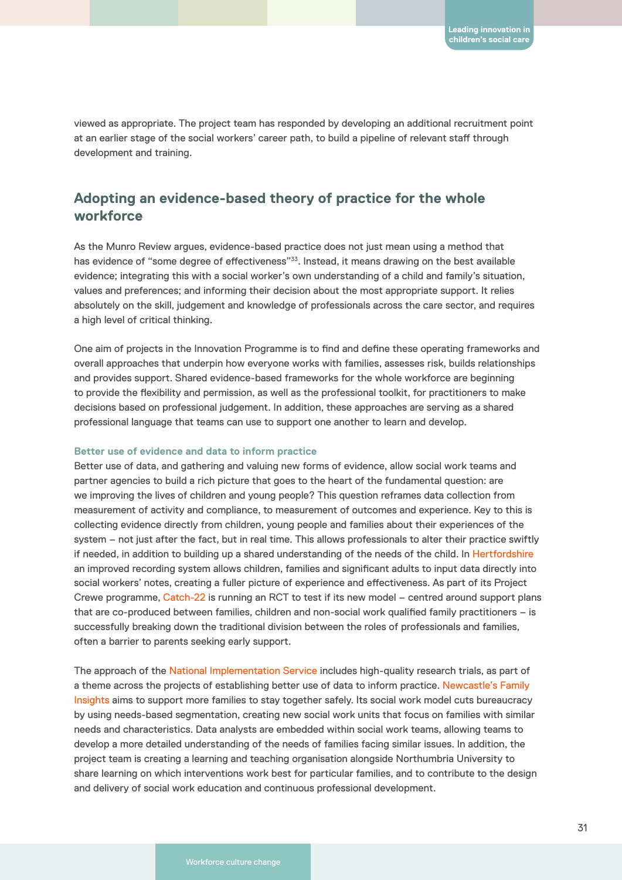viewed as appropriate. The project team has responded by developing an additional recruitment point at an earlier stage of the social workers' career path, to build a pipeline of relevant staff through development and training.

## Adopting an evidence-based theory of practice for the whole workforce

As the Munro Review argues, evidence-based practice does not just mean using a method that has evidence of "some degree of effectiveness"[33]. Instead, it means drawing on the best available evidence; integrating this with a social worker's own understanding of a child and family's situation, values and preferences; and informing their decision about the most appropriate support. It relies absolutely on the skill, judgement and knowledge of professionals across the care sector, and requires a high level of critical thinking.

One aim of projects in the Innovation Programme is to find and define these operating frameworks and overall approaches that underpin how everyone works with families, assesses risk, builds relationships and provides support. Shared evidence-based frameworks for the whole workforce are beginning to provide the flexibility and permission, as well as the professional toolkit, for practitioners to make decisions based on professional judgement. In addition, these approaches are serving as a shared professional language that teams can use to support one another to learn and develop.

#### Better use of evidence and data to inform practice

Better use of data, and gathering and valuing new forms of evidence, allow social work teams and partner agencies to build a rich picture that goes to the heart of the fundamental question: are we improving the lives of children and young people? This question reframes data collection from measurement of activity and compliance, to measurement of outcomes and experience. Key to this is collecting evidence directly from children, young people and families about their experiences of the system – not just after the fact, but in real time. This allows professionals to alter their practice swiftly if needed, in addition to building up a shared understanding of the needs of the child. In Hertfordshire an improved recording system allows children, families and significant adults to input data directly into social workers' notes, creating a fuller picture of experience and effectiveness. As part of its Project Crewe programme, Catch-22 is running an RCT to test if its new model – centred around support plans that are co-produced between families, children and non-social work qualified family practitioners – is successfully breaking down the traditional division between the roles of professionals and families, often a barrier to parents seeking early support.

The approach of the National Implementation Service includes high-quality research trials, as part of a theme across the projects of establishing better use of data to inform practice. Newcastle's Family Insights aims to support more families to stay together safely. Its social work model cuts bureaucracy by using needs-based segmentation, creating new social work units that focus on families with similar needs and characteristics. Data analysts are embedded within social work teams, allowing teams to develop a more detailed understanding of the needs of families facing similar issues. In addition, the project team is creating a learning and teaching organisation alongside Northumbria University to share learning on which interventions work best for particular families, and to contribute to the design and delivery of social work education and continuous professional development.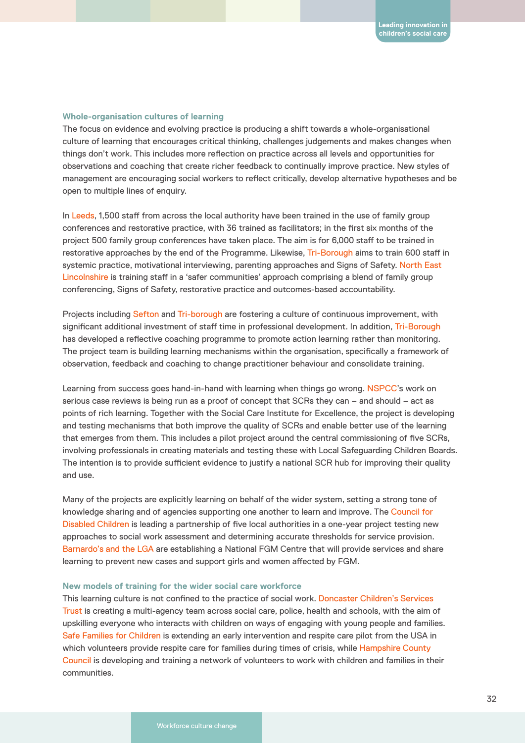### Whole-organisation cultures of learning

The focus on evidence and evolving practice is producing a shift towards a whole-organisational culture of learning that encourages critical thinking, challenges judgements and makes changes when things don't work. This includes more reflection on practice across all levels and opportunities for observations and coaching that create richer feedback to continually improve practice. New styles of management are encouraging social workers to reflect critically, develop alternative hypotheses and be open to multiple lines of enquiry.

In Leeds, 1,500 staff from across the local authority have been trained in the use of family group conferences and restorative practice, with 36 trained as facilitators; in the first six months of the project 500 family group conferences have taken place. The aim is for 6,000 staff to be trained in restorative approaches by the end of the Programme. Likewise, Tri-Borough aims to train 600 staff in systemic practice, motivational interviewing, parenting approaches and Signs of Safety. North East Lincolnshire is training staff in a 'safer communities' approach comprising a blend of family group conferencing, Signs of Safety, restorative practice and outcomes-based accountability.

Projects including Sefton and Tri-borough are fostering a culture of continuous improvement, with significant additional investment of staff time in professional development. In addition, Tri-Borough has developed a reflective coaching programme to promote action learning rather than monitoring. The project team is building learning mechanisms within the organisation, specifically a framework of observation, feedback and coaching to change practitioner behaviour and consolidate training.

Learning from success goes hand-in-hand with learning when things go wrong. NSPCC's work on serious case reviews is being run as a proof of concept that SCRs they can – and should – act as points of rich learning. Together with the Social Care Institute for Excellence, the project is developing and testing mechanisms that both improve the quality of SCRs and enable better use of the learning that emerges from them. This includes a pilot project around the central commissioning of five SCRs, involving professionals in creating materials and testing these with Local Safeguarding Children Boards. The intention is to provide sufficient evidence to justify a national SCR hub for improving their quality and use.

Many of the projects are explicitly learning on behalf of the wider system, setting a strong tone of knowledge sharing and of agencies supporting one another to learn and improve. The Council for Disabled Children is leading a partnership of five local authorities in a one-year project testing new approaches to social work assessment and determining accurate thresholds for service provision. Barnardo's and the LGA are establishing a National FGM Centre that will provide services and share learning to prevent new cases and support girls and women affected by FGM.

### New models of training for the wider social care workforce

This learning culture is not confined to the practice of social work. Doncaster Children's Services Trust is creating a multi-agency team across social care, police, health and schools, with the aim of upskilling everyone who interacts with children on ways of engaging with young people and families. Safe Families for Children is extending an early intervention and respite care pilot from the USA in which volunteers provide respite care for families during times of crisis, while Hampshire County Council is developing and training a network of volunteers to work with children and families in their communities.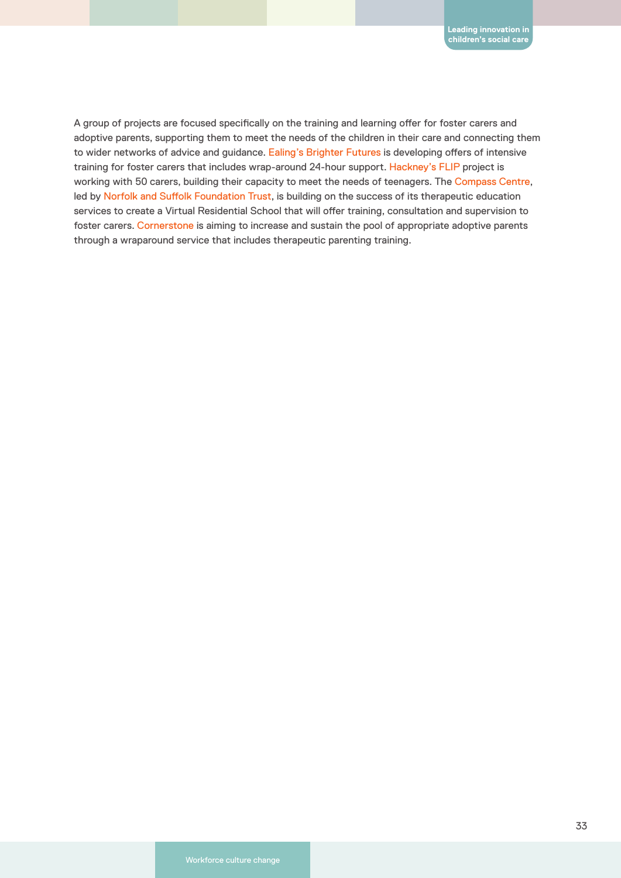A group of projects are focused specifically on the training and learning offer for foster carers and adoptive parents, supporting them to meet the needs of the children in their care and connecting them to wider networks of advice and guidance. Ealing's Brighter Futures is developing offers of intensive training for foster carers that includes wrap-around 24-hour support. Hackney's FLIP project is working with 50 carers, building their capacity to meet the needs of teenagers. The Compass Centre, led by Norfolk and Suffolk Foundation Trust, is building on the success of its therapeutic education services to create a Virtual Residential School that will offer training, consultation and supervision to foster carers. Cornerstone is aiming to increase and sustain the pool of appropriate adoptive parents through a wraparound service that includes therapeutic parenting training.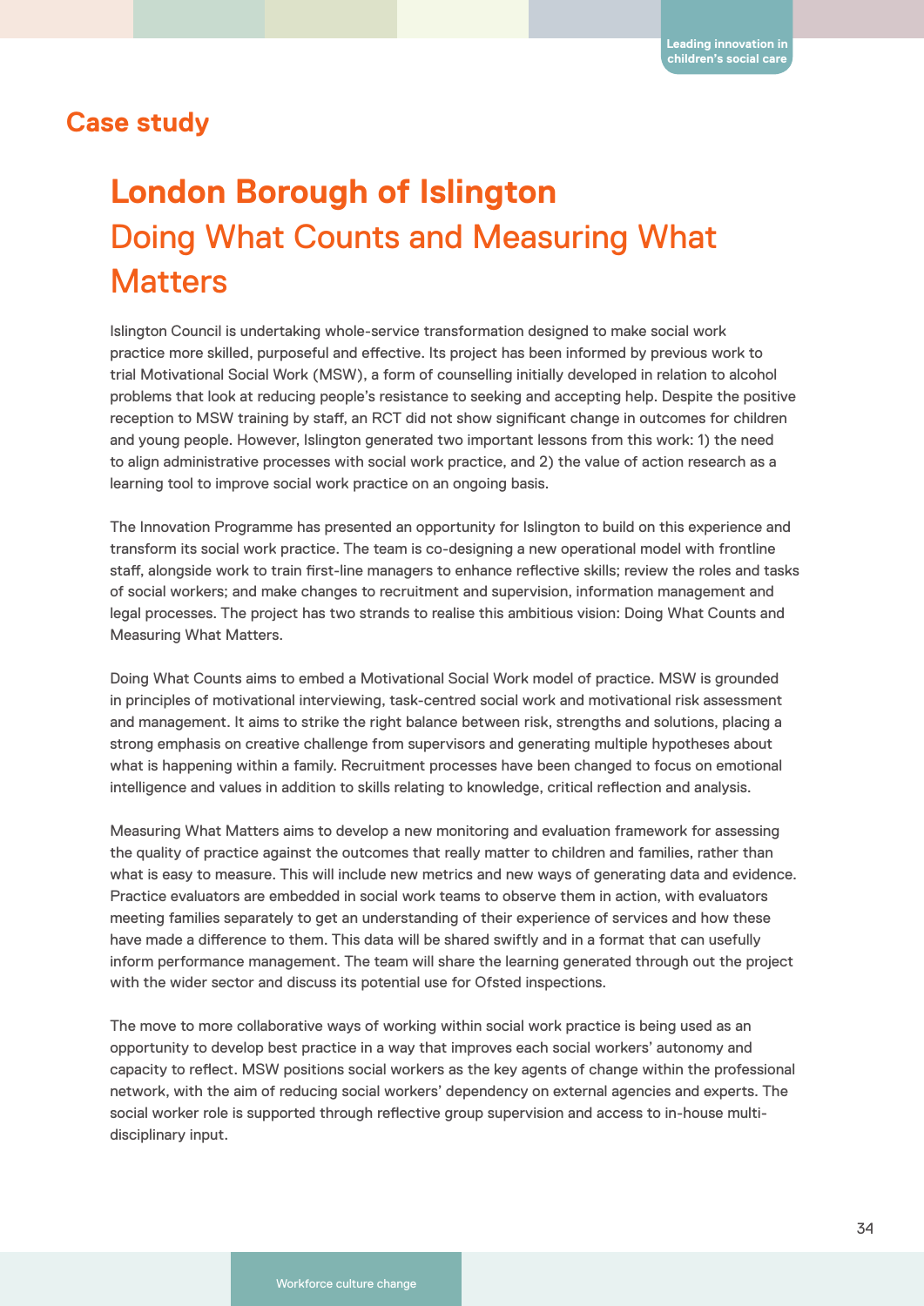## Case study

# London Borough of Islington

## Doing What Counts and Measuring What Matters

Islington Council is undertaking whole-service transformation designed to make social work practice more skilled, purposeful and effective. Its project has been informed by previous work to trial Motivational Social Work (MSW), a form of counselling initially developed in relation to alcohol problems that look at reducing people's resistance to seeking and accepting help. Despite the positive reception to MSW training by staff, an RCT did not show significant change in outcomes for children and young people. However, Islington generated two important lessons from this work: 1) the need to align administrative processes with social work practice, and 2) the value of action research as a learning tool to improve social work practice on an ongoing basis.

The Innovation Programme has presented an opportunity for Islington to build on this experience and transform its social work practice. The team is co-designing a new operational model with frontline staff, alongside work to train first-line managers to enhance reflective skills; review the roles and tasks of social workers; and make changes to recruitment and supervision, information management and legal processes. The project has two strands to realise this ambitious vision: Doing What Counts and Measuring What Matters.

Doing What Counts aims to embed a Motivational Social Work model of practice. MSW is grounded in principles of motivational interviewing, task-centred social work and motivational risk assessment and management. It aims to strike the right balance between risk, strengths and solutions, placing a strong emphasis on creative challenge from supervisors and generating multiple hypotheses about what is happening within a family. Recruitment processes have been changed to focus on emotional intelligence and values in addition to skills relating to knowledge, critical reflection and analysis.

Measuring What Matters aims to develop a new monitoring and evaluation framework for assessing the quality of practice against the outcomes that really matter to children and families, rather than what is easy to measure. This will include new metrics and new ways of generating data and evidence. Practice evaluators are embedded in social work teams to observe them in action, with evaluators meeting families separately to get an understanding of their experience of services and how these have made a difference to them. This data will be shared swiftly and in a format that can usefully inform performance management. The team will share the learning generated through out the project with the wider sector and discuss its potential use for Ofsted inspections.

The move to more collaborative ways of working within social work practice is being used as an opportunity to develop best practice in a way that improves each social workers' autonomy and capacity to reflect. MSW positions social workers as the key agents of change within the professional network, with the aim of reducing social workers' dependency on external agencies and experts. The social worker role is supported through reflective group supervision and access to in-house multi-disciplinary input.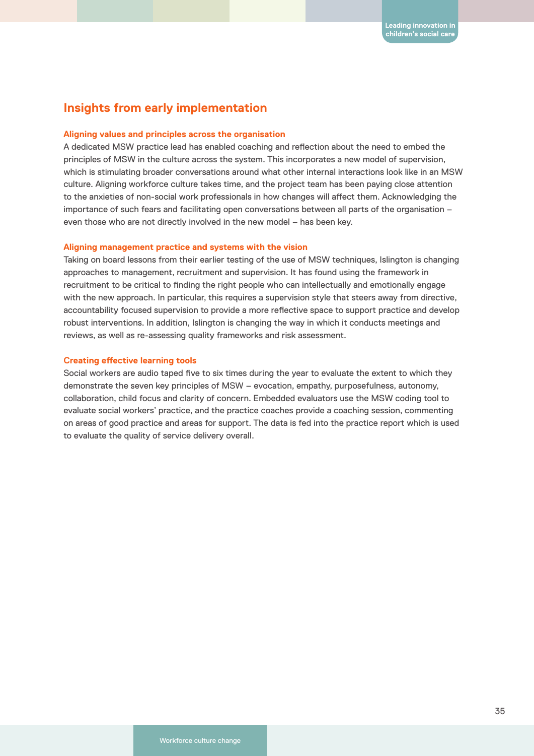## Insights from early implementation

### Aligning values and principles across the organisation

A dedicated MSW practice lead has enabled coaching and reflection about the need to embed the principles of MSW in the culture across the system. This incorporates a new model of supervision, which is stimulating broader conversations around what other internal interactions look like in an MSW culture. Aligning workforce culture takes time, and the project team has been paying close attention to the anxieties of non-social work professionals in how changes will affect them. Acknowledging the importance of such fears and facilitating open conversations between all parts of the organisation – even those who are not directly involved in the new model – has been key.

### Aligning management practice and systems with the vision

Taking on board lessons from their earlier testing of the use of MSW techniques, Islington is changing approaches to management, recruitment and supervision. It has found using the framework in recruitment to be critical to finding the right people who can intellectually and emotionally engage with the new approach. In particular, this requires a supervision style that steers away from directive, accountability focused supervision to provide a more reflective space to support practice and develop robust interventions. In addition, Islington is changing the way in which it conducts meetings and reviews, as well as re-assessing quality frameworks and risk assessment.

### Creating effective learning tools

Social workers are audio taped five to six times during the year to evaluate the extent to which they demonstrate the seven key principles of MSW – evocation, empathy, purposefulness, autonomy, collaboration, child focus and clarity of concern. Embedded evaluators use the MSW coding tool to evaluate social workers' practice, and the practice coaches provide a coaching session, commenting on areas of good practice and areas for support. The data is fed into the practice report which is used to evaluate the quality of service delivery overall.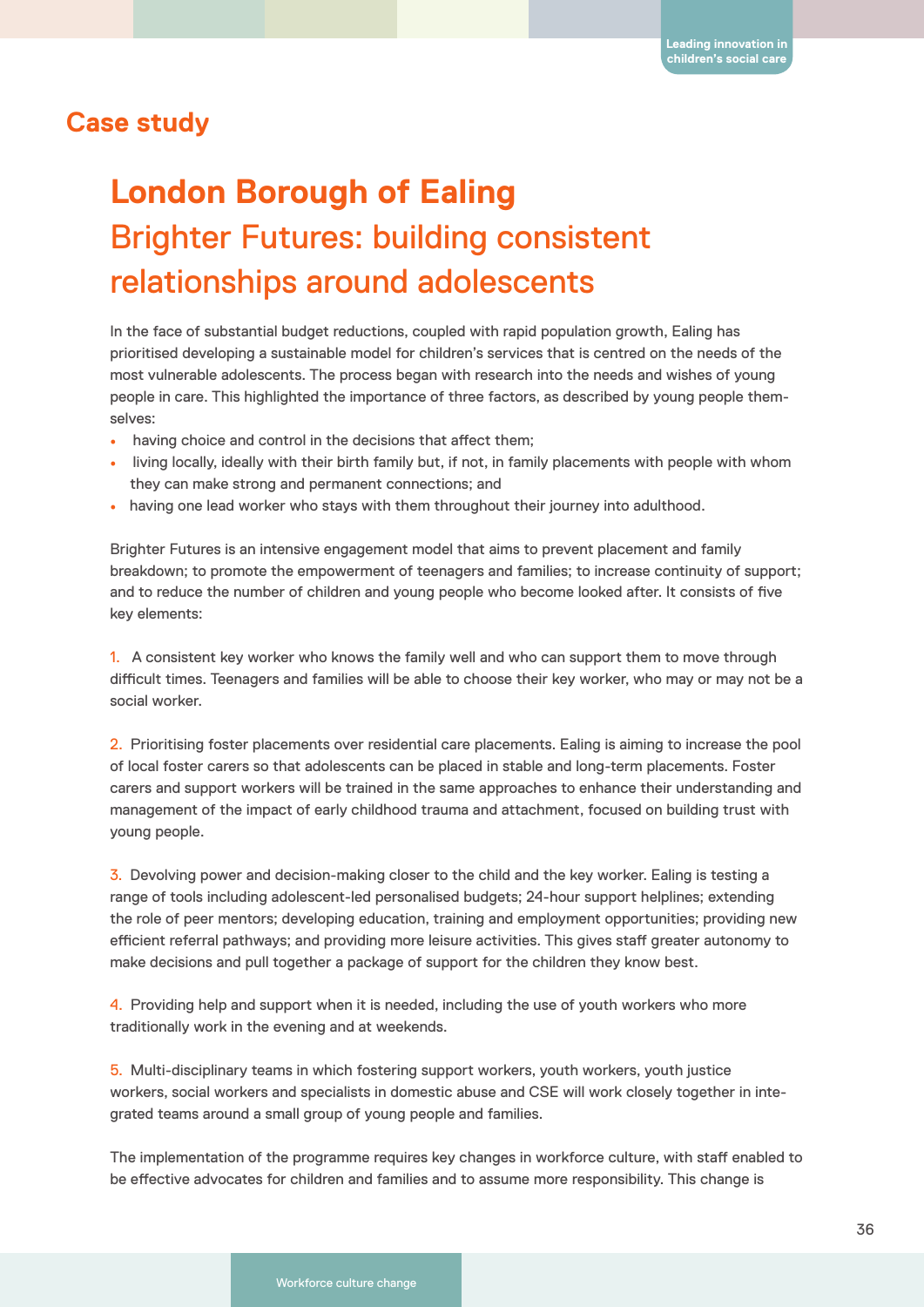## Case study

# London Borough of Ealing

## Brighter Futures: building consistent relationships around adolescents

In the face of substantial budget reductions, coupled with rapid population growth, Ealing has prioritised developing a sustainable model for children's services that is centred on the needs of the most vulnerable adolescents. The process began with research into the needs and wishes of young people in care. This highlighted the importance of three factors, as described by young people themselves:

- having choice and control in the decisions that affect them;
- living locally, ideally with their birth family but, if not, in family placements with people with whom they can make strong and permanent connections; and
- having one lead worker who stays with them throughout their journey into adulthood.

Brighter Futures is an intensive engagement model that aims to prevent placement and family breakdown; to promote the empowerment of teenagers and families; to increase continuity of support; and to reduce the number of children and young people who become looked after. It consists of five key elements:

1. A consistent key worker who knows the family well and who can support them to move through difficult times. Teenagers and families will be able to choose their key worker, who may or may not be a social worker.

2. Prioritising foster placements over residential care placements. Ealing is aiming to increase the pool of local foster carers so that adolescents can be placed in stable and long-term placements. Foster carers and support workers will be trained in the same approaches to enhance their understanding and management of the impact of early childhood trauma and attachment, focused on building trust with young people.

3. Devolving power and decision-making closer to the child and the key worker. Ealing is testing a range of tools including adolescent-led personalised budgets; 24-hour support helplines; extending the role of peer mentors; developing education, training and employment opportunities; providing new efficient referral pathways; and providing more leisure activities. This gives staff greater autonomy to make decisions and pull together a package of support for the children they know best.

4. Providing help and support when it is needed, including the use of youth workers who more traditionally work in the evening and at weekends.

5. Multi-disciplinary teams in which fostering support workers, youth workers, youth justice workers, social workers and specialists in domestic abuse and CSE will work closely together in integrated teams around a small group of young people and families.

The implementation of the programme requires key changes in workforce culture, with staff enabled to be effective advocates for children and families and to assume more responsibility. This change is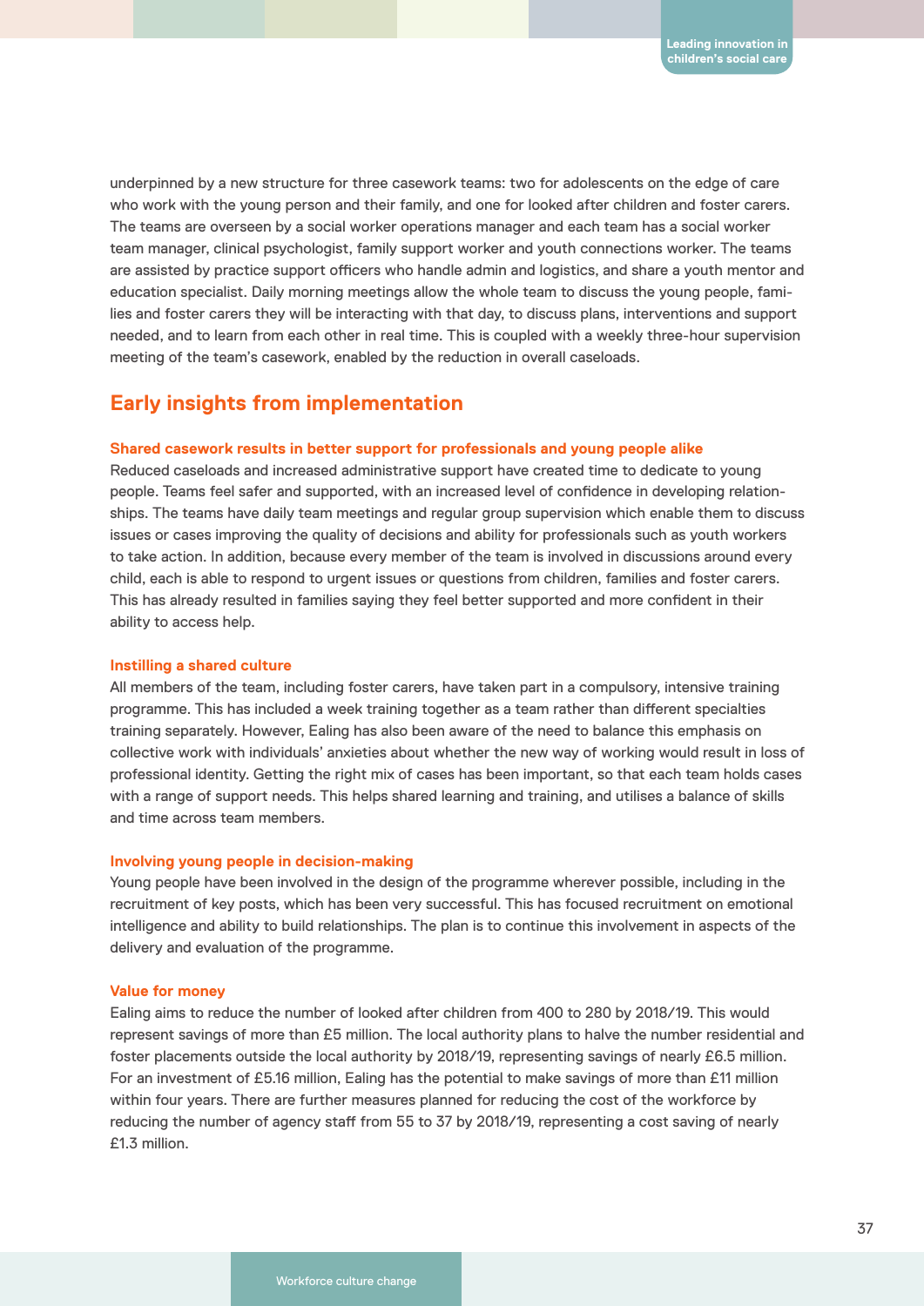underpinned by a new structure for three casework teams: two for adolescents on the edge of care who work with the young person and their family, and one for looked after children and foster carers. The teams are overseen by a social worker operations manager and each team has a social worker team manager, clinical psychologist, family support worker and youth connections worker. The teams are assisted by practice support officers who handle admin and logistics, and share a youth mentor and education specialist. Daily morning meetings allow the whole team to discuss the young people, families and foster carers they will be interacting with that day, to discuss plans, interventions and support needed, and to learn from each other in real time. This is coupled with a weekly three-hour supervision meeting of the team's casework, enabled by the reduction in overall caseloads.

## Early insights from implementation

#### Shared casework results in better support for professionals and young people alike

Reduced caseloads and increased administrative support have created time to dedicate to young people. Teams feel safer and supported, with an increased level of confidence in developing relationships. The teams have daily team meetings and regular group supervision which enable them to discuss issues or cases improving the quality of decisions and ability for professionals such as youth workers to take action. In addition, because every member of the team is involved in discussions around every child, each is able to respond to urgent issues or questions from children, families and foster carers. This has already resulted in families saying they feel better supported and more confident in their ability to access help.

#### Instilling a shared culture

All members of the team, including foster carers, have taken part in a compulsory, intensive training programme. This has included a week training together as a team rather than different specialties training separately. However, Ealing has also been aware of the need to balance this emphasis on collective work with individuals' anxieties about whether the new way of working would result in loss of professional identity. Getting the right mix of cases has been important, so that each team holds cases with a range of support needs. This helps shared learning and training, and utilises a balance of skills and time across team members.

#### Involving young people in decision-making

Young people have been involved in the design of the programme wherever possible, including in the recruitment of key posts, which has been very successful. This has focused recruitment on emotional intelligence and ability to build relationships. The plan is to continue this involvement in aspects of the delivery and evaluation of the programme.

#### Value for money

Ealing aims to reduce the number of looked after children from 400 to 280 by 2018/19. This would represent savings of more than £5 million. The local authority plans to halve the number residential and foster placements outside the local authority by 2018/19, representing savings of nearly £6.5 million. For an investment of £5.16 million, Ealing has the potential to make savings of more than £11 million within four years. There are further measures planned for reducing the cost of the workforce by reducing the number of agency staff from 55 to 37 by 2018/19, representing a cost saving of nearly £1.3 million.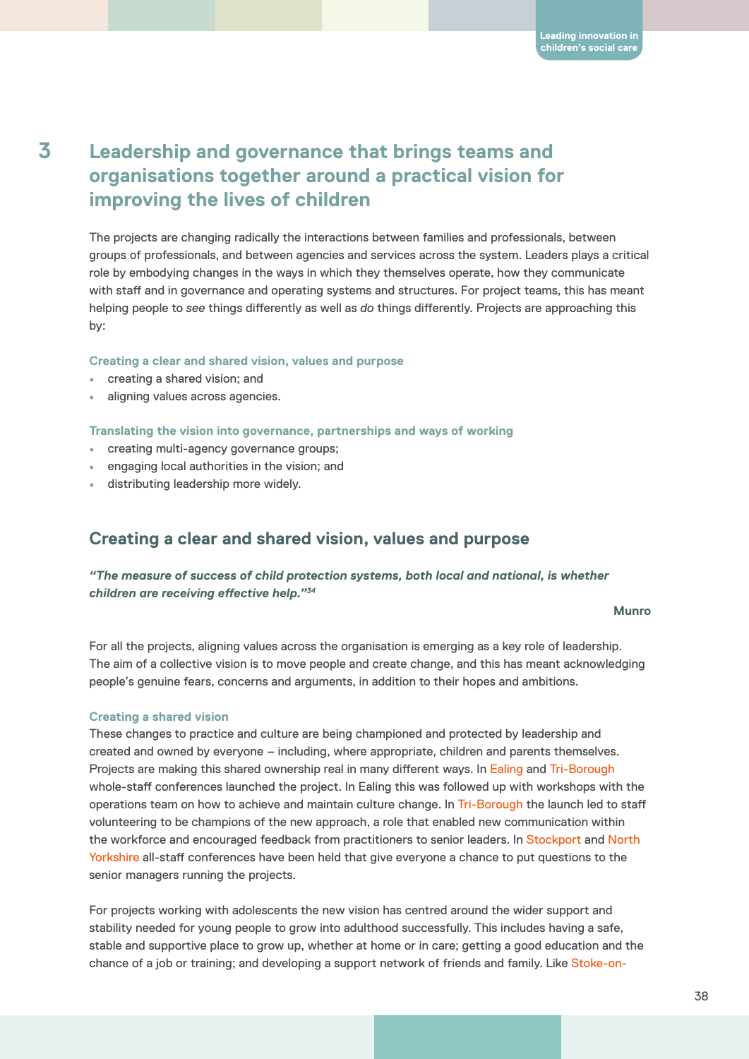## 3 Leadership and governance that brings teams and organisations together around a practical vision for improving the lives of children

The projects are changing radically the interactions between families and professionals, between groups of professionals, and between agencies and services across the system. Leaders plays a critical role by embodying changes in the ways in which they themselves operate, how they communicate with staff and in governance and operating systems and structures. For project teams, this has meant helping people to *see* things differently as well as *do* things differently. Projects are approaching this by:

**Creating a clear and shared vision, values and purpose**

- creating a shared vision; and
- aligning values across agencies.

**Translating the vision into governance, partnerships and ways of working**

- creating multi-agency governance groups;
- engaging local authorities in the vision; and
- distributing leadership more widely.

### Creating a clear and shared vision, values and purpose

***"The measure of success of child protection systems, both local and national, is whether children are receiving effective help."[34]***

**Munro**

For all the projects, aligning values across the organisation is emerging as a key role of leadership. The aim of a collective vision is to move people and create change, and this has meant acknowledging people's genuine fears, concerns and arguments, in addition to their hopes and ambitions.

**Creating a shared vision**

These changes to practice and culture are being championed and protected by leadership and created and owned by everyone – including, where appropriate, children and parents themselves. Projects are making this shared ownership real in many different ways. In Ealing and Tri-Borough whole-staff conferences launched the project. In Ealing this was followed up with workshops with the operations team on how to achieve and maintain culture change. In Tri-Borough the launch led to staff volunteering to be champions of the new approach, a role that enabled new communication within the workforce and encouraged feedback from practitioners to senior leaders. In Stockport and North Yorkshire all-staff conferences have been held that give everyone a chance to put questions to the senior managers running the projects.

For projects working with adolescents the new vision has centred around the wider support and stability needed for young people to grow into adulthood successfully. This includes having a safe, stable and supportive place to grow up, whether at home or in care; getting a good education and the chance of a job or training; and developing a support network of friends and family. Like Stoke-on-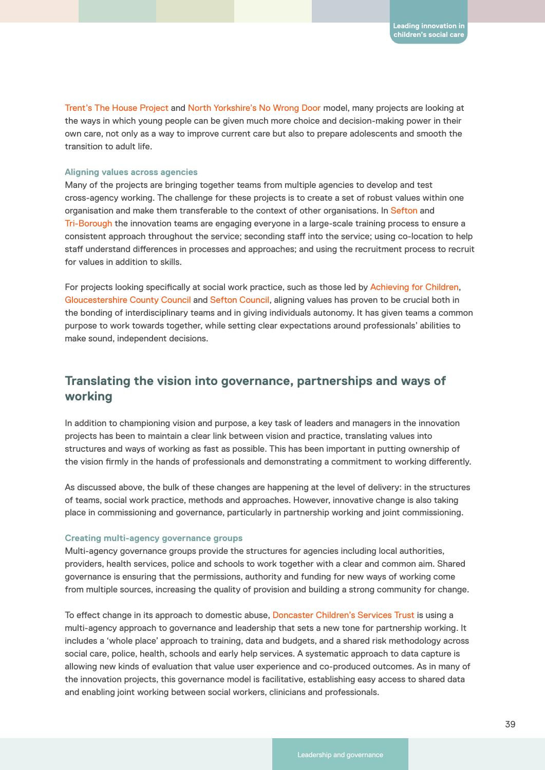Trent's The House Project and North Yorkshire's No Wrong Door model, many projects are looking at the ways in which young people can be given much more choice and decision-making power in their own care, not only as a way to improve current care but also to prepare adolescents and smooth the transition to adult life.

#### Aligning values across agencies

Many of the projects are bringing together teams from multiple agencies to develop and test cross-agency working. The challenge for these projects is to create a set of robust values within one organisation and make them transferable to the context of other organisations. In Sefton and Tri-Borough the innovation teams are engaging everyone in a large-scale training process to ensure a consistent approach throughout the service; seconding staff into the service; using co-location to help staff understand differences in processes and approaches; and using the recruitment process to recruit for values in addition to skills.

For projects looking specifically at social work practice, such as those led by Achieving for Children, Gloucestershire County Council and Sefton Council, aligning values has proven to be crucial both in the bonding of interdisciplinary teams and in giving individuals autonomy. It has given teams a common purpose to work towards together, while setting clear expectations around professionals' abilities to make sound, independent decisions.

## Translating the vision into governance, partnerships and ways of working

In addition to championing vision and purpose, a key task of leaders and managers in the innovation projects has been to maintain a clear link between vision and practice, translating values into structures and ways of working as fast as possible. This has been important in putting ownership of the vision firmly in the hands of professionals and demonstrating a commitment to working differently.

As discussed above, the bulk of these changes are happening at the level of delivery: in the structures of teams, social work practice, methods and approaches. However, innovative change is also taking place in commissioning and governance, particularly in partnership working and joint commissioning.

#### Creating multi-agency governance groups

Multi-agency governance groups provide the structures for agencies including local authorities, providers, health services, police and schools to work together with a clear and common aim. Shared governance is ensuring that the permissions, authority and funding for new ways of working come from multiple sources, increasing the quality of provision and building a strong community for change.

To effect change in its approach to domestic abuse, Doncaster Children's Services Trust is using a multi-agency approach to governance and leadership that sets a new tone for partnership working. It includes a 'whole place' approach to training, data and budgets, and a shared risk methodology across social care, police, health, schools and early help services. A systematic approach to data capture is allowing new kinds of evaluation that value user experience and co-produced outcomes. As in many of the innovation projects, this governance model is facilitative, establishing easy access to shared data and enabling joint working between social workers, clinicians and professionals.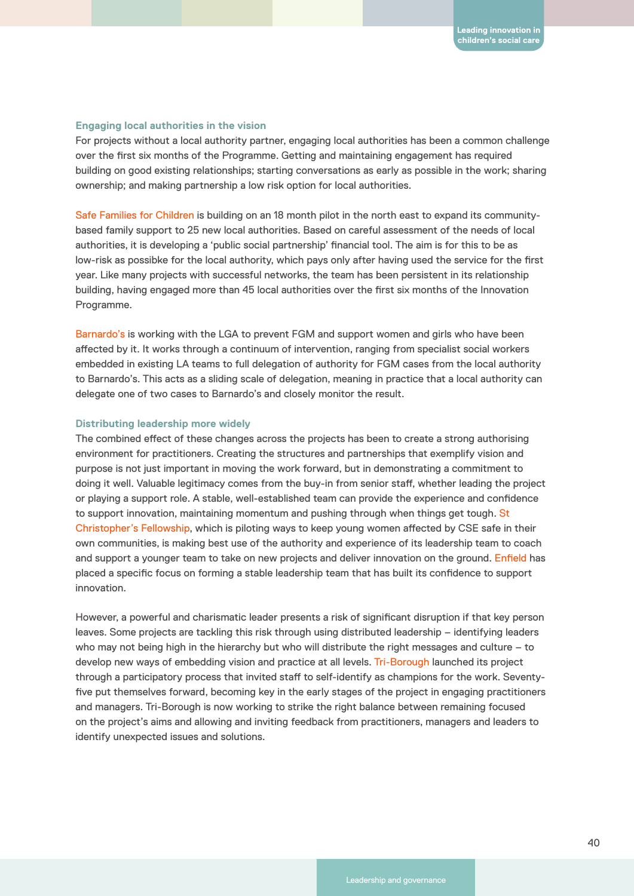### Engaging local authorities in the vision

For projects without a local authority partner, engaging local authorities has been a common challenge over the first six months of the Programme. Getting and maintaining engagement has required building on good existing relationships; starting conversations as early as possible in the work; sharing ownership; and making partnership a low risk option for local authorities.

Safe Families for Children is building on an 18 month pilot in the north east to expand its community-based family support to 25 new local authorities. Based on careful assessment of the needs of local authorities, it is developing a 'public social partnership' financial tool. The aim is for this to be as low-risk as possibke for the local authority, which pays only after having used the service for the first year. Like many projects with successful networks, the team has been persistent in its relationship building, having engaged more than 45 local authorities over the first six months of the Innovation Programme.

Barnardo's is working with the LGA to prevent FGM and support women and girls who have been affected by it. It works through a continuum of intervention, ranging from specialist social workers embedded in existing LA teams to full delegation of authority for FGM cases from the local authority to Barnardo's. This acts as a sliding scale of delegation, meaning in practice that a local authority can delegate one of two cases to Barnardo's and closely monitor the result.

### Distributing leadership more widely

The combined effect of these changes across the projects has been to create a strong authorising environment for practitioners. Creating the structures and partnerships that exemplify vision and purpose is not just important in moving the work forward, but in demonstrating a commitment to doing it well. Valuable legitimacy comes from the buy-in from senior staff, whether leading the project or playing a support role. A stable, well-established team can provide the experience and confidence to support innovation, maintaining momentum and pushing through when things get tough. St Christopher's Fellowship, which is piloting ways to keep young women affected by CSE safe in their own communities, is making best use of the authority and experience of its leadership team to coach and support a younger team to take on new projects and deliver innovation on the ground. Enfield has placed a specific focus on forming a stable leadership team that has built its confidence to support innovation.

However, a powerful and charismatic leader presents a risk of significant disruption if that key person leaves. Some projects are tackling this risk through using distributed leadership – identifying leaders who may not being high in the hierarchy but who will distribute the right messages and culture – to develop new ways of embedding vision and practice at all levels. Tri-Borough launched its project through a participatory process that invited staff to self-identify as champions for the work. Seventy-five put themselves forward, becoming key in the early stages of the project in engaging practitioners and managers. Tri-Borough is now working to strike the right balance between remaining focused on the project's aims and allowing and inviting feedback from practitioners, managers and leaders to identify unexpected issues and solutions.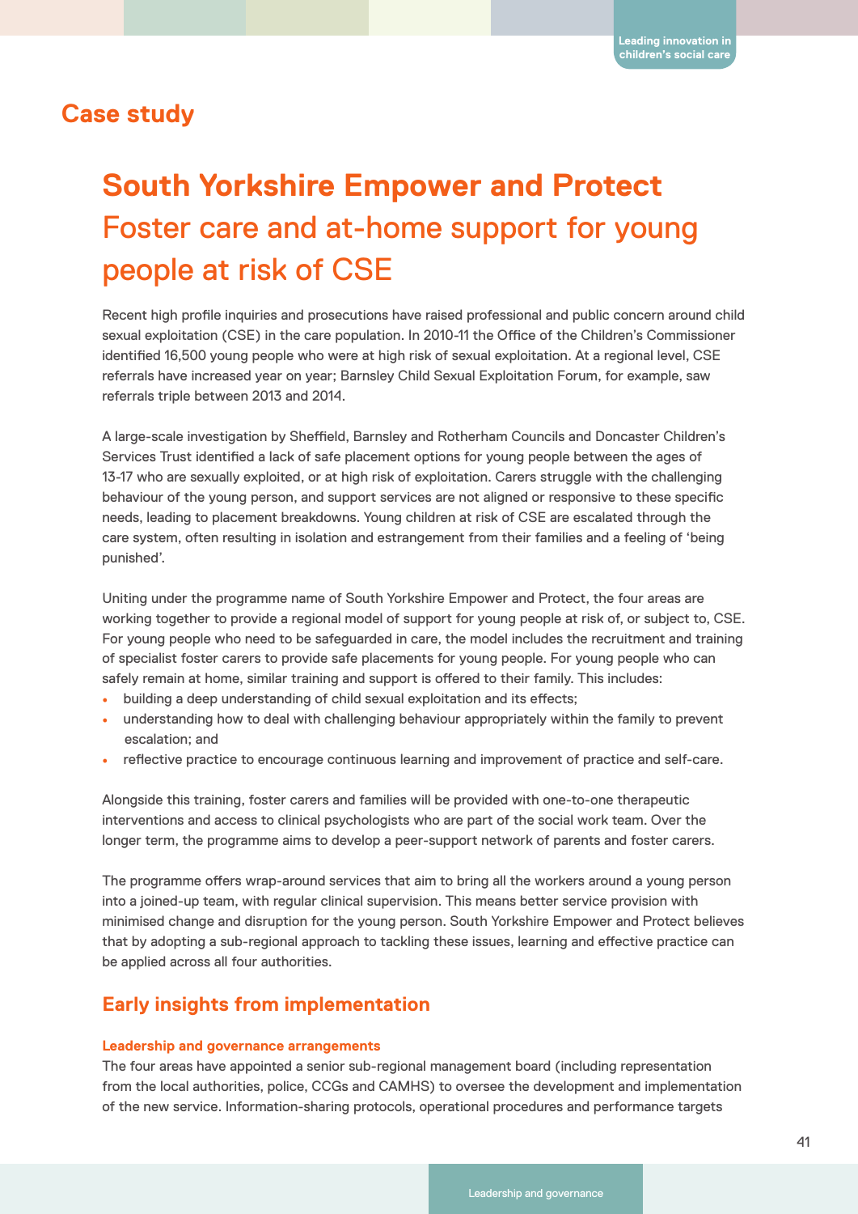## Case study

# South Yorkshire Empower and Protect
Foster care and at-home support for young people at risk of CSE

Recent high profile inquiries and prosecutions have raised professional and public concern around child sexual exploitation (CSE) in the care population. In 2010-11 the Office of the Children's Commissioner identified 16,500 young people who were at high risk of sexual exploitation. At a regional level, CSE referrals have increased year on year; Barnsley Child Sexual Exploitation Forum, for example, saw referrals triple between 2013 and 2014.

A large-scale investigation by Sheffield, Barnsley and Rotherham Councils and Doncaster Children's Services Trust identified a lack of safe placement options for young people between the ages of 13-17 who are sexually exploited, or at high risk of exploitation. Carers struggle with the challenging behaviour of the young person, and support services are not aligned or responsive to these specific needs, leading to placement breakdowns. Young children at risk of CSE are escalated through the care system, often resulting in isolation and estrangement from their families and a feeling of 'being punished'.

Uniting under the programme name of South Yorkshire Empower and Protect, the four areas are working together to provide a regional model of support for young people at risk of, or subject to, CSE. For young people who need to be safeguarded in care, the model includes the recruitment and training of specialist foster carers to provide safe placements for young people. For young people who can safely remain at home, similar training and support is offered to their family. This includes:

- building a deep understanding of child sexual exploitation and its effects;
- understanding how to deal with challenging behaviour appropriately within the family to prevent escalation; and
- reflective practice to encourage continuous learning and improvement of practice and self-care.

Alongside this training, foster carers and families will be provided with one-to-one therapeutic interventions and access to clinical psychologists who are part of the social work team. Over the longer term, the programme aims to develop a peer-support network of parents and foster carers.

The programme offers wrap-around services that aim to bring all the workers around a young person into a joined-up team, with regular clinical supervision. This means better service provision with minimised change and disruption for the young person. South Yorkshire Empower and Protect believes that by adopting a sub-regional approach to tackling these issues, learning and effective practice can be applied across all four authorities.

## Early insights from implementation

### Leadership and governance arrangements

The four areas have appointed a senior sub-regional management board (including representation from the local authorities, police, CCGs and CAMHS) to oversee the development and implementation of the new service. Information-sharing protocols, operational procedures and performance targets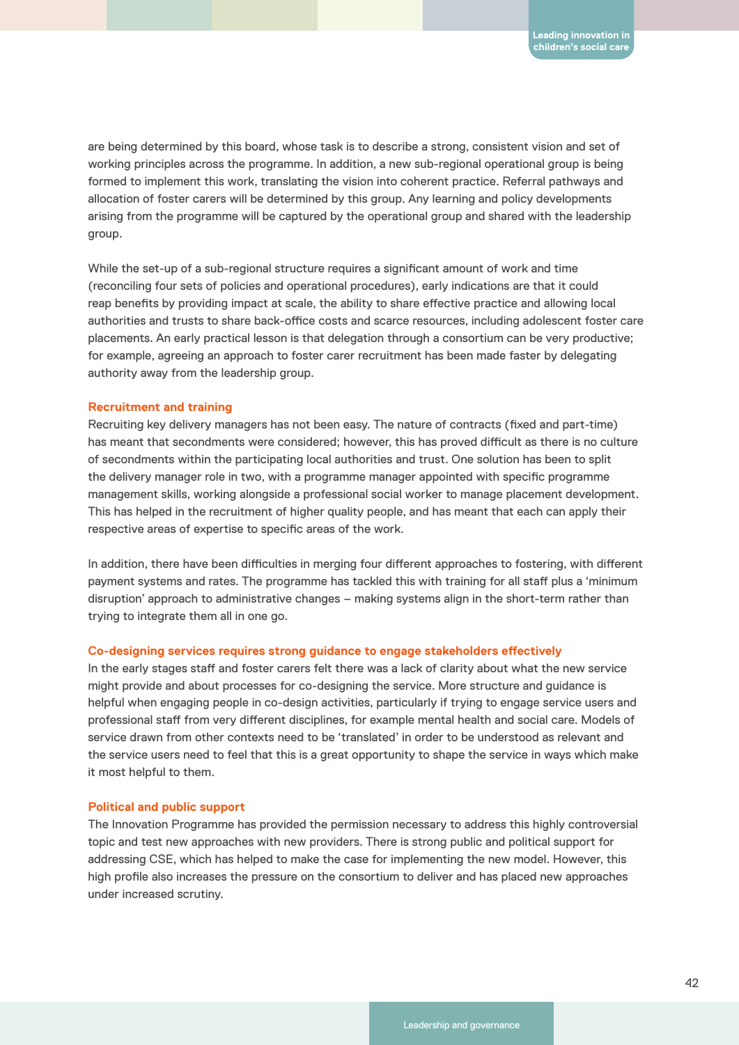are being determined by this board, whose task is to describe a strong, consistent vision and set of working principles across the programme. In addition, a new sub-regional operational group is being formed to implement this work, translating the vision into coherent practice. Referral pathways and allocation of foster carers will be determined by this group. Any learning and policy developments arising from the programme will be captured by the operational group and shared with the leadership group.

While the set-up of a sub-regional structure requires a significant amount of work and time (reconciling four sets of policies and operational procedures), early indications are that it could reap benefits by providing impact at scale, the ability to share effective practice and allowing local authorities and trusts to share back-office costs and scarce resources, including adolescent foster care placements. An early practical lesson is that delegation through a consortium can be very productive; for example, agreeing an approach to foster carer recruitment has been made faster by delegating authority away from the leadership group.

### Recruitment and training

Recruiting key delivery managers has not been easy. The nature of contracts (fixed and part-time) has meant that secondments were considered; however, this has proved difficult as there is no culture of secondments within the participating local authorities and trust. One solution has been to split the delivery manager role in two, with a programme manager appointed with specific programme management skills, working alongside a professional social worker to manage placement development. This has helped in the recruitment of higher quality people, and has meant that each can apply their respective areas of expertise to specific areas of the work.

In addition, there have been difficulties in merging four different approaches to fostering, with different payment systems and rates. The programme has tackled this with training for all staff plus a 'minimum disruption' approach to administrative changes – making systems align in the short-term rather than trying to integrate them all in one go.

### Co-designing services requires strong guidance to engage stakeholders effectively

In the early stages staff and foster carers felt there was a lack of clarity about what the new service might provide and about processes for co-designing the service. More structure and guidance is helpful when engaging people in co-design activities, particularly if trying to engage service users and professional staff from very different disciplines, for example mental health and social care. Models of service drawn from other contexts need to be 'translated' in order to be understood as relevant and the service users need to feel that this is a great opportunity to shape the service in ways which make it most helpful to them.

### Political and public support

The Innovation Programme has provided the permission necessary to address this highly controversial topic and test new approaches with new providers. There is strong public and political support for addressing CSE, which has helped to make the case for implementing the new model. However, this high profile also increases the pressure on the consortium to deliver and has placed new approaches under increased scrutiny.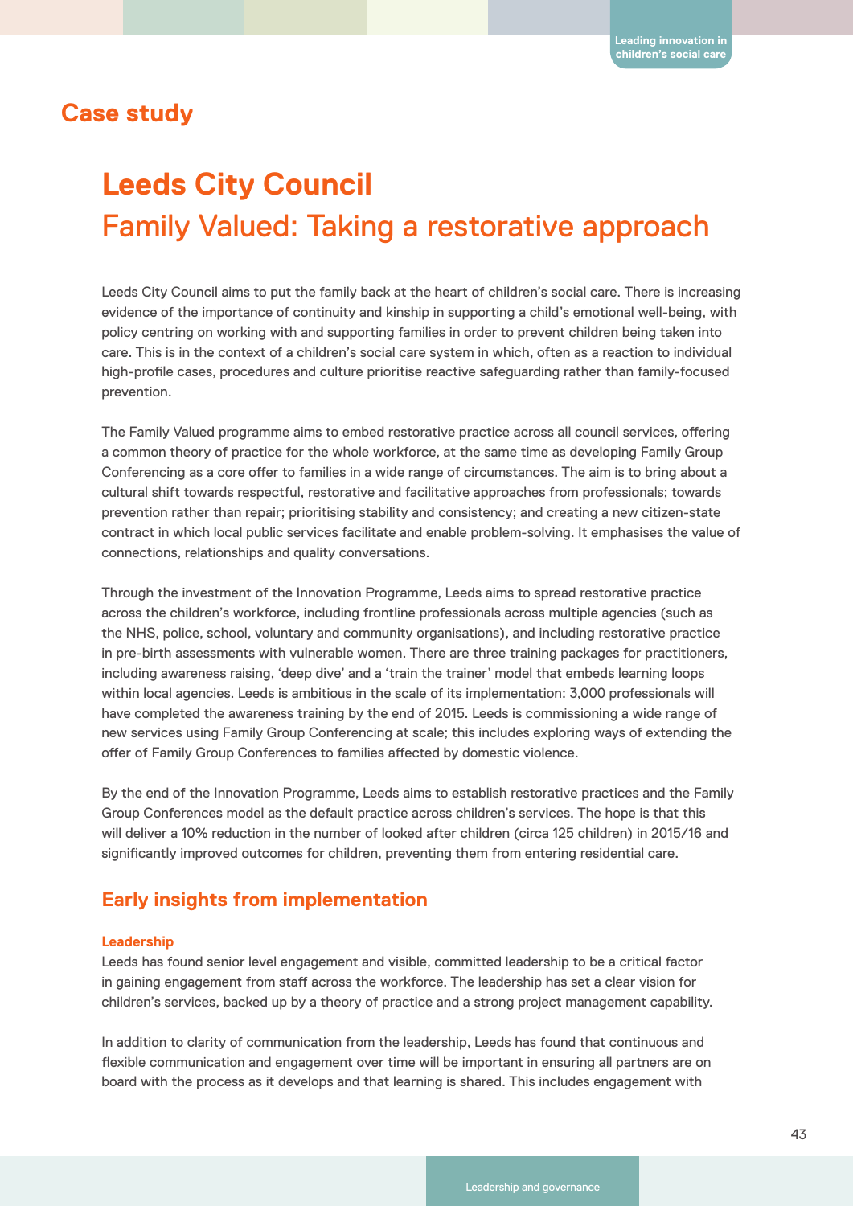## Case study

# Leeds City Council

## Family Valued: Taking a restorative approach

Leeds City Council aims to put the family back at the heart of children's social care. There is increasing evidence of the importance of continuity and kinship in supporting a child's emotional well-being, with policy centring on working with and supporting families in order to prevent children being taken into care. This is in the context of a children's social care system in which, often as a reaction to individual high-profile cases, procedures and culture prioritise reactive safeguarding rather than family-focused prevention.

The Family Valued programme aims to embed restorative practice across all council services, offering a common theory of practice for the whole workforce, at the same time as developing Family Group Conferencing as a core offer to families in a wide range of circumstances. The aim is to bring about a cultural shift towards respectful, restorative and facilitative approaches from professionals; towards prevention rather than repair; prioritising stability and consistency; and creating a new citizen-state contract in which local public services facilitate and enable problem-solving. It emphasises the value of connections, relationships and quality conversations.

Through the investment of the Innovation Programme, Leeds aims to spread restorative practice across the children's workforce, including frontline professionals across multiple agencies (such as the NHS, police, school, voluntary and community organisations), and including restorative practice in pre-birth assessments with vulnerable women. There are three training packages for practitioners, including awareness raising, 'deep dive' and a 'train the trainer' model that embeds learning loops within local agencies. Leeds is ambitious in the scale of its implementation: 3,000 professionals will have completed the awareness training by the end of 2015. Leeds is commissioning a wide range of new services using Family Group Conferencing at scale; this includes exploring ways of extending the offer of Family Group Conferences to families affected by domestic violence.

By the end of the Innovation Programme, Leeds aims to establish restorative practices and the Family Group Conferences model as the default practice across children's services. The hope is that this will deliver a 10% reduction in the number of looked after children (circa 125 children) in 2015/16 and significantly improved outcomes for children, preventing them from entering residential care.

### Early insights from implementation

#### Leadership

Leeds has found senior level engagement and visible, committed leadership to be a critical factor in gaining engagement from staff across the workforce. The leadership has set a clear vision for children's services, backed up by a theory of practice and a strong project management capability.

In addition to clarity of communication from the leadership, Leeds has found that continuous and flexible communication and engagement over time will be important in ensuring all partners are on board with the process as it develops and that learning is shared. This includes engagement with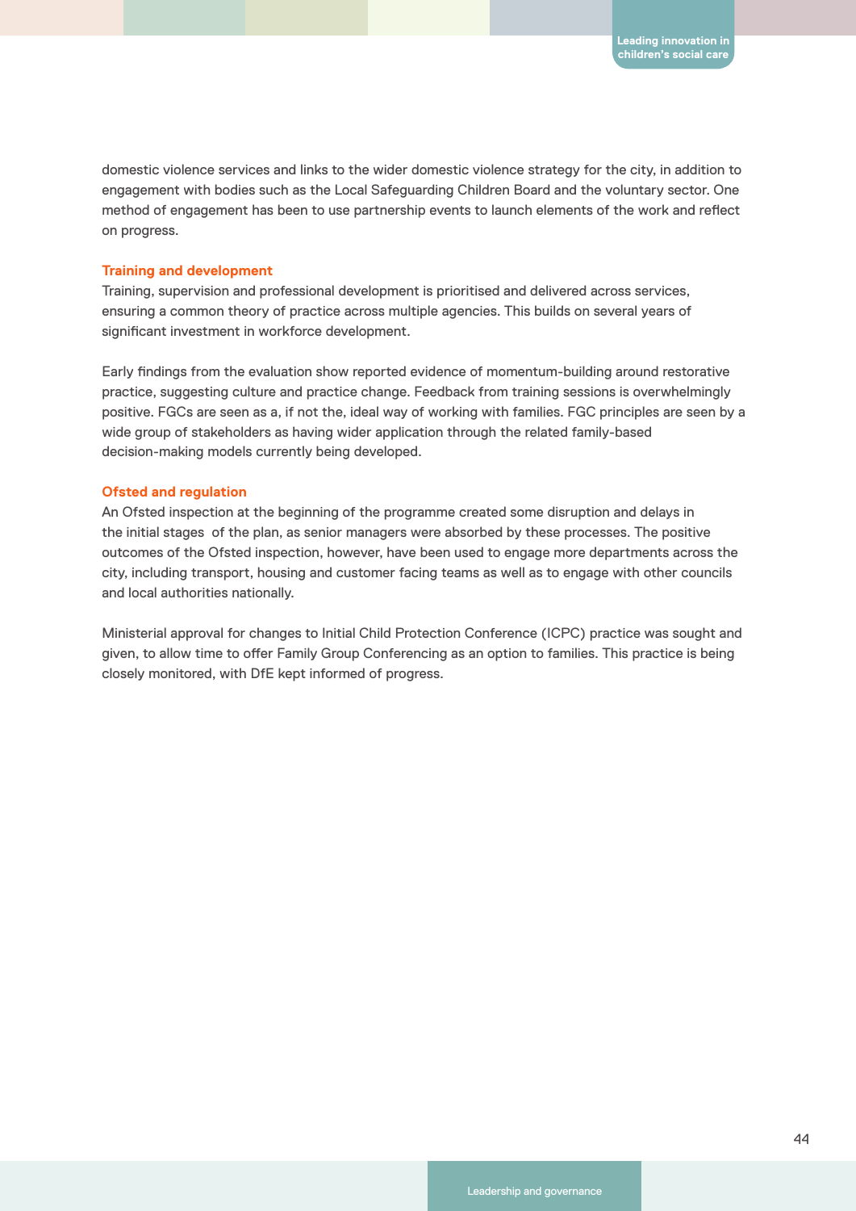domestic violence services and links to the wider domestic violence strategy for the city, in addition to engagement with bodies such as the Local Safeguarding Children Board and the voluntary sector. One method of engagement has been to use partnership events to launch elements of the work and reflect on progress.

### Training and development

Training, supervision and professional development is prioritised and delivered across services, ensuring a common theory of practice across multiple agencies. This builds on several years of significant investment in workforce development.

Early findings from the evaluation show reported evidence of momentum-building around restorative practice, suggesting culture and practice change. Feedback from training sessions is overwhelmingly positive. FGCs are seen as a, if not the, ideal way of working with families. FGC principles are seen by a wide group of stakeholders as having wider application through the related family-based decision-making models currently being developed.

### Ofsted and regulation

An Ofsted inspection at the beginning of the programme created some disruption and delays in the initial stages of the plan, as senior managers were absorbed by these processes. The positive outcomes of the Ofsted inspection, however, have been used to engage more departments across the city, including transport, housing and customer facing teams as well as to engage with other councils and local authorities nationally.

Ministerial approval for changes to Initial Child Protection Conference (ICPC) practice was sought and given, to allow time to offer Family Group Conferencing as an option to families. This practice is being closely monitored, with DfE kept informed of progress.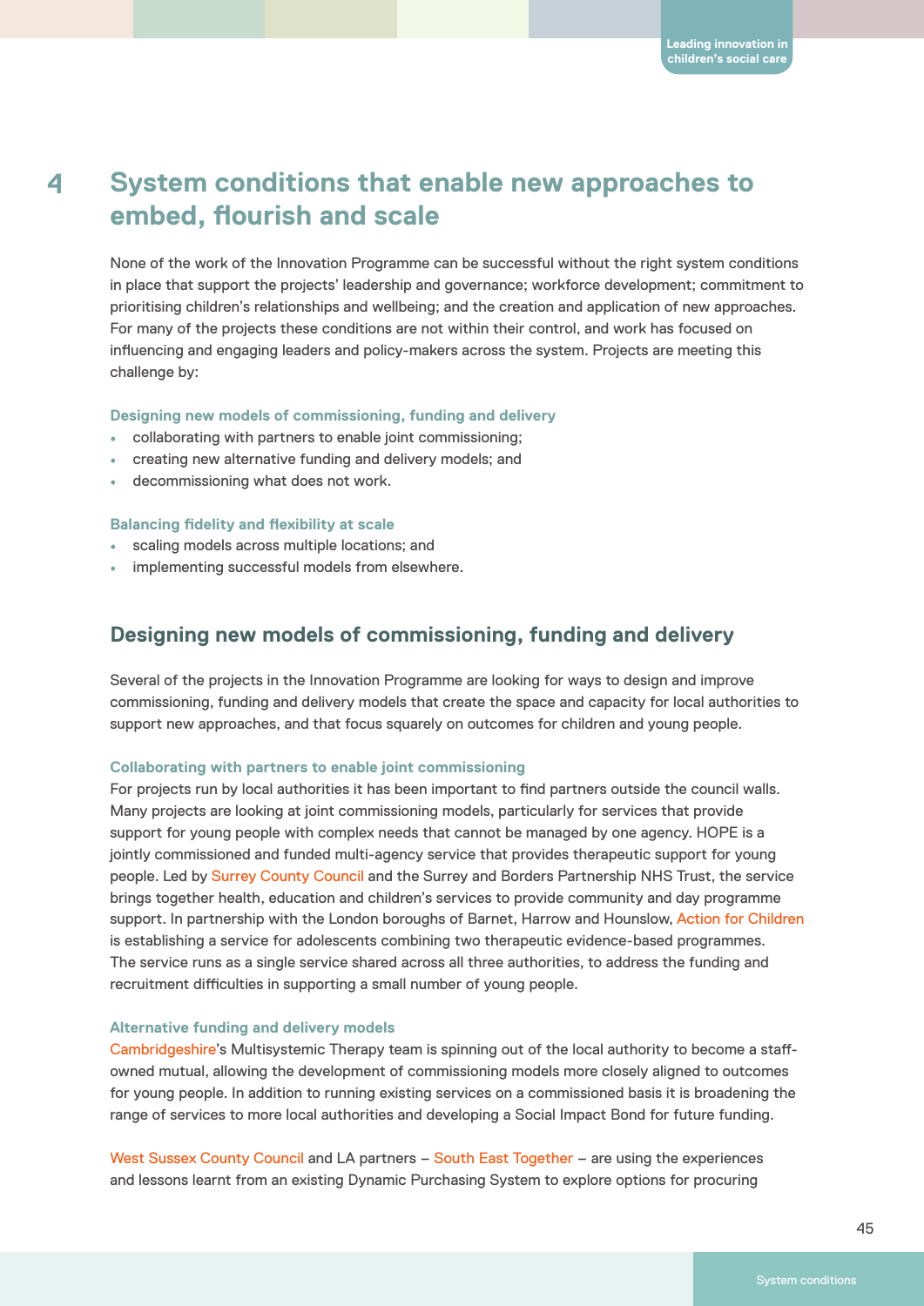# 4 System conditions that enable new approaches to embed, flourish and scale

None of the work of the Innovation Programme can be successful without the right system conditions in place that support the projects' leadership and governance; workforce development; commitment to prioritising children's relationships and wellbeing; and the creation and application of new approaches. For many of the projects these conditions are not within their control, and work has focused on influencing and engaging leaders and policy-makers across the system. Projects are meeting this challenge by:

**Designing new models of commissioning, funding and delivery**

- collaborating with partners to enable joint commissioning;
- creating new alternative funding and delivery models; and
- decommissioning what does not work.

**Balancing fidelity and flexibility at scale**

- scaling models across multiple locations; and
- implementing successful models from elsewhere.

## Designing new models of commissioning, funding and delivery

Several of the projects in the Innovation Programme are looking for ways to design and improve commissioning, funding and delivery models that create the space and capacity for local authorities to support new approaches, and that focus squarely on outcomes for children and young people.

### Collaborating with partners to enable joint commissioning

For projects run by local authorities it has been important to find partners outside the council walls. Many projects are looking at joint commissioning models, particularly for services that provide support for young people with complex needs that cannot be managed by one agency. HOPE is a jointly commissioned and funded multi-agency service that provides therapeutic support for young people. Led by Surrey County Council and the Surrey and Borders Partnership NHS Trust, the service brings together health, education and children's services to provide community and day programme support. In partnership with the London boroughs of Barnet, Harrow and Hounslow, Action for Children is establishing a service for adolescents combining two therapeutic evidence-based programmes. The service runs as a single service shared across all three authorities, to address the funding and recruitment difficulties in supporting a small number of young people.

### Alternative funding and delivery models

Cambridgeshire's Multisystemic Therapy team is spinning out of the local authority to become a staff-owned mutual, allowing the development of commissioning models more closely aligned to outcomes for young people. In addition to running existing services on a commissioned basis it is broadening the range of services to more local authorities and developing a Social Impact Bond for future funding.

West Sussex County Council and LA partners – South East Together – are using the experiences and lessons learnt from an existing Dynamic Purchasing System to explore options for procuring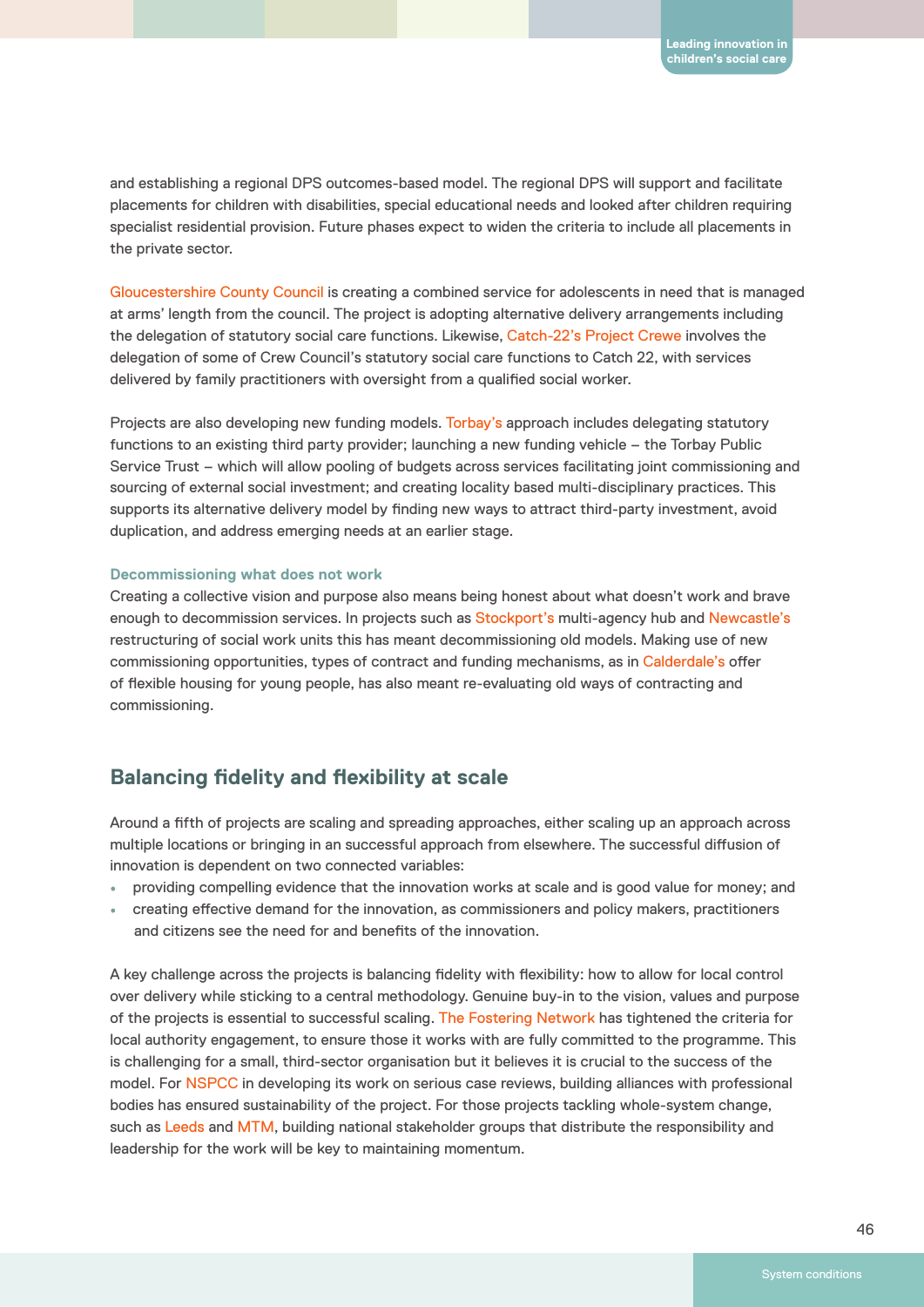and establishing a regional DPS outcomes-based model. The regional DPS will support and facilitate placements for children with disabilities, special educational needs and looked after children requiring specialist residential provision. Future phases expect to widen the criteria to include all placements in the private sector.

Gloucestershire County Council is creating a combined service for adolescents in need that is managed at arms' length from the council. The project is adopting alternative delivery arrangements including the delegation of statutory social care functions. Likewise, Catch-22's Project Crewe involves the delegation of some of Crew Council's statutory social care functions to Catch 22, with services delivered by family practitioners with oversight from a qualified social worker.

Projects are also developing new funding models. Torbay's approach includes delegating statutory functions to an existing third party provider; launching a new funding vehicle – the Torbay Public Service Trust – which will allow pooling of budgets across services facilitating joint commissioning and sourcing of external social investment; and creating locality based multi-disciplinary practices. This supports its alternative delivery model by finding new ways to attract third-party investment, avoid duplication, and address emerging needs at an earlier stage.

#### Decommissioning what does not work

Creating a collective vision and purpose also means being honest about what doesn't work and brave enough to decommission services. In projects such as Stockport's multi-agency hub and Newcastle's restructuring of social work units this has meant decommissioning old models. Making use of new commissioning opportunities, types of contract and funding mechanisms, as in Calderdale's offer of flexible housing for young people, has also meant re-evaluating old ways of contracting and commissioning.

## Balancing fidelity and flexibility at scale

Around a fifth of projects are scaling and spreading approaches, either scaling up an approach across multiple locations or bringing in an successful approach from elsewhere. The successful diffusion of innovation is dependent on two connected variables:

- providing compelling evidence that the innovation works at scale and is good value for money; and
- creating effective demand for the innovation, as commissioners and policy makers, practitioners and citizens see the need for and benefits of the innovation.

A key challenge across the projects is balancing fidelity with flexibility: how to allow for local control over delivery while sticking to a central methodology. Genuine buy-in to the vision, values and purpose of the projects is essential to successful scaling. The Fostering Network has tightened the criteria for local authority engagement, to ensure those it works with are fully committed to the programme. This is challenging for a small, third-sector organisation but it believes it is crucial to the success of the model. For NSPCC in developing its work on serious case reviews, building alliances with professional bodies has ensured sustainability of the project. For those projects tackling whole-system change, such as Leeds and MTM, building national stakeholder groups that distribute the responsibility and leadership for the work will be key to maintaining momentum.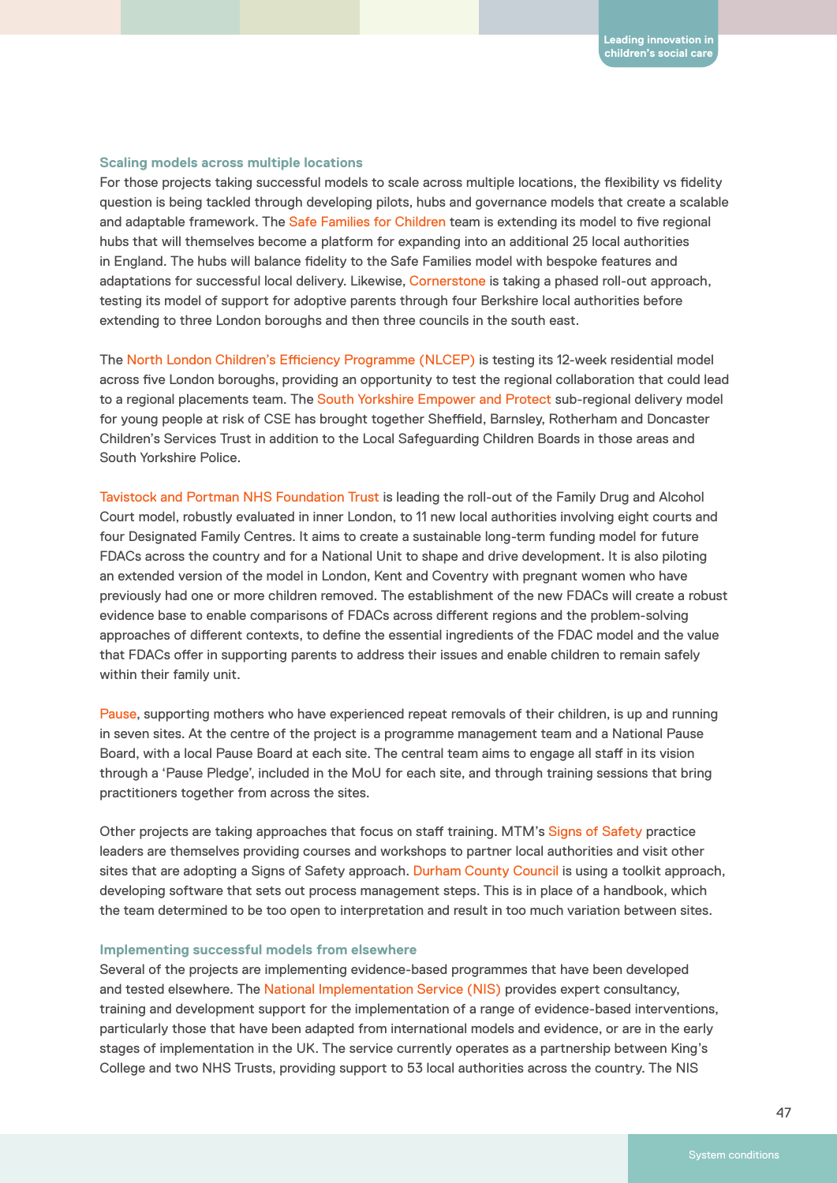### Scaling models across multiple locations

For those projects taking successful models to scale across multiple locations, the flexibility vs fidelity question is being tackled through developing pilots, hubs and governance models that create a scalable and adaptable framework. The Safe Families for Children team is extending its model to five regional hubs that will themselves become a platform for expanding into an additional 25 local authorities in England. The hubs will balance fidelity to the Safe Families model with bespoke features and adaptations for successful local delivery. Likewise, Cornerstone is taking a phased roll-out approach, testing its model of support for adoptive parents through four Berkshire local authorities before extending to three London boroughs and then three councils in the south east.

The North London Children's Efficiency Programme (NLCEP) is testing its 12-week residential model across five London boroughs, providing an opportunity to test the regional collaboration that could lead to a regional placements team. The South Yorkshire Empower and Protect sub-regional delivery model for young people at risk of CSE has brought together Sheffield, Barnsley, Rotherham and Doncaster Children's Services Trust in addition to the Local Safeguarding Children Boards in those areas and South Yorkshire Police.

Tavistock and Portman NHS Foundation Trust is leading the roll-out of the Family Drug and Alcohol Court model, robustly evaluated in inner London, to 11 new local authorities involving eight courts and four Designated Family Centres. It aims to create a sustainable long-term funding model for future FDACs across the country and for a National Unit to shape and drive development. It is also piloting an extended version of the model in London, Kent and Coventry with pregnant women who have previously had one or more children removed. The establishment of the new FDACs will create a robust evidence base to enable comparisons of FDACs across different regions and the problem-solving approaches of different contexts, to define the essential ingredients of the FDAC model and the value that FDACs offer in supporting parents to address their issues and enable children to remain safely within their family unit.

Pause, supporting mothers who have experienced repeat removals of their children, is up and running in seven sites. At the centre of the project is a programme management team and a National Pause Board, with a local Pause Board at each site. The central team aims to engage all staff in its vision through a 'Pause Pledge', included in the MoU for each site, and through training sessions that bring practitioners together from across the sites.

Other projects are taking approaches that focus on staff training. MTM's Signs of Safety practice leaders are themselves providing courses and workshops to partner local authorities and visit other sites that are adopting a Signs of Safety approach. Durham County Council is using a toolkit approach, developing software that sets out process management steps. This is in place of a handbook, which the team determined to be too open to interpretation and result in too much variation between sites.

### Implementing successful models from elsewhere

Several of the projects are implementing evidence-based programmes that have been developed and tested elsewhere. The National Implementation Service (NIS) provides expert consultancy, training and development support for the implementation of a range of evidence-based interventions, particularly those that have been adapted from international models and evidence, or are in the early stages of implementation in the UK. The service currently operates as a partnership between King's College and two NHS Trusts, providing support to 53 local authorities across the country. The NIS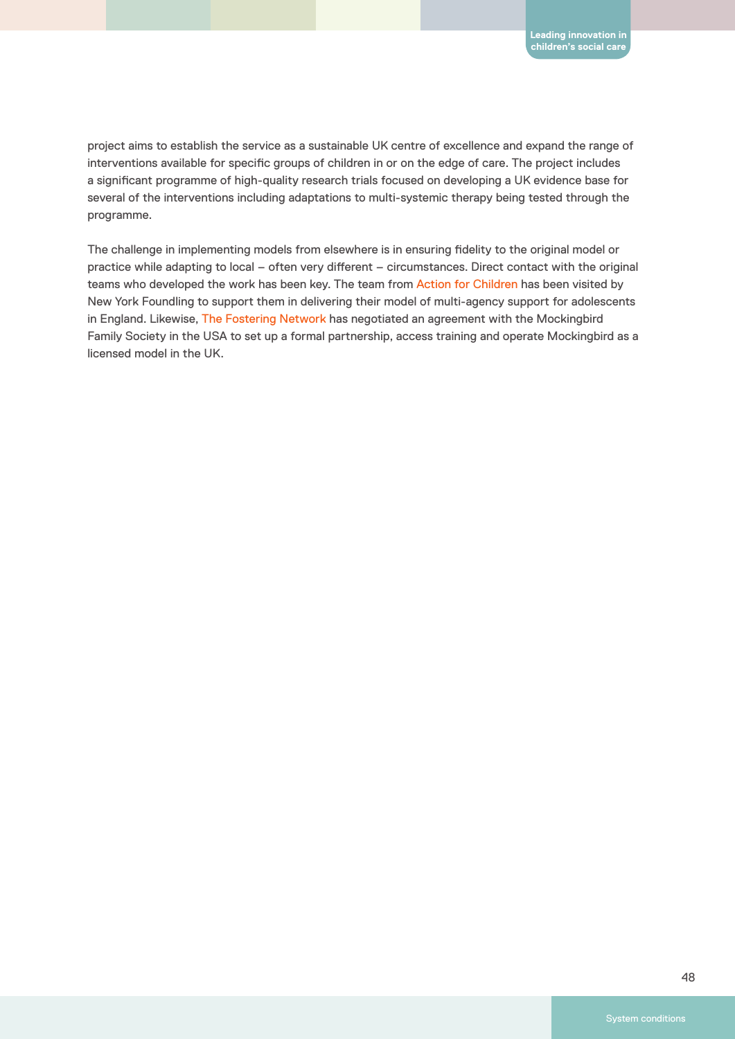project aims to establish the service as a sustainable UK centre of excellence and expand the range of interventions available for specific groups of children in or on the edge of care. The project includes a significant programme of high-quality research trials focused on developing a UK evidence base for several of the interventions including adaptations to multi-systemic therapy being tested through the programme.

The challenge in implementing models from elsewhere is in ensuring fidelity to the original model or practice while adapting to local – often very different – circumstances. Direct contact with the original teams who developed the work has been key. The team from Action for Children has been visited by New York Foundling to support them in delivering their model of multi-agency support for adolescents in England. Likewise, The Fostering Network has negotiated an agreement with the Mockingbird Family Society in the USA to set up a formal partnership, access training and operate Mockingbird as a licensed model in the UK.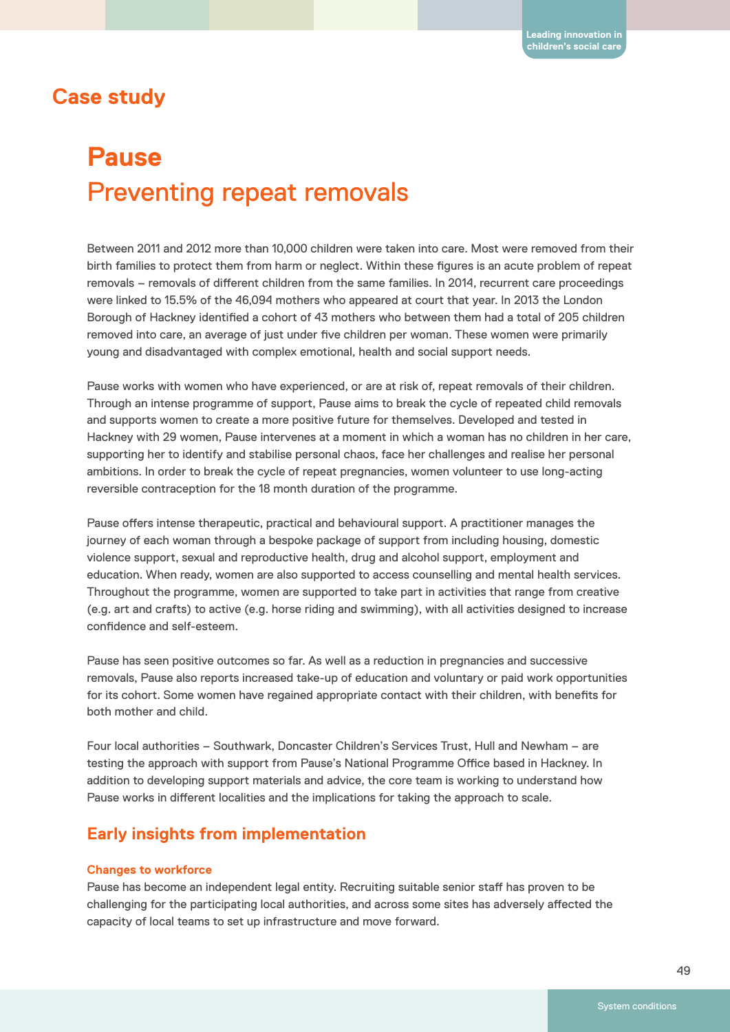## Case study

# Pause

## Preventing repeat removals

Between 2011 and 2012 more than 10,000 children were taken into care. Most were removed from their birth families to protect them from harm or neglect. Within these figures is an acute problem of repeat removals – removals of different children from the same families. In 2014, recurrent care proceedings were linked to 15.5% of the 46,094 mothers who appeared at court that year. In 2013 the London Borough of Hackney identified a cohort of 43 mothers who between them had a total of 205 children removed into care, an average of just under five children per woman. These women were primarily young and disadvantaged with complex emotional, health and social support needs.

Pause works with women who have experienced, or are at risk of, repeat removals of their children. Through an intense programme of support, Pause aims to break the cycle of repeated child removals and supports women to create a more positive future for themselves. Developed and tested in Hackney with 29 women, Pause intervenes at a moment in which a woman has no children in her care, supporting her to identify and stabilise personal chaos, face her challenges and realise her personal ambitions. In order to break the cycle of repeat pregnancies, women volunteer to use long-acting reversible contraception for the 18 month duration of the programme.

Pause offers intense therapeutic, practical and behavioural support. A practitioner manages the journey of each woman through a bespoke package of support from including housing, domestic violence support, sexual and reproductive health, drug and alcohol support, employment and education. When ready, women are also supported to access counselling and mental health services. Throughout the programme, women are supported to take part in activities that range from creative (e.g. art and crafts) to active (e.g. horse riding and swimming), with all activities designed to increase confidence and self-esteem.

Pause has seen positive outcomes so far. As well as a reduction in pregnancies and successive removals, Pause also reports increased take-up of education and voluntary or paid work opportunities for its cohort. Some women have regained appropriate contact with their children, with benefits for both mother and child.

Four local authorities – Southwark, Doncaster Children's Services Trust, Hull and Newham – are testing the approach with support from Pause's National Programme Office based in Hackney. In addition to developing support materials and advice, the core team is working to understand how Pause works in different localities and the implications for taking the approach to scale.

### Early insights from implementation

#### Changes to workforce

Pause has become an independent legal entity. Recruiting suitable senior staff has proven to be challenging for the participating local authorities, and across some sites has adversely affected the capacity of local teams to set up infrastructure and move forward.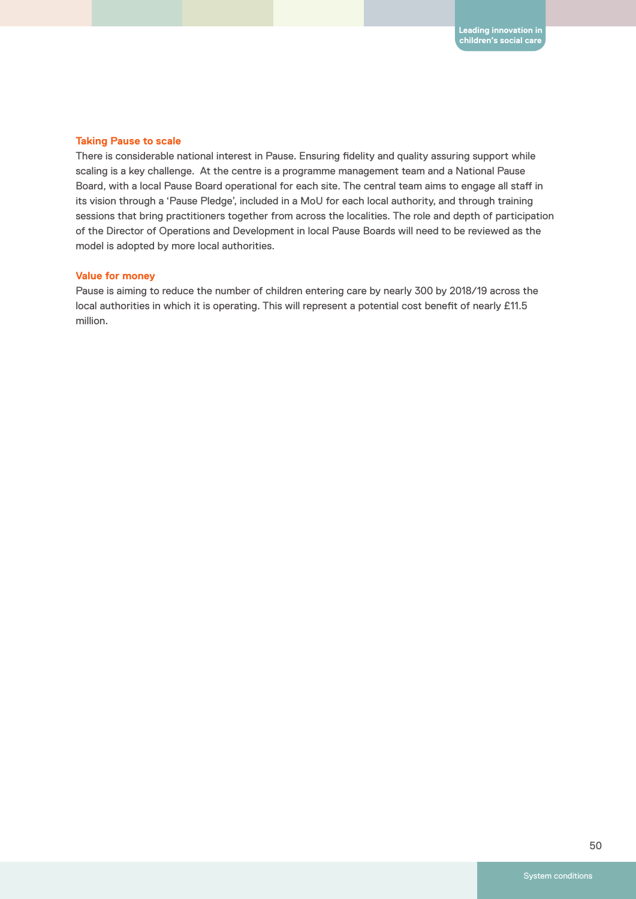### Taking Pause to scale

There is considerable national interest in Pause. Ensuring fidelity and quality assuring support while scaling is a key challenge.  At the centre is a programme management team and a National Pause Board, with a local Pause Board operational for each site. The central team aims to engage all staff in its vision through a 'Pause Pledge', included in a MoU for each local authority, and through training sessions that bring practitioners together from across the localities. The role and depth of participation of the Director of Operations and Development in local Pause Boards will need to be reviewed as the model is adopted by more local authorities.

### Value for money

Pause is aiming to reduce the number of children entering care by nearly 300 by 2018/19 across the local authorities in which it is operating. This will represent a potential cost benefit of nearly £11.5 million.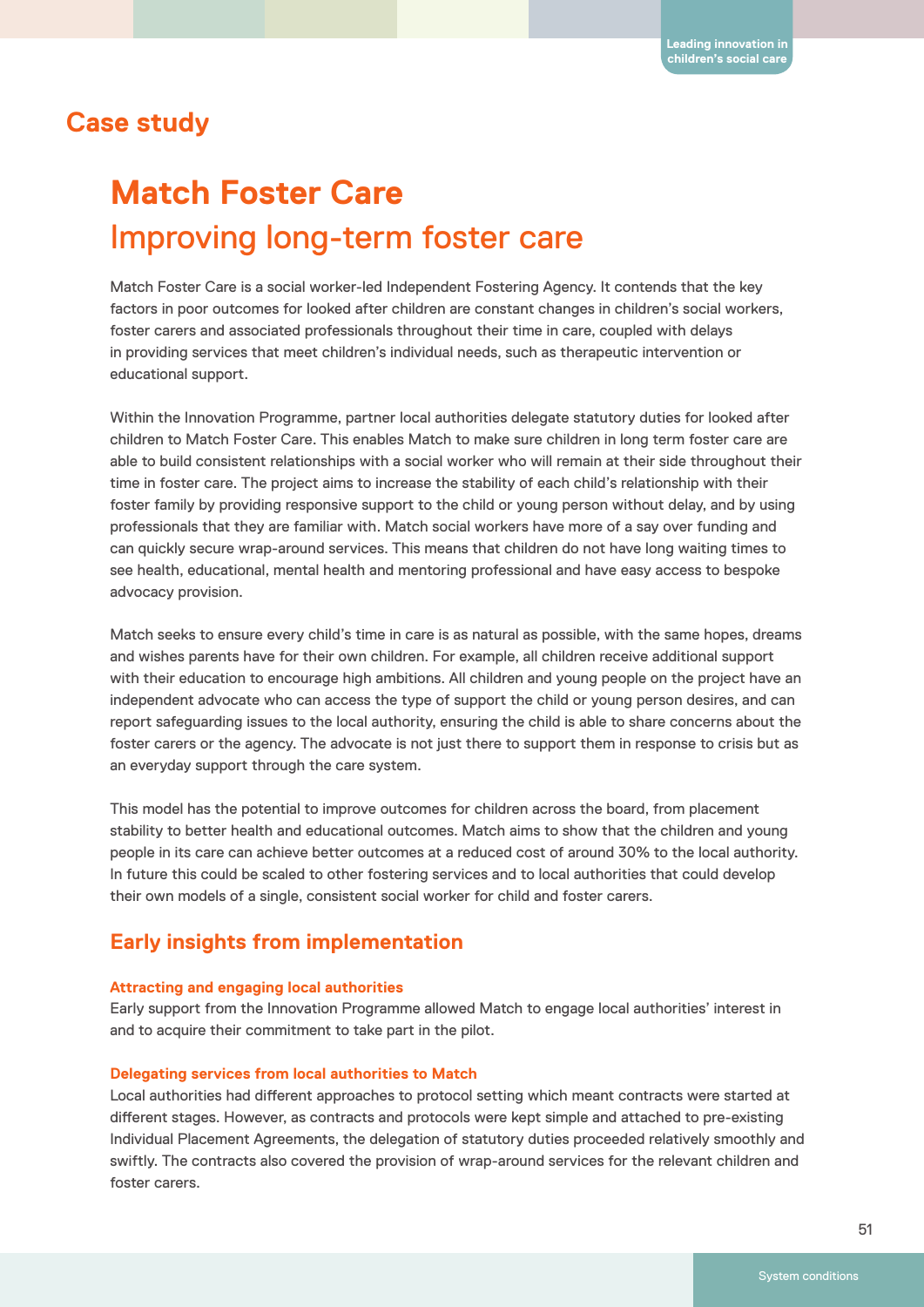## Case study

# Match Foster Care

## Improving long-term foster care

Match Foster Care is a social worker-led Independent Fostering Agency. It contends that the key factors in poor outcomes for looked after children are constant changes in children's social workers, foster carers and associated professionals throughout their time in care, coupled with delays in providing services that meet children's individual needs, such as therapeutic intervention or educational support.

Within the Innovation Programme, partner local authorities delegate statutory duties for looked after children to Match Foster Care. This enables Match to make sure children in long term foster care are able to build consistent relationships with a social worker who will remain at their side throughout their time in foster care. The project aims to increase the stability of each child's relationship with their foster family by providing responsive support to the child or young person without delay, and by using professionals that they are familiar with. Match social workers have more of a say over funding and can quickly secure wrap-around services. This means that children do not have long waiting times to see health, educational, mental health and mentoring professional and have easy access to bespoke advocacy provision.

Match seeks to ensure every child's time in care is as natural as possible, with the same hopes, dreams and wishes parents have for their own children. For example, all children receive additional support with their education to encourage high ambitions. All children and young people on the project have an independent advocate who can access the type of support the child or young person desires, and can report safeguarding issues to the local authority, ensuring the child is able to share concerns about the foster carers or the agency. The advocate is not just there to support them in response to crisis but as an everyday support through the care system.

This model has the potential to improve outcomes for children across the board, from placement stability to better health and educational outcomes. Match aims to show that the children and young people in its care can achieve better outcomes at a reduced cost of around 30% to the local authority. In future this could be scaled to other fostering services and to local authorities that could develop their own models of a single, consistent social worker for child and foster carers.

### Early insights from implementation

#### Attracting and engaging local authorities

Early support from the Innovation Programme allowed Match to engage local authorities' interest in and to acquire their commitment to take part in the pilot.

#### Delegating services from local authorities to Match

Local authorities had different approaches to protocol setting which meant contracts were started at different stages. However, as contracts and protocols were kept simple and attached to pre-existing Individual Placement Agreements, the delegation of statutory duties proceeded relatively smoothly and swiftly. The contracts also covered the provision of wrap-around services for the relevant children and foster carers.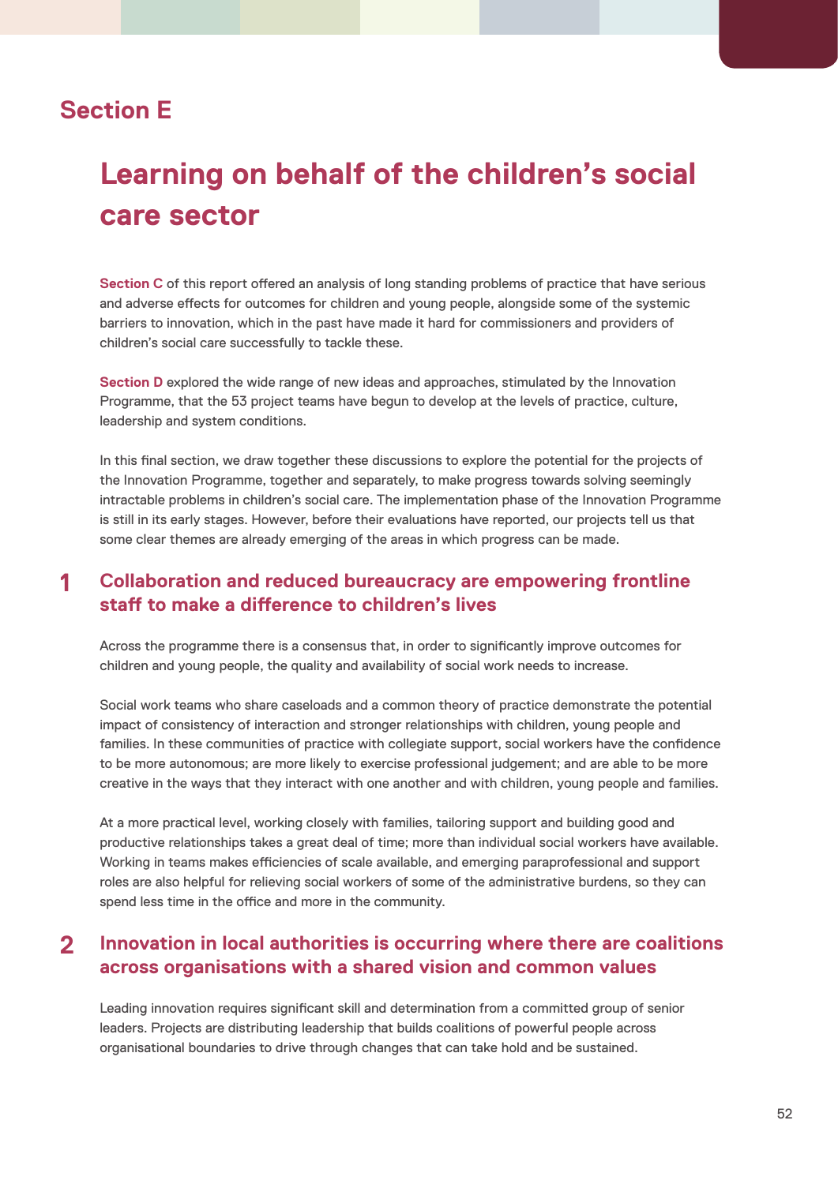## Section E

# Learning on behalf of the children's social care sector

**Section C** of this report offered an analysis of long standing problems of practice that have serious and adverse effects for outcomes for children and young people, alongside some of the systemic barriers to innovation, which in the past have made it hard for commissioners and providers of children's social care successfully to tackle these.

**Section D** explored the wide range of new ideas and approaches, stimulated by the Innovation Programme, that the 53 project teams have begun to develop at the levels of practice, culture, leadership and system conditions.

In this final section, we draw together these discussions to explore the potential for the projects of the Innovation Programme, together and separately, to make progress towards solving seemingly intractable problems in children's social care. The implementation phase of the Innovation Programme is still in its early stages. However, before their evaluations have reported, our projects tell us that some clear themes are already emerging of the areas in which progress can be made.

### 1 Collaboration and reduced bureaucracy are empowering frontline staff to make a difference to children's lives

Across the programme there is a consensus that, in order to significantly improve outcomes for children and young people, the quality and availability of social work needs to increase.

Social work teams who share caseloads and a common theory of practice demonstrate the potential impact of consistency of interaction and stronger relationships with children, young people and families. In these communities of practice with collegiate support, social workers have the confidence to be more autonomous; are more likely to exercise professional judgement; and are able to be more creative in the ways that they interact with one another and with children, young people and families.

At a more practical level, working closely with families, tailoring support and building good and productive relationships takes a great deal of time; more than individual social workers have available. Working in teams makes efficiencies of scale available, and emerging paraprofessional and support roles are also helpful for relieving social workers of some of the administrative burdens, so they can spend less time in the office and more in the community.

### 2 Innovation in local authorities is occurring where there are coalitions across organisations with a shared vision and common values

Leading innovation requires significant skill and determination from a committed group of senior leaders. Projects are distributing leadership that builds coalitions of powerful people across organisational boundaries to drive through changes that can take hold and be sustained.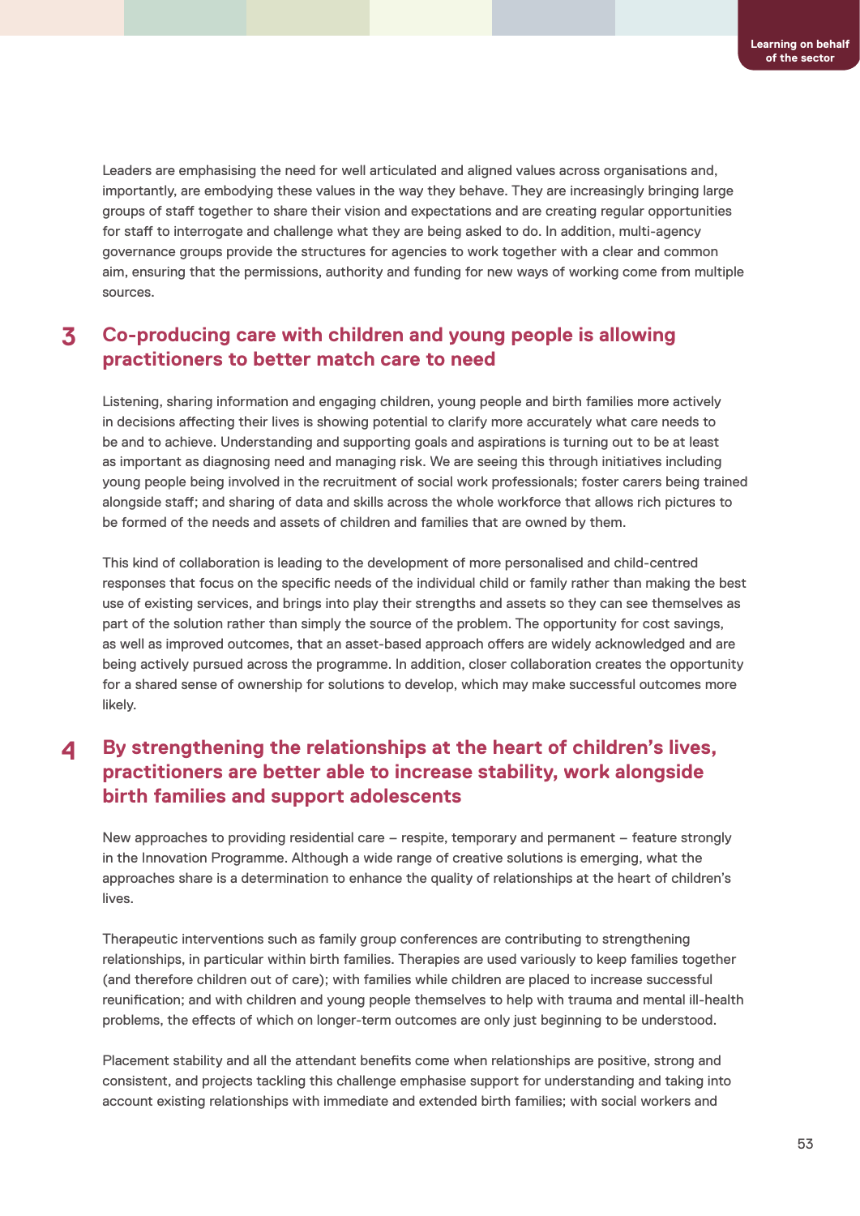Leaders are emphasising the need for well articulated and aligned values across organisations and, importantly, are embodying these values in the way they behave. They are increasingly bringing large groups of staff together to share their vision and expectations and are creating regular opportunities for staff to interrogate and challenge what they are being asked to do. In addition, multi-agency governance groups provide the structures for agencies to work together with a clear and common aim, ensuring that the permissions, authority and funding for new ways of working come from multiple sources.

## 3 Co-producing care with children and young people is allowing practitioners to better match care to need

Listening, sharing information and engaging children, young people and birth families more actively in decisions affecting their lives is showing potential to clarify more accurately what care needs to be and to achieve. Understanding and supporting goals and aspirations is turning out to be at least as important as diagnosing need and managing risk. We are seeing this through initiatives including young people being involved in the recruitment of social work professionals; foster carers being trained alongside staff; and sharing of data and skills across the whole workforce that allows rich pictures to be formed of the needs and assets of children and families that are owned by them.

This kind of collaboration is leading to the development of more personalised and child-centred responses that focus on the specific needs of the individual child or family rather than making the best use of existing services, and brings into play their strengths and assets so they can see themselves as part of the solution rather than simply the source of the problem. The opportunity for cost savings, as well as improved outcomes, that an asset-based approach offers are widely acknowledged and are being actively pursued across the programme. In addition, closer collaboration creates the opportunity for a shared sense of ownership for solutions to develop, which may make successful outcomes more likely.

## 4 By strengthening the relationships at the heart of children's lives, practitioners are better able to increase stability, work alongside birth families and support adolescents

New approaches to providing residential care – respite, temporary and permanent – feature strongly in the Innovation Programme. Although a wide range of creative solutions is emerging, what the approaches share is a determination to enhance the quality of relationships at the heart of children's lives.

Therapeutic interventions such as family group conferences are contributing to strengthening relationships, in particular within birth families. Therapies are used variously to keep families together (and therefore children out of care); with families while children are placed to increase successful reunification; and with children and young people themselves to help with trauma and mental ill-health problems, the effects of which on longer-term outcomes are only just beginning to be understood.

Placement stability and all the attendant benefits come when relationships are positive, strong and consistent, and projects tackling this challenge emphasise support for understanding and taking into account existing relationships with immediate and extended birth families; with social workers and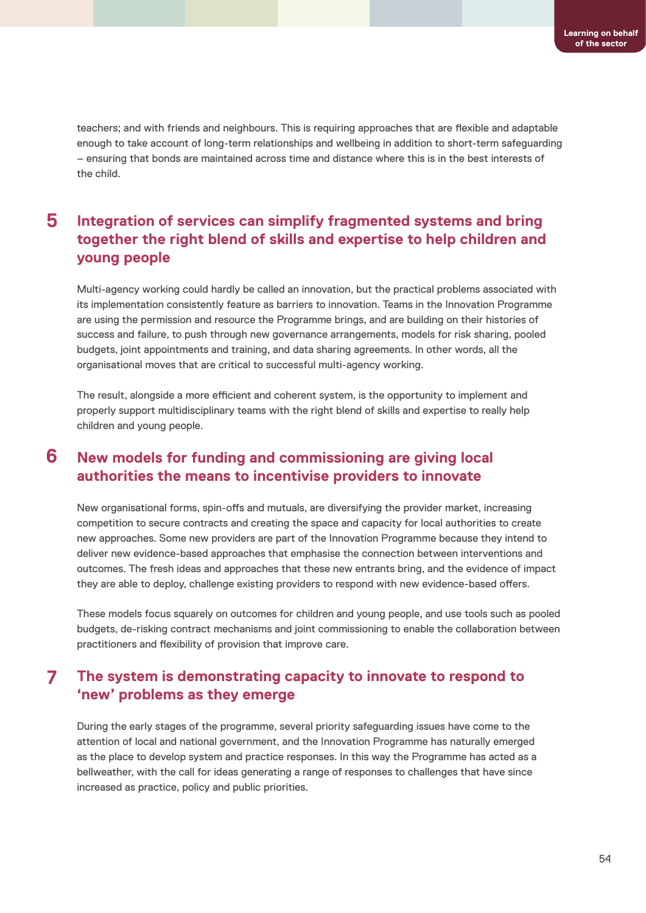teachers; and with friends and neighbours. This is requiring approaches that are flexible and adaptable enough to take account of long-term relationships and wellbeing in addition to short-term safeguarding – ensuring that bonds are maintained across time and distance where this is in the best interests of the child.

## 5 Integration of services can simplify fragmented systems and bring together the right blend of skills and expertise to help children and young people

Multi-agency working could hardly be called an innovation, but the practical problems associated with its implementation consistently feature as barriers to innovation. Teams in the Innovation Programme are using the permission and resource the Programme brings, and are building on their histories of success and failure, to push through new governance arrangements, models for risk sharing, pooled budgets, joint appointments and training, and data sharing agreements. In other words, all the organisational moves that are critical to successful multi-agency working.

The result, alongside a more efficient and coherent system, is the opportunity to implement and properly support multidisciplinary teams with the right blend of skills and expertise to really help children and young people.

## 6 New models for funding and commissioning are giving local authorities the means to incentivise providers to innovate

New organisational forms, spin-offs and mutuals, are diversifying the provider market, increasing competition to secure contracts and creating the space and capacity for local authorities to create new approaches. Some new providers are part of the Innovation Programme because they intend to deliver new evidence-based approaches that emphasise the connection between interventions and outcomes. The fresh ideas and approaches that these new entrants bring, and the evidence of impact they are able to deploy, challenge existing providers to respond with new evidence-based offers.

These models focus squarely on outcomes for children and young people, and use tools such as pooled budgets, de-risking contract mechanisms and joint commissioning to enable the collaboration between practitioners and flexibility of provision that improve care.

## 7 The system is demonstrating capacity to innovate to respond to 'new' problems as they emerge

During the early stages of the programme, several priority safeguarding issues have come to the attention of local and national government, and the Innovation Programme has naturally emerged as the place to develop system and practice responses. In this way the Programme has acted as a bellweather, with the call for ideas generating a range of responses to challenges that have since increased as practice, policy and public priorities.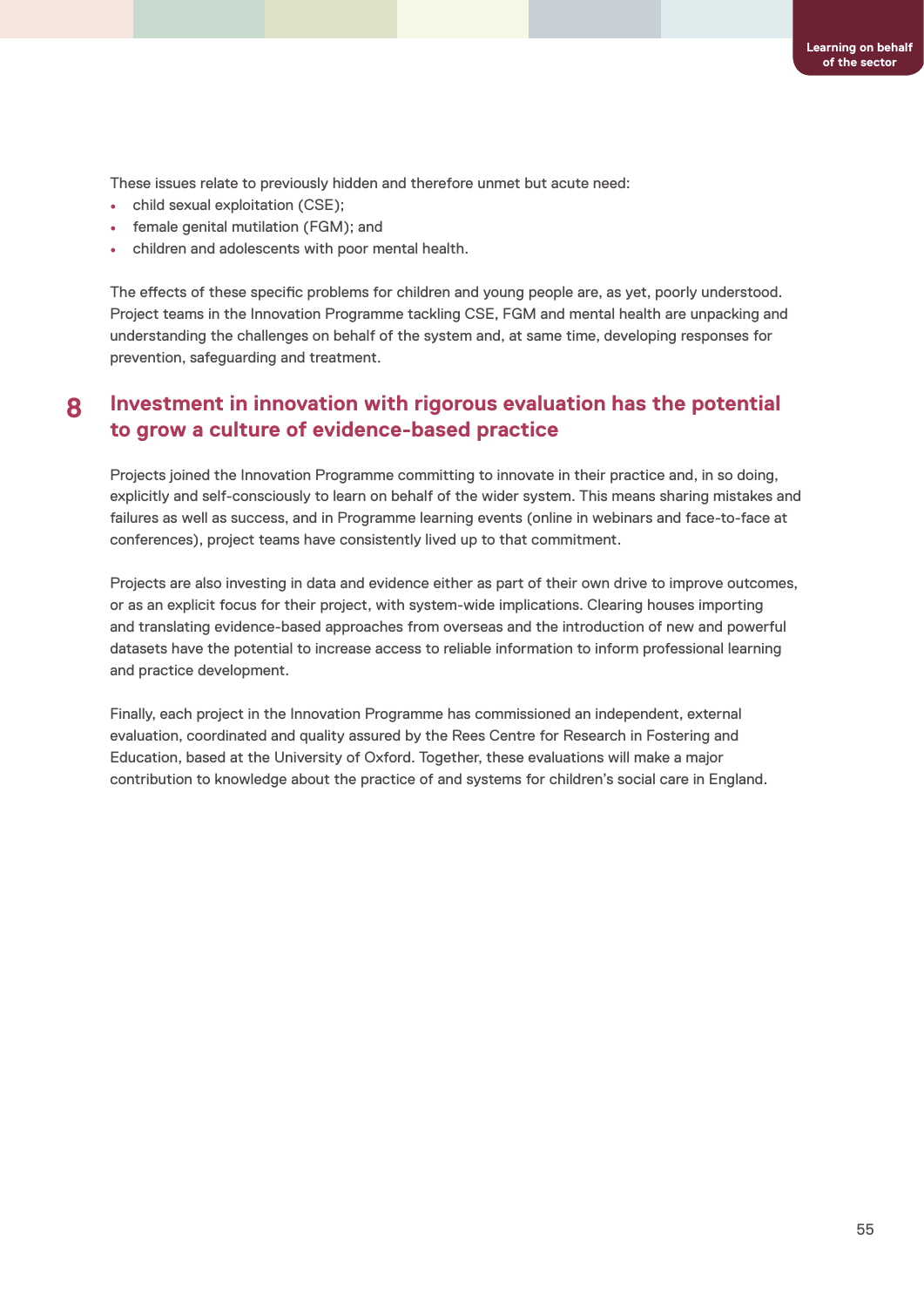These issues relate to previously hidden and therefore unmet but acute need:

- child sexual exploitation (CSE);
- female genital mutilation (FGM); and
- children and adolescents with poor mental health.

The effects of these specific problems for children and young people are, as yet, poorly understood. Project teams in the Innovation Programme tackling CSE, FGM and mental health are unpacking and understanding the challenges on behalf of the system and, at same time, developing responses for prevention, safeguarding and treatment.

## 8 Investment in innovation with rigorous evaluation has the potential to grow a culture of evidence-based practice

Projects joined the Innovation Programme committing to innovate in their practice and, in so doing, explicitly and self-consciously to learn on behalf of the wider system. This means sharing mistakes and failures as well as success, and in Programme learning events (online in webinars and face-to-face at conferences), project teams have consistently lived up to that commitment.

Projects are also investing in data and evidence either as part of their own drive to improve outcomes, or as an explicit focus for their project, with system-wide implications. Clearing houses importing and translating evidence-based approaches from overseas and the introduction of new and powerful datasets have the potential to increase access to reliable information to inform professional learning and practice development.

Finally, each project in the Innovation Programme has commissioned an independent, external evaluation, coordinated and quality assured by the Rees Centre for Research in Fostering and Education, based at the University of Oxford. Together, these evaluations will make a major contribution to knowledge about the practice of and systems for children's social care in England.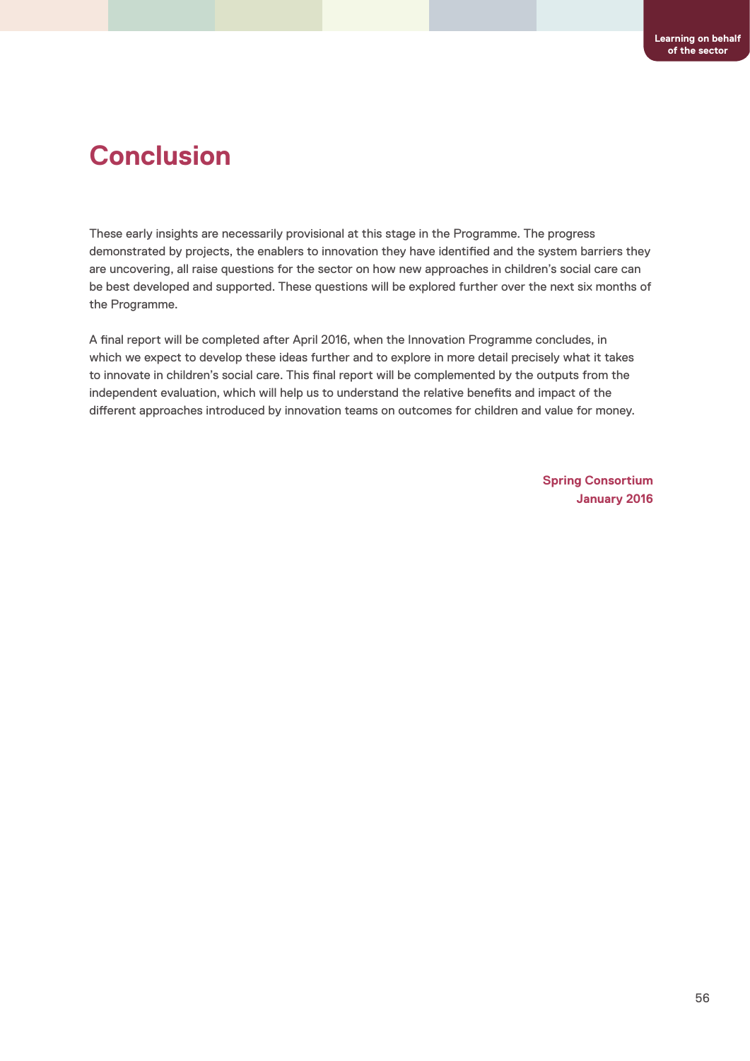# Conclusion

These early insights are necessarily provisional at this stage in the Programme. The progress demonstrated by projects, the enablers to innovation they have identified and the system barriers they are uncovering, all raise questions for the sector on how new approaches in children's social care can be best developed and supported. These questions will be explored further over the next six months of the Programme.

A final report will be completed after April 2016, when the Innovation Programme concludes, in which we expect to develop these ideas further and to explore in more detail precisely what it takes to innovate in children's social care. This final report will be complemented by the outputs from the independent evaluation, which will help us to understand the relative benefits and impact of the different approaches introduced by innovation teams on outcomes for children and value for money.

**Spring Consortium**
**January 2016**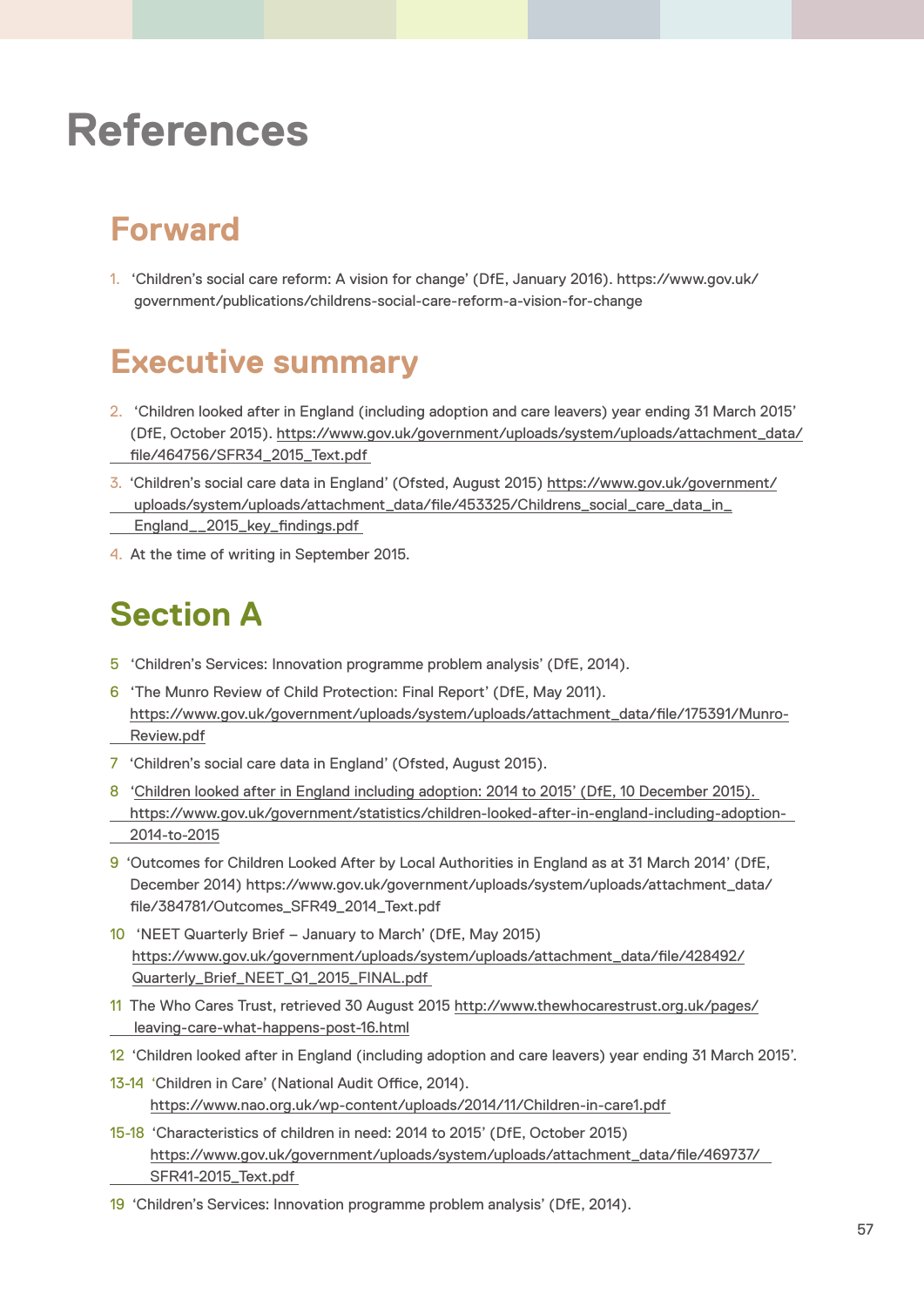# References

## Forward

1. 'Children's social care reform: A vision for change' (DfE, January 2016). https://www.gov.uk/government/publications/childrens-social-care-reform-a-vision-for-change

## Executive summary

2. 'Children looked after in England (including adoption and care leavers) year ending 31 March 2015' (DfE, October 2015). https://www.gov.uk/government/uploads/system/uploads/attachment_data/file/464756/SFR34_2015_Text.pdf
3. 'Children's social care data in England' (Ofsted, August 2015) https://www.gov.uk/government/uploads/system/uploads/attachment_data/file/453325/Childrens_social_care_data_in_England__2015_key_findings.pdf
4. At the time of writing in September 2015.

## Section A

5. 'Children's Services: Innovation programme problem analysis' (DfE, 2014).
6. 'The Munro Review of Child Protection: Final Report' (DfE, May 2011). https://www.gov.uk/government/uploads/system/uploads/attachment_data/file/175391/Munro-Review.pdf
7. 'Children's social care data in England' (Ofsted, August 2015).
8. 'Children looked after in England including adoption: 2014 to 2015' (DfE, 10 December 2015). https://www.gov.uk/government/statistics/children-looked-after-in-england-including-adoption-2014-to-2015
9. 'Outcomes for Children Looked After by Local Authorities in England as at 31 March 2014' (DfE, December 2014) https://www.gov.uk/government/uploads/system/uploads/attachment_data/file/384781/Outcomes_SFR49_2014_Text.pdf
10. 'NEET Quarterly Brief – January to March' (DfE, May 2015) https://www.gov.uk/government/uploads/system/uploads/attachment_data/file/428492/Quarterly_Brief_NEET_Q1_2015_FINAL.pdf
11. The Who Cares Trust, retrieved 30 August 2015 http://www.thewhocarestrust.org.uk/pages/leaving-care-what-happens-post-16.html
12. 'Children looked after in England (including adoption and care leavers) year ending 31 March 2015'.

13-14 'Children in Care' (National Audit Office, 2014). https://www.nao.org.uk/wp-content/uploads/2014/11/Children-in-care1.pdf

15-18 'Characteristics of children in need: 2014 to 2015' (DfE, October 2015) https://www.gov.uk/government/uploads/system/uploads/attachment_data/file/469737/SFR41-2015_Text.pdf

19 'Children's Services: Innovation programme problem analysis' (DfE, 2014).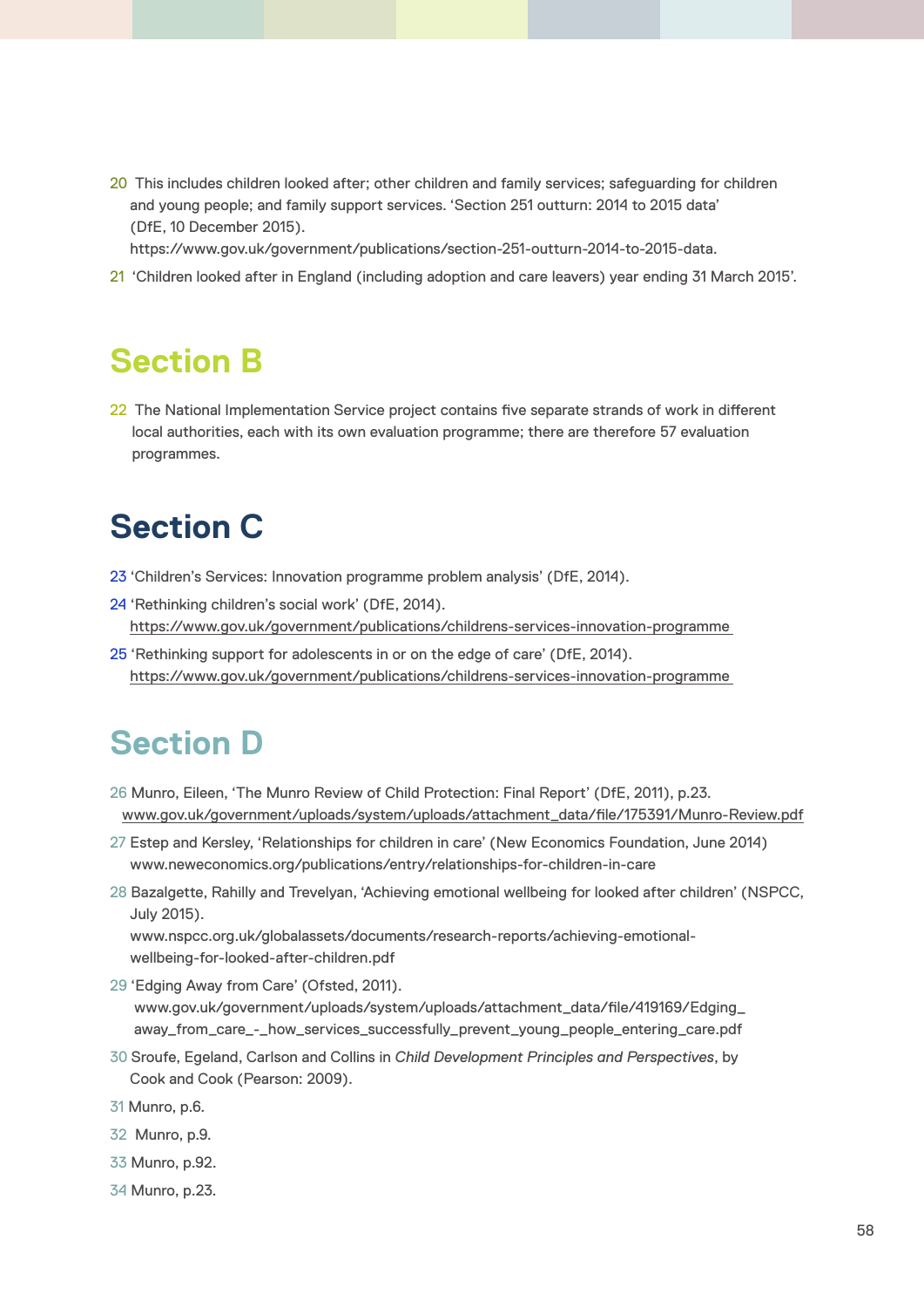20 This includes children looked after; other children and family services; safeguarding for children and young people; and family support services. 'Section 251 outturn: 2014 to 2015 data' (DfE, 10 December 2015). https://www.gov.uk/government/publications/section-251-outturn-2014-to-2015-data.

21 'Children looked after in England (including adoption and care leavers) year ending 31 March 2015'.

## Section B

22 The National Implementation Service project contains five separate strands of work in different local authorities, each with its own evaluation programme; there are therefore 57 evaluation programmes.

## Section C

23 'Children's Services: Innovation programme problem analysis' (DfE, 2014).

24 'Rethinking children's social work' (DfE, 2014). https://www.gov.uk/government/publications/childrens-services-innovation-programme

25 'Rethinking support for adolescents in or on the edge of care' (DfE, 2014). https://www.gov.uk/government/publications/childrens-services-innovation-programme

## Section D

26 Munro, Eileen, 'The Munro Review of Child Protection: Final Report' (DfE, 2011), p.23. www.gov.uk/government/uploads/system/uploads/attachment_data/file/175391/Munro-Review.pdf

27 Estep and Kersley, 'Relationships for children in care' (New Economics Foundation, June 2014) www.neweconomics.org/publications/entry/relationships-for-children-in-care

28 Bazalgette, Rahilly and Trevelyan, 'Achieving emotional wellbeing for looked after children' (NSPCC, July 2015). www.nspcc.org.uk/globalassets/documents/research-reports/achieving-emotional-wellbeing-for-looked-after-children.pdf

29 'Edging Away from Care' (Ofsted, 2011). www.gov.uk/government/uploads/system/uploads/attachment_data/file/419169/Edging_away_from_care_-_how_services_successfully_prevent_young_people_entering_care.pdf

30 Sroufe, Egeland, Carlson and Collins in *Child Development Principles and Perspectives*, by Cook and Cook (Pearson: 2009).

31 Munro, p.6.

32 Munro, p.9.

33 Munro, p.92.

34 Munro, p.23.